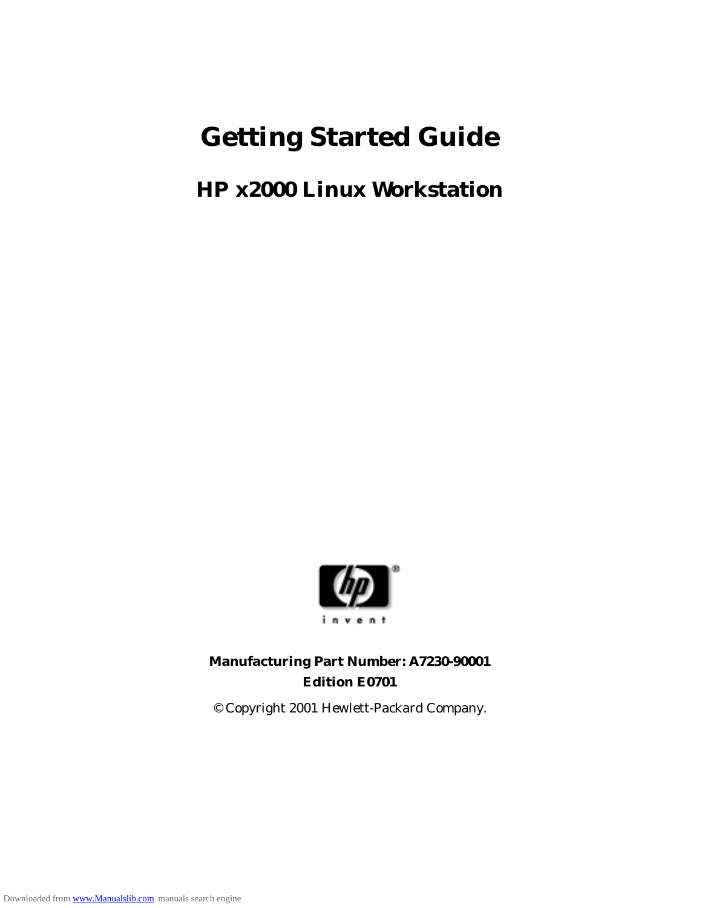# Getting Started Guide

## HP x2000 Linux Workstation

**Manufacturing Part Number: A7230-90001**

**Edition E0701**

© Copyright 2001 Hewlett-Packard Company.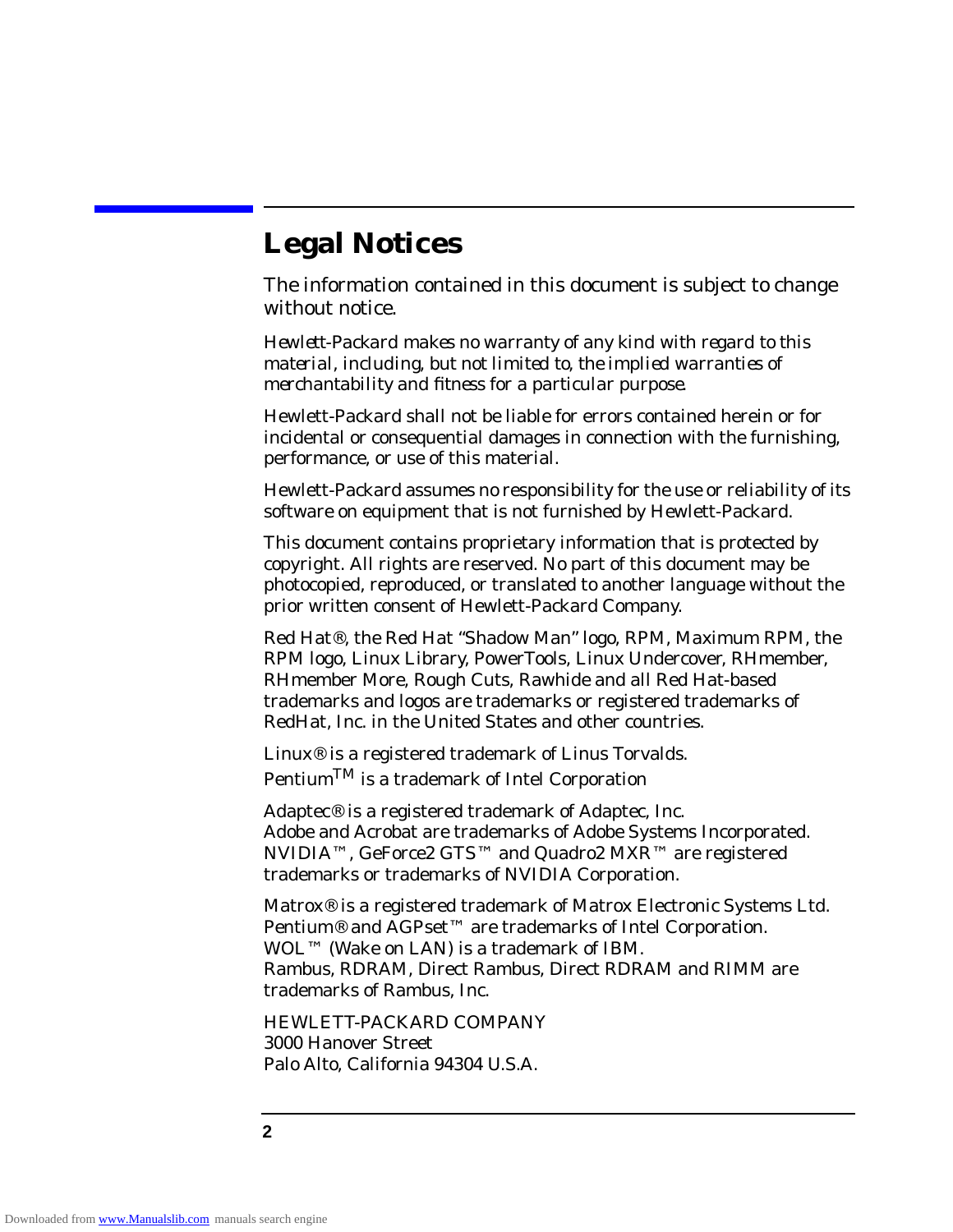# Legal Notices

The information contained in this document is subject to change without notice.

Hewlett-Packard makes no warranty of any kind with regard to this material, including, but not limited to, the implied warranties of merchantability and fitness for a particular purpose.

Hewlett-Packard shall not be liable for errors contained herein or for incidental or consequential damages in connection with the furnishing, performance, or use of this material.

Hewlett-Packard assumes no responsibility for the use or reliability of its software on equipment that is not furnished by Hewlett-Packard.

This document contains proprietary information that is protected by copyright. All rights are reserved. No part of this document may be photocopied, reproduced, or translated to another language without the prior written consent of Hewlett-Packard Company.

Red Hat®, the Red Hat "Shadow Man" logo, RPM, Maximum RPM, the RPM logo, Linux Library, PowerTools, Linux Undercover, RHmember, RHmember More, Rough Cuts, Rawhide and all Red Hat-based trademarks and logos are trademarks or registered trademarks of RedHat, Inc. in the United States and other countries.

Linux® is a registered trademark of Linus Torvalds.
Pentium™ is a trademark of Intel Corporation

Adaptec® is a registered trademark of Adaptec, Inc.
Adobe and Acrobat are trademarks of Adobe Systems Incorporated.
NVIDIA™, GeForce2 GTS™ and Quadro2 MXR™ are registered trademarks or trademarks of NVIDIA Corporation.

Matrox® is a registered trademark of Matrox Electronic Systems Ltd.
Pentium® and AGPset™ are trademarks of Intel Corporation.
WOL™ (Wake on LAN) is a trademark of IBM.
Rambus, RDRAM, Direct Rambus, Direct RDRAM and RIMM are trademarks of Rambus, Inc.

HEWLETT-PACKARD COMPANY
3000 Hanover Street
Palo Alto, California 94304 U.S.A.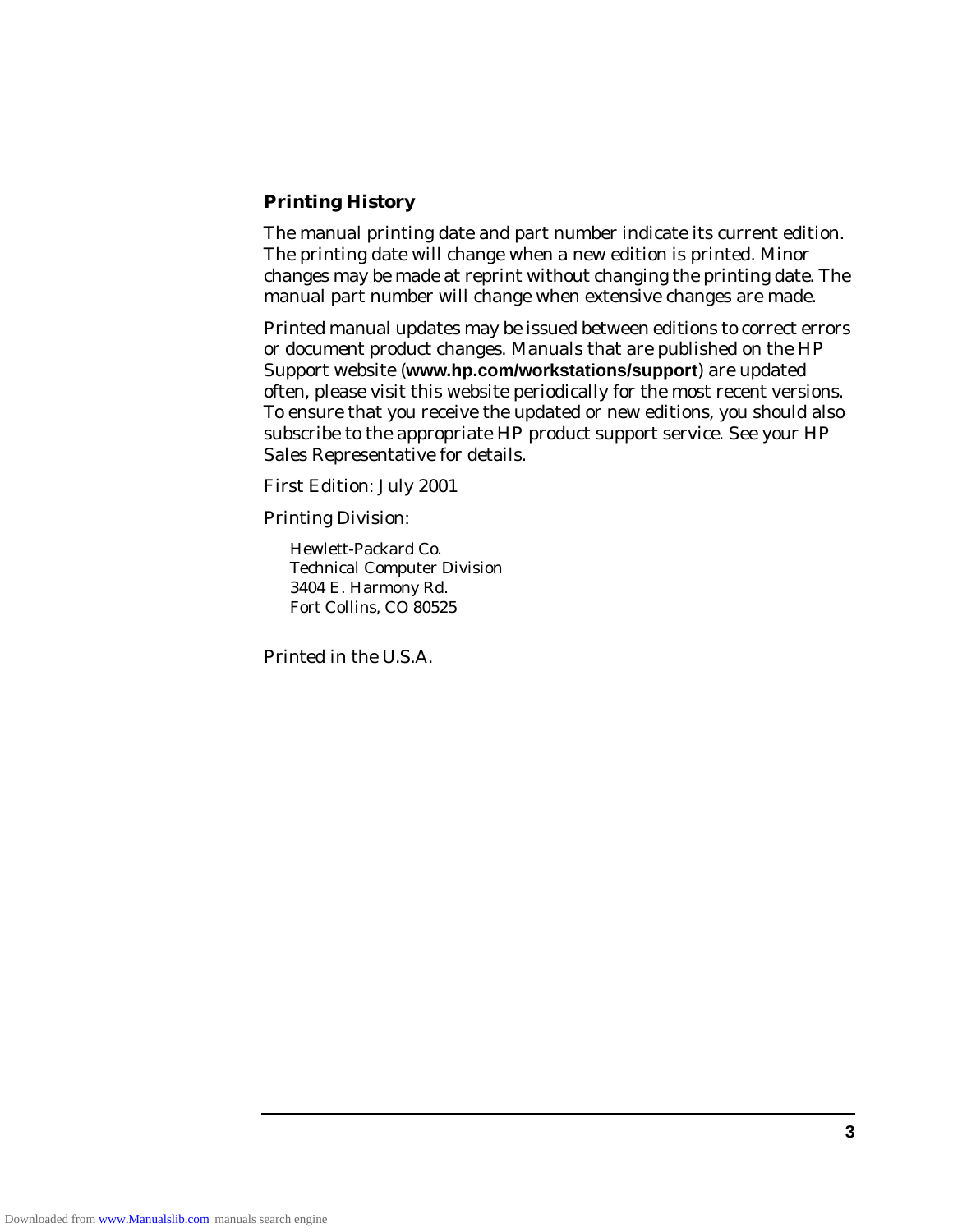## Printing History

The manual printing date and part number indicate its current edition. The printing date will change when a new edition is printed. Minor changes may be made at reprint without changing the printing date. The manual part number will change when extensive changes are made.

Printed manual updates may be issued between editions to correct errors or document product changes. Manuals that are published on the HP Support website (**www.hp.com/workstations/support**) are updated often, please visit this website periodically for the most recent versions. To ensure that you receive the updated or new editions, you should also subscribe to the appropriate HP product support service. See your HP Sales Representative for details.

First Edition: July 2001

Printing Division:

Hewlett-Packard Co.
Technical Computer Division
3404 E. Harmony Rd.
Fort Collins, CO 80525

Printed in the U.S.A.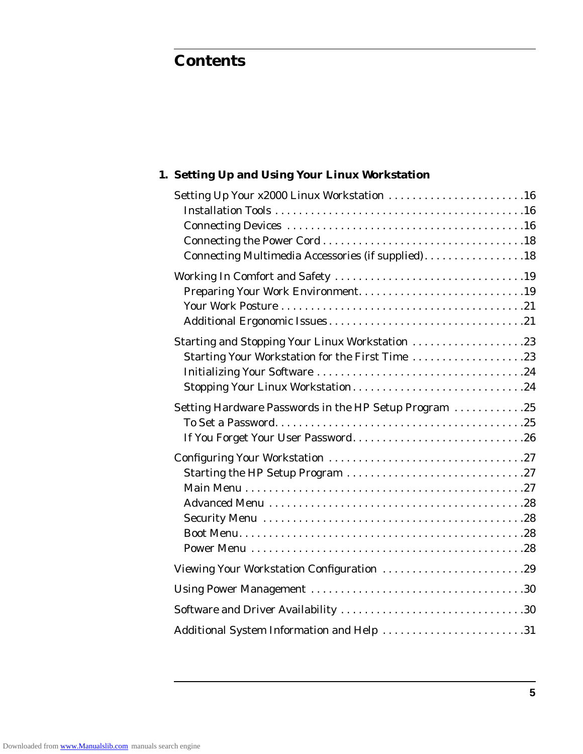# Contents

## 1. Setting Up and Using Your Linux Workstation

- Setting Up Your x2000 Linux Workstation . . . . . . . . . . . . . . . . . . . . . . . 16
  - Installation Tools . . . . . . . . . . . . . . . . . . . . . . . . . . . . . . . . . . . . . . . . . . 16
  - Connecting Devices . . . . . . . . . . . . . . . . . . . . . . . . . . . . . . . . . . . . . . . 16
  - Connecting the Power Cord . . . . . . . . . . . . . . . . . . . . . . . . . . . . . . . . . 18
  - Connecting Multimedia Accessories (if supplied) . . . . . . . . . . . . . . . . . 18
- Working In Comfort and Safety . . . . . . . . . . . . . . . . . . . . . . . . . . . . . . . 19
  - Preparing Your Work Environment . . . . . . . . . . . . . . . . . . . . . . . . . . . 19
  - Your Work Posture . . . . . . . . . . . . . . . . . . . . . . . . . . . . . . . . . . . . . . . . 21
  - Additional Ergonomic Issues . . . . . . . . . . . . . . . . . . . . . . . . . . . . . . . . 21
- Starting and Stopping Your Linux Workstation . . . . . . . . . . . . . . . . . . . 23
  - Starting Your Workstation for the First Time . . . . . . . . . . . . . . . . . . . 23
  - Initializing Your Software . . . . . . . . . . . . . . . . . . . . . . . . . . . . . . . . . . 24
  - Stopping Your Linux Workstation . . . . . . . . . . . . . . . . . . . . . . . . . . . . 24
- Setting Hardware Passwords in the HP Setup Program . . . . . . . . . . . . 25
  - To Set a Password . . . . . . . . . . . . . . . . . . . . . . . . . . . . . . . . . . . . . . . . . 25
  - If You Forget Your User Password . . . . . . . . . . . . . . . . . . . . . . . . . . . . 26
- Configuring Your Workstation . . . . . . . . . . . . . . . . . . . . . . . . . . . . . . . . 27
  - Starting the HP Setup Program . . . . . . . . . . . . . . . . . . . . . . . . . . . . . 27
  - Main Menu . . . . . . . . . . . . . . . . . . . . . . . . . . . . . . . . . . . . . . . . . . . . . . 27
  - Advanced Menu . . . . . . . . . . . . . . . . . . . . . . . . . . . . . . . . . . . . . . . . . . 28
  - Security Menu . . . . . . . . . . . . . . . . . . . . . . . . . . . . . . . . . . . . . . . . . . . 28
  - Boot Menu . . . . . . . . . . . . . . . . . . . . . . . . . . . . . . . . . . . . . . . . . . . . . . 28
  - Power Menu . . . . . . . . . . . . . . . . . . . . . . . . . . . . . . . . . . . . . . . . . . . . . 28
- Viewing Your Workstation Configuration . . . . . . . . . . . . . . . . . . . . . . . 29
- Using Power Management . . . . . . . . . . . . . . . . . . . . . . . . . . . . . . . . . . . 30
- Software and Driver Availability . . . . . . . . . . . . . . . . . . . . . . . . . . . . . . 30
- Additional System Information and Help . . . . . . . . . . . . . . . . . . . . . . . 31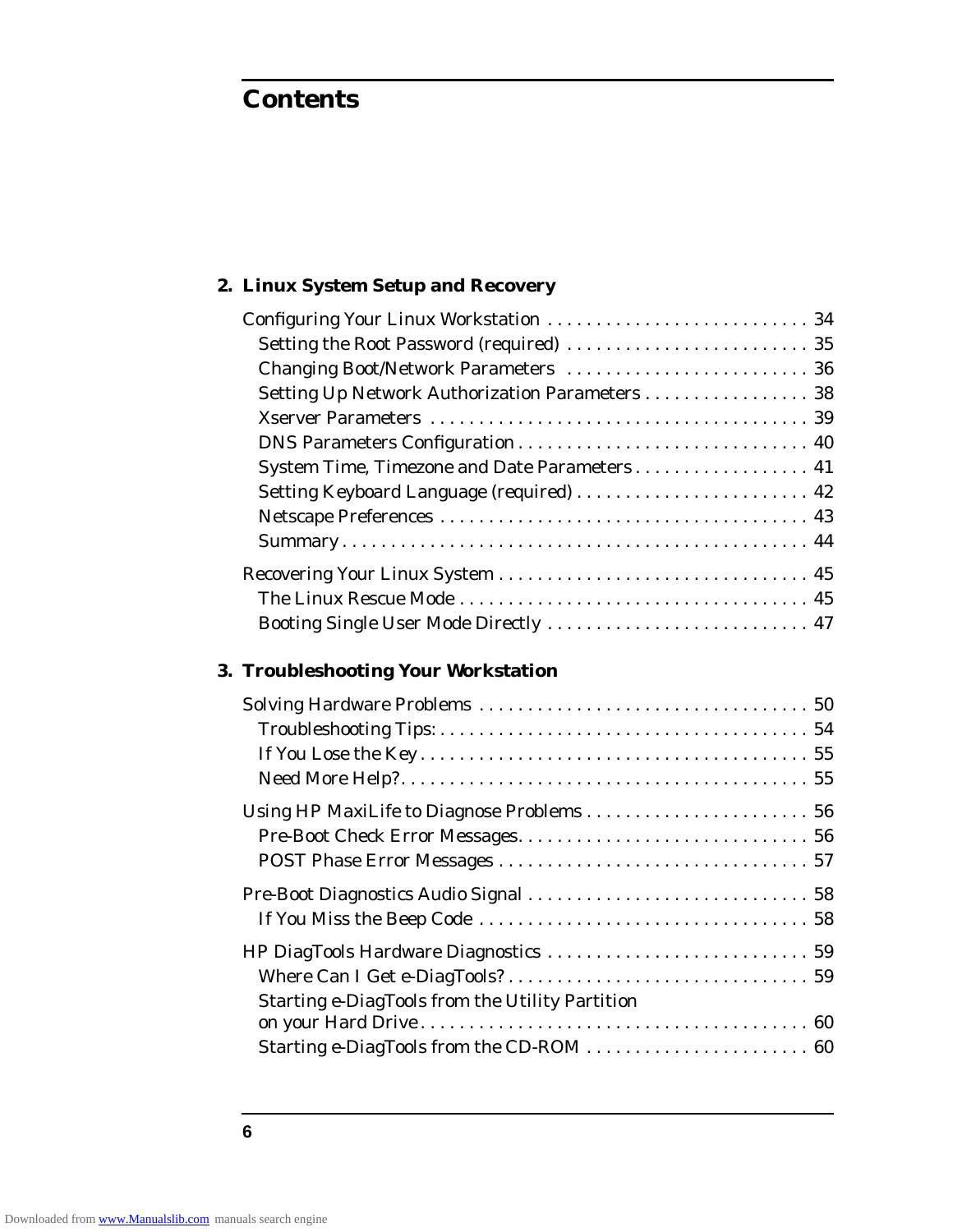# Contents

## 2. Linux System Setup and Recovery

Configuring Your Linux Workstation . . . . . . . . . . . . . . . . . . . . . . . . . . . 34
- Setting the Root Password (required) . . . . . . . . . . . . . . . . . . . . . . . . . 35
- Changing Boot/Network Parameters . . . . . . . . . . . . . . . . . . . . . . . . . 36
- Setting Up Network Authorization Parameters . . . . . . . . . . . . . . . . . 38
- Xserver Parameters . . . . . . . . . . . . . . . . . . . . . . . . . . . . . . . . . . . . . 39
- DNS Parameters Configuration . . . . . . . . . . . . . . . . . . . . . . . . . . . . . 40
- System Time, Timezone and Date Parameters . . . . . . . . . . . . . . . . . . 41
- Setting Keyboard Language (required) . . . . . . . . . . . . . . . . . . . . . . . . 42
- Netscape Preferences . . . . . . . . . . . . . . . . . . . . . . . . . . . . . . . . . . . . 43
- Summary . . . . . . . . . . . . . . . . . . . . . . . . . . . . . . . . . . . . . . . . . . . . . . 44

Recovering Your Linux System . . . . . . . . . . . . . . . . . . . . . . . . . . . . . . . 45
- The Linux Rescue Mode . . . . . . . . . . . . . . . . . . . . . . . . . . . . . . . . . . . 45
- Booting Single User Mode Directly . . . . . . . . . . . . . . . . . . . . . . . . . . 47

## 3. Troubleshooting Your Workstation

Solving Hardware Problems . . . . . . . . . . . . . . . . . . . . . . . . . . . . . . . . . 50
- Troubleshooting Tips: . . . . . . . . . . . . . . . . . . . . . . . . . . . . . . . . . . . . 54
- If You Lose the Key . . . . . . . . . . . . . . . . . . . . . . . . . . . . . . . . . . . . . . 55
- Need More Help? . . . . . . . . . . . . . . . . . . . . . . . . . . . . . . . . . . . . . . . . 55

Using HP MaxiLife to Diagnose Problems . . . . . . . . . . . . . . . . . . . . . . . 56
- Pre-Boot Check Error Messages. . . . . . . . . . . . . . . . . . . . . . . . . . . . . 56
- POST Phase Error Messages . . . . . . . . . . . . . . . . . . . . . . . . . . . . . . . 57

Pre-Boot Diagnostics Audio Signal . . . . . . . . . . . . . . . . . . . . . . . . . . . . 58
- If You Miss the Beep Code . . . . . . . . . . . . . . . . . . . . . . . . . . . . . . . . . 58

HP DiagTools Hardware Diagnostics . . . . . . . . . . . . . . . . . . . . . . . . . . . 59
- Where Can I Get e-DiagTools? . . . . . . . . . . . . . . . . . . . . . . . . . . . . . . 59
- Starting e-DiagTools from the Utility Partition on your Hard Drive . . . . . . . . . . . . . . . . . . . . . . . . . . . . . . . . . . . . . . . 60
- Starting e-DiagTools from the CD-ROM . . . . . . . . . . . . . . . . . . . . . . . 60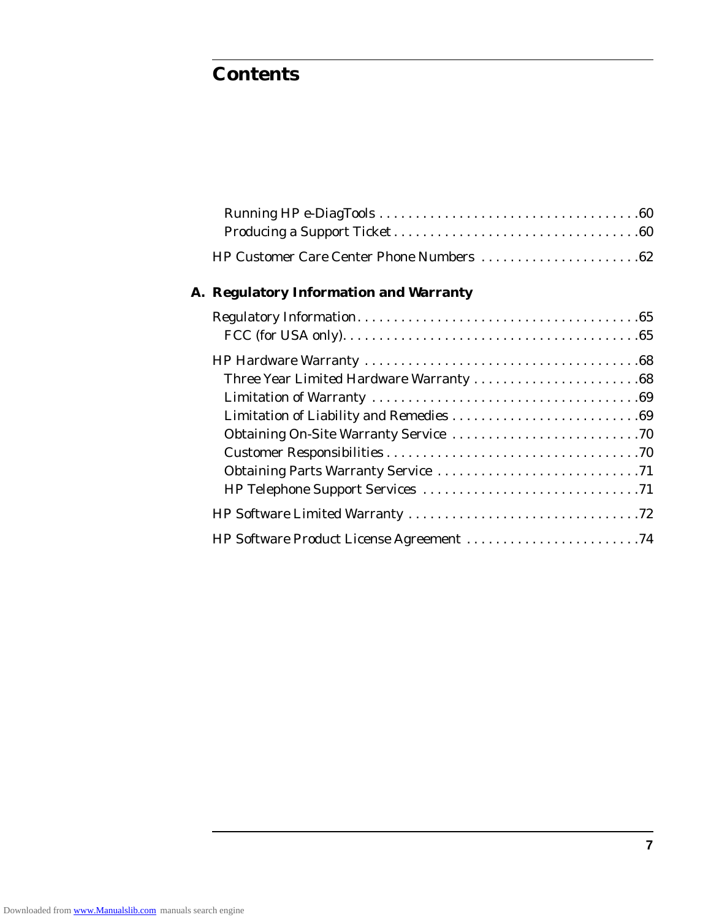# Contents

Running HP e-DiagTools . . . . . . . . . . . . . . . . . . . . . . . . . . . . . . . . . . . .60
Producing a Support Ticket . . . . . . . . . . . . . . . . . . . . . . . . . . . . . . . . . .60

HP Customer Care Center Phone Numbers . . . . . . . . . . . . . . . . . . . . . .62

## A. Regulatory Information and Warranty

Regulatory Information . . . . . . . . . . . . . . . . . . . . . . . . . . . . . . . . . . . . . . .65
FCC (for USA only). . . . . . . . . . . . . . . . . . . . . . . . . . . . . . . . . . . . . . . . .65

HP Hardware Warranty . . . . . . . . . . . . . . . . . . . . . . . . . . . . . . . . . . . . .68
Three Year Limited Hardware Warranty . . . . . . . . . . . . . . . . . . . . . . .68
Limitation of Warranty . . . . . . . . . . . . . . . . . . . . . . . . . . . . . . . . . . . .69
Limitation of Liability and Remedies . . . . . . . . . . . . . . . . . . . . . . . . . .69
Obtaining On-Site Warranty Service . . . . . . . . . . . . . . . . . . . . . . . . . .70
Customer Responsibilities . . . . . . . . . . . . . . . . . . . . . . . . . . . . . . . . . .70
Obtaining Parts Warranty Service . . . . . . . . . . . . . . . . . . . . . . . . . . . .71
HP Telephone Support Services . . . . . . . . . . . . . . . . . . . . . . . . . . . . .71

HP Software Limited Warranty . . . . . . . . . . . . . . . . . . . . . . . . . . . . . . . .72

HP Software Product License Agreement . . . . . . . . . . . . . . . . . . . . . . . .74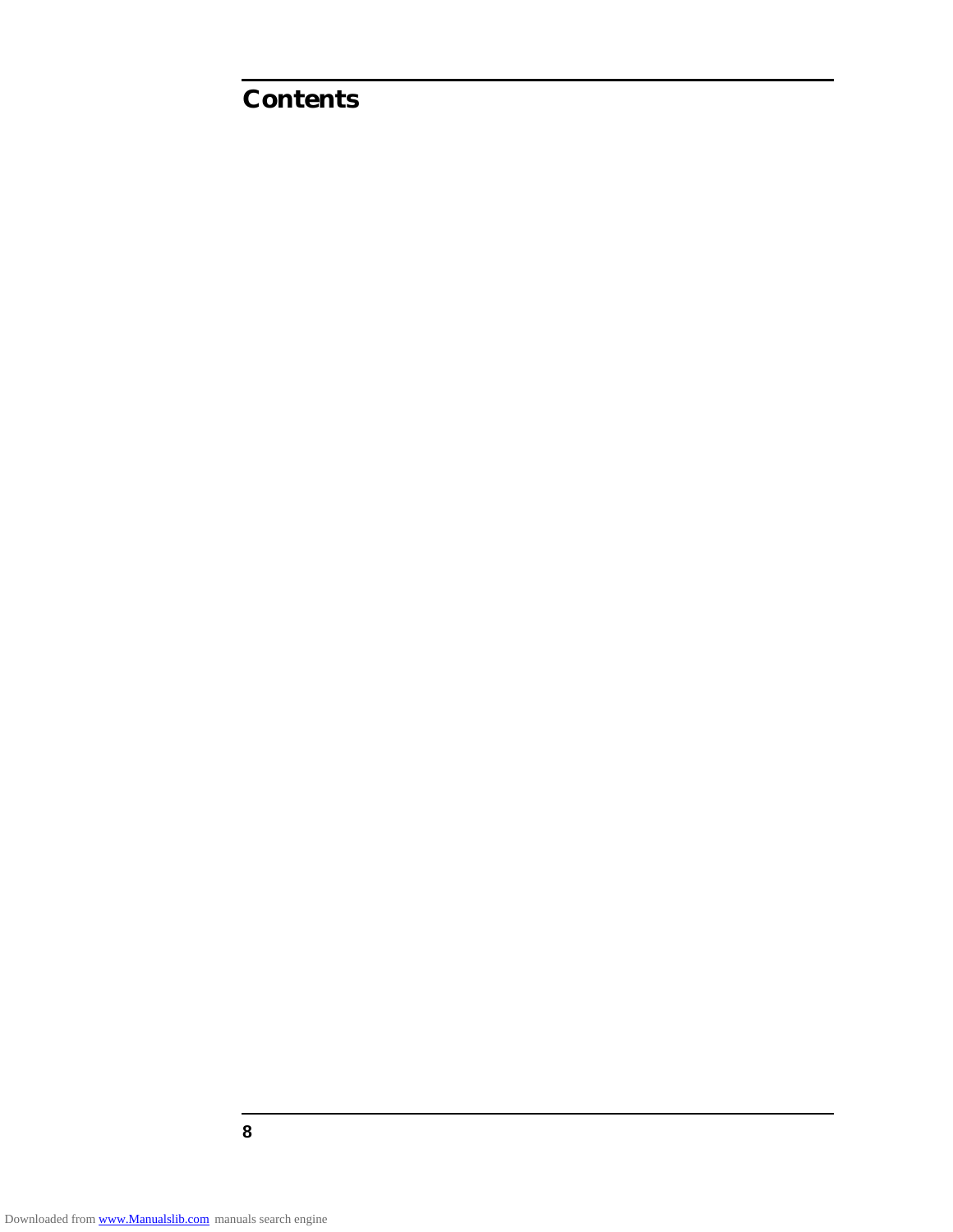# Contents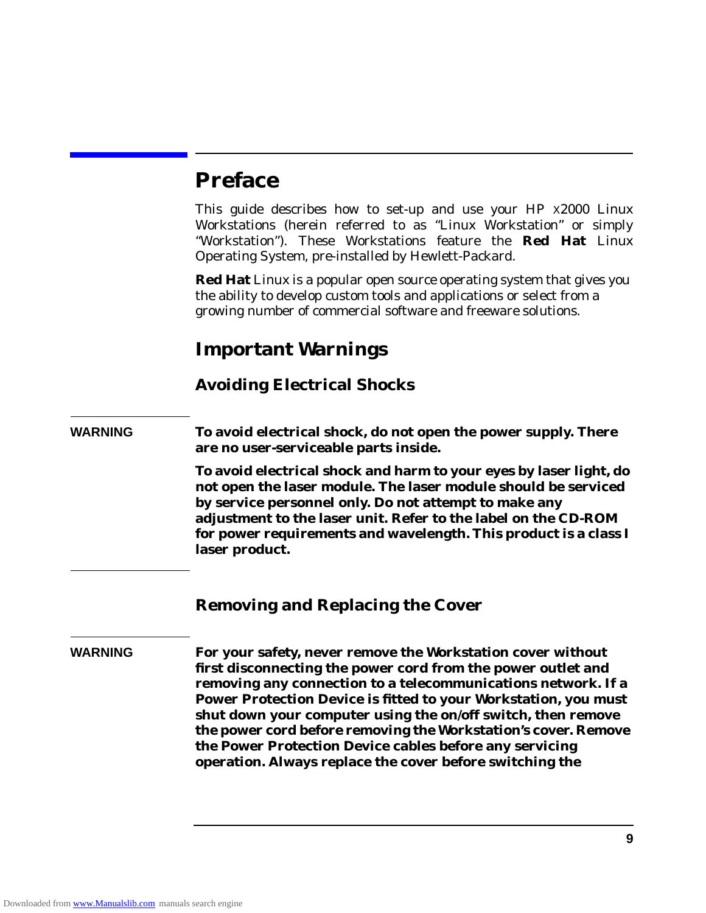# Preface

This guide describes how to set-up and use your HP x2000 Linux Workstations (herein referred to as "Linux Workstation" or simply "Workstation"). These Workstations feature the **Red Hat** Linux Operating System, pre-installed by Hewlett-Packard.

**Red Hat** Linux is a popular open source operating system that gives you the ability to develop custom tools and applications or select from a growing number of commercial software and freeware solutions.

## Important Warnings

### Avoiding Electrical Shocks

**WARNING** **To avoid electrical shock, do not open the power supply. There are no user-serviceable parts inside.**

**To avoid electrical shock and harm to your eyes by laser light, do not open the laser module. The laser module should be serviced by service personnel only. Do not attempt to make any adjustment to the laser unit. Refer to the label on the CD-ROM for power requirements and wavelength. This product is a class I laser product.**

### Removing and Replacing the Cover

**WARNING** **For your safety, never remove the Workstation cover without first disconnecting the power cord from the power outlet and removing any connection to a telecommunications network. If a Power Protection Device is fitted to your Workstation, you must shut down your computer using the on/off switch, then remove the power cord before removing the Workstation's cover. Remove the Power Protection Device cables before any servicing operation. Always replace the cover before switching the**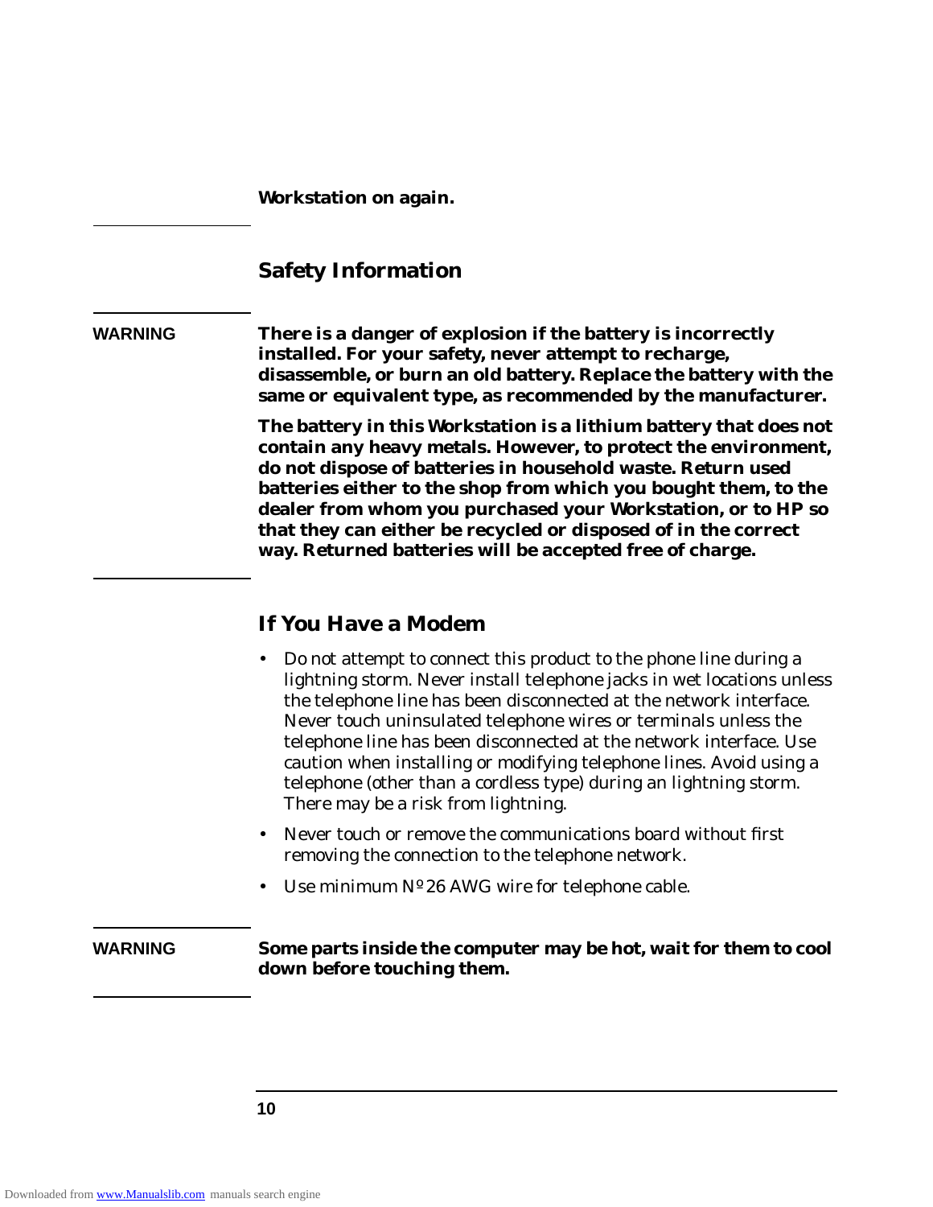**Workstation on again.**

## Safety Information

**WARNING** **There is a danger of explosion if the battery is incorrectly installed. For your safety, never attempt to recharge, disassemble, or burn an old battery. Replace the battery with the same or equivalent type, as recommended by the manufacturer.**

**The battery in this Workstation is a lithium battery that does not contain any heavy metals. However, to protect the environment, do not dispose of batteries in household waste. Return used batteries either to the shop from which you bought them, to the dealer from whom you purchased your Workstation, or to HP so that they can either be recycled or disposed of in the correct way. Returned batteries will be accepted free of charge.**

## If You Have a Modem

- Do not attempt to connect this product to the phone line during a lightning storm. Never install telephone jacks in wet locations unless the telephone line has been disconnected at the network interface. Never touch uninsulated telephone wires or terminals unless the telephone line has been disconnected at the network interface. Use caution when installing or modifying telephone lines. Avoid using a telephone (other than a cordless type) during an lightning storm. There may be a risk from lightning.
- Never touch or remove the communications board without first removing the connection to the telephone network.
- Use minimum Nº 26 AWG wire for telephone cable.

**WARNING** **Some parts inside the computer may be hot, wait for them to cool down before touching them.**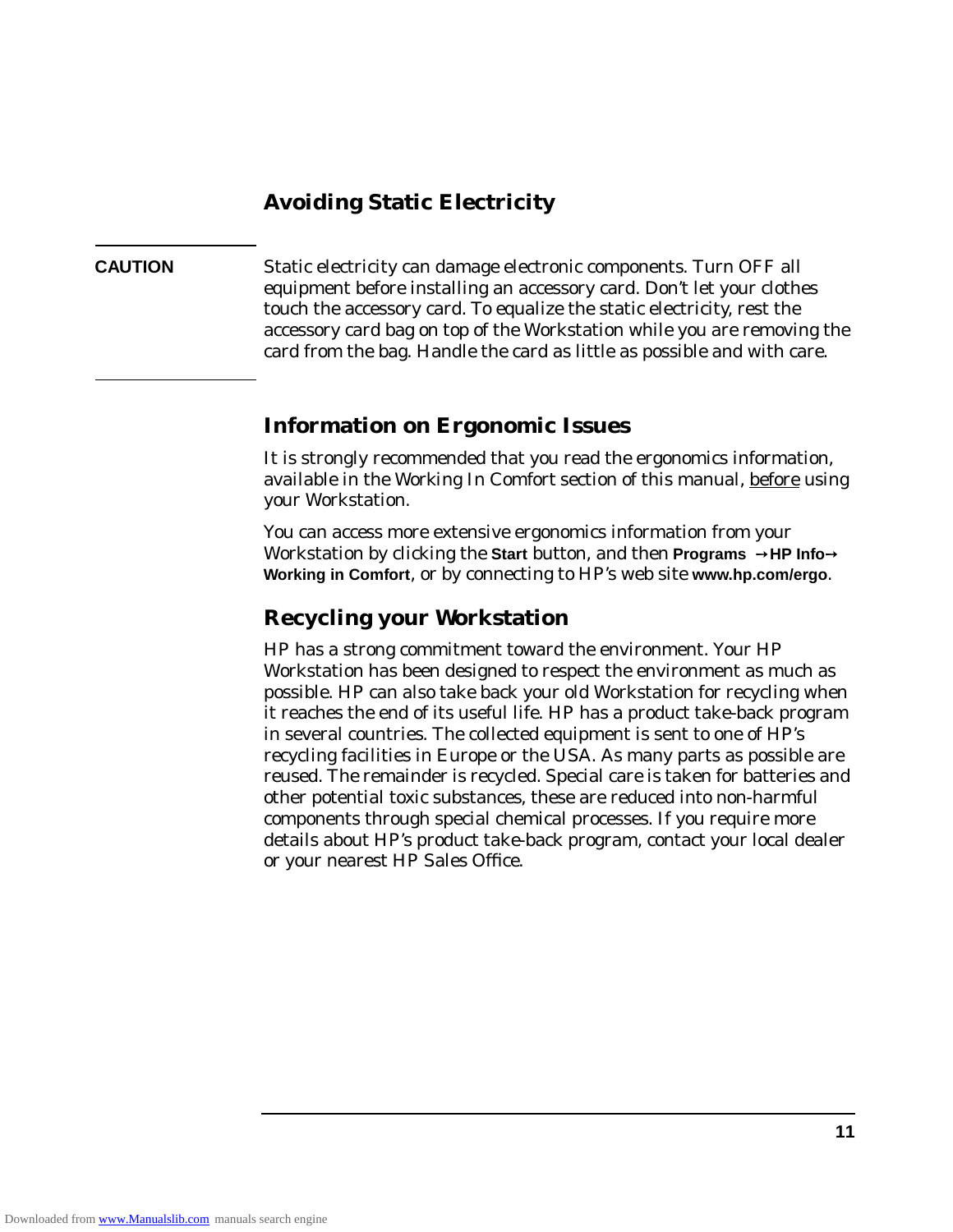## Avoiding Static Electricity

**CAUTION** Static electricity can damage electronic components. Turn OFF all equipment before installing an accessory card. Don't let your clothes touch the accessory card. To equalize the static electricity, rest the accessory card bag on top of the Workstation while you are removing the card from the bag. Handle the card as little as possible and with care.

## Information on Ergonomic Issues

It is strongly recommended that you read the ergonomics information, available in the Working In Comfort section of this manual, before using your Workstation.

You can access more extensive ergonomics information from your Workstation by clicking the **Start** button, and then **Programs** → **HP Info** → **Working in Comfort**, or by connecting to HP's web site **www.hp.com/ergo**.

## Recycling your Workstation

HP has a strong commitment toward the environment. Your HP Workstation has been designed to respect the environment as much as possible. HP can also take back your old Workstation for recycling when it reaches the end of its useful life. HP has a product take-back program in several countries. The collected equipment is sent to one of HP's recycling facilities in Europe or the USA. As many parts as possible are reused. The remainder is recycled. Special care is taken for batteries and other potential toxic substances, these are reduced into non-harmful components through special chemical processes. If you require more details about HP's product take-back program, contact your local dealer or your nearest HP Sales Office.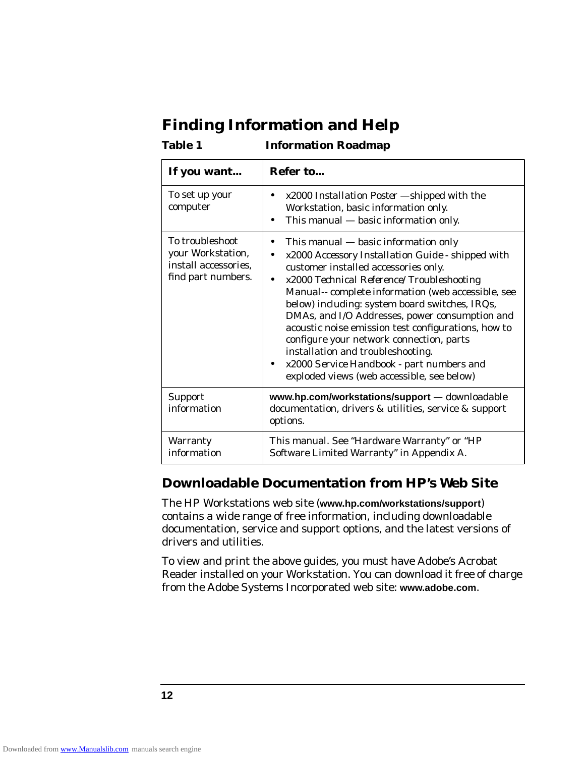# Finding Information and Help

**Table 1 Information Roadmap**

| **If you want...** | **Refer to...** |
|---|---|
| To set up your computer | • *x2000 Installation Poster* —shipped with the Workstation, basic information only.<br>• This manual — basic information only. |
| To troubleshoot your Workstation, install accessories, find part numbers. | • This manual — basic information only<br>• *x2000 Accessory Installation Guide* - shipped with customer installed accessories only.<br>• *x2000 Technical Reference/Troubleshooting Manual*-- complete information (web accessible, see below) including: system board switches, IRQs, DMAs, and I/O Addresses, power consumption and acoustic noise emission test configurations, how to configure your network connection, parts installation and troubleshooting.<br>• *x2000 Service Handbook* - part numbers and exploded views (web accessible, see below) |
| Support information | **www.hp.com/workstations/support** — downloadable documentation, drivers & utilities, service & support options. |
| Warranty information | This manual. See "Hardware Warranty" or "HP Software Limited Warranty" in Appendix A. |

## Downloadable Documentation from HP's Web Site

The HP Workstations web site (**www.hp.com/workstations/support**) contains a wide range of free information, including downloadable documentation, service and support options, and the latest versions of drivers and utilities.

To view and print the above guides, you must have Adobe's Acrobat Reader installed on your Workstation. You can download it free of charge from the Adobe Systems Incorporated web site: **www.adobe.com**.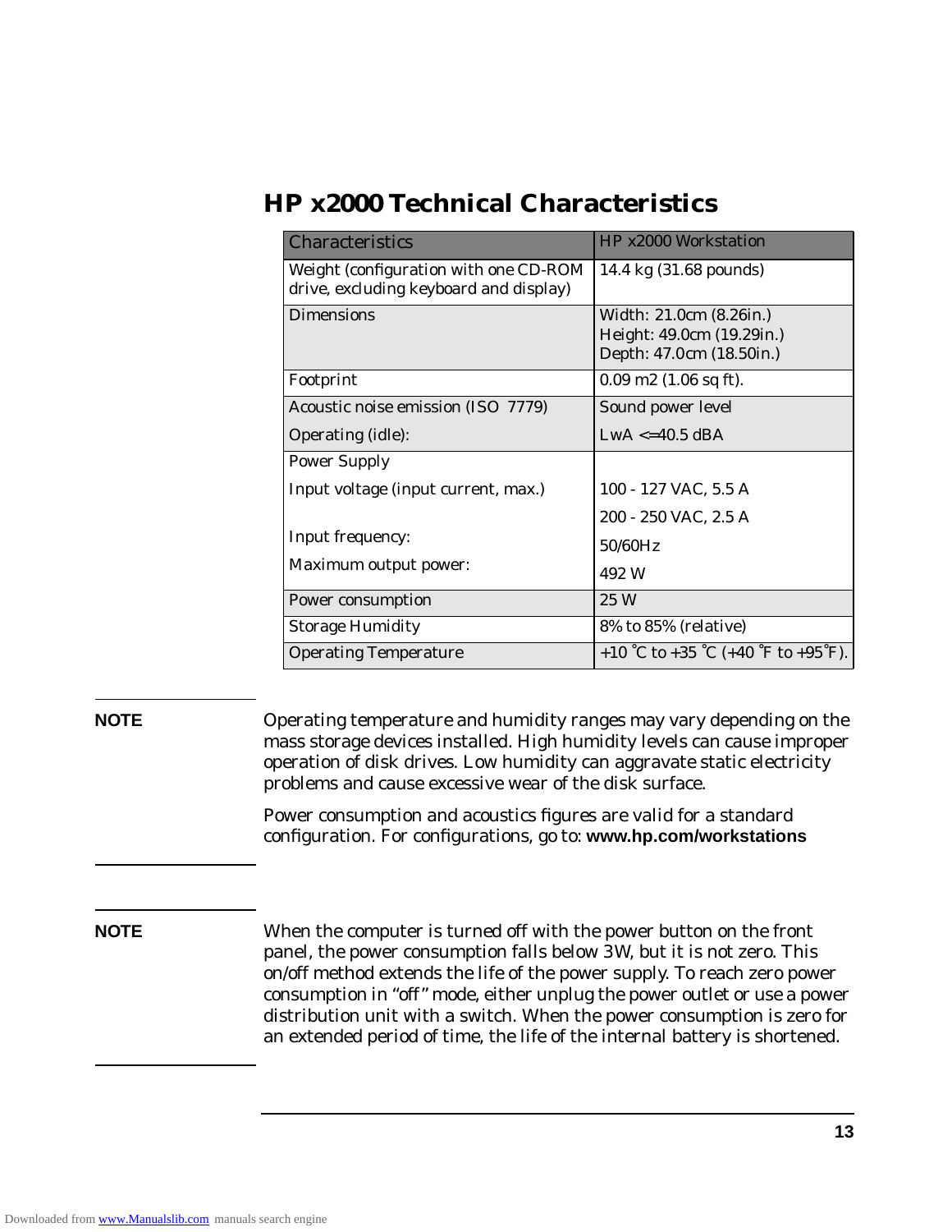# HP x2000 Technical Characteristics

| Characteristics | HP x2000 Workstation |
|---|---|
| Weight (configuration with one CD-ROM drive, excluding keyboard and display) | 14.4 kg (31.68 pounds) |
| Dimensions | Width: 21.0cm (8.26in.)<br>Height: 49.0cm (19.29in.)<br>Depth: 47.0cm (18.50in.) |
| Footprint | 0.09 m2 (1.06 sq ft). |
| Acoustic noise emission (ISO 7779)<br>Operating (idle): | Sound power level<br>LwA <=40.5 dBA |
| Power Supply<br>Input voltage (input current, max.)<br><br>Input frequency:<br>Maximum output power: | <br>100 - 127 VAC, 5.5 A<br>200 - 250 VAC, 2.5 A<br>50/60Hz<br>492 W |
| Power consumption | 25 W |
| Storage Humidity | 8% to 85% (relative) |
| Operating Temperature | +10 °C to +35 °C (+40 °F to +95°F). |

**NOTE** Operating temperature and humidity ranges may vary depending on the mass storage devices installed. High humidity levels can cause improper operation of disk drives. Low humidity can aggravate static electricity problems and cause excessive wear of the disk surface.

Power consumption and acoustics figures are valid for a standard configuration. For configurations, go to: **www.hp.com/workstations**

**NOTE** When the computer is turned off with the power button on the front panel, the power consumption falls below 3W, but it is not zero. This on/off method extends the life of the power supply. To reach zero power consumption in “off” mode, either unplug the power outlet or use a power distribution unit with a switch. When the power consumption is zero for an extended period of time, the life of the internal battery is shortened.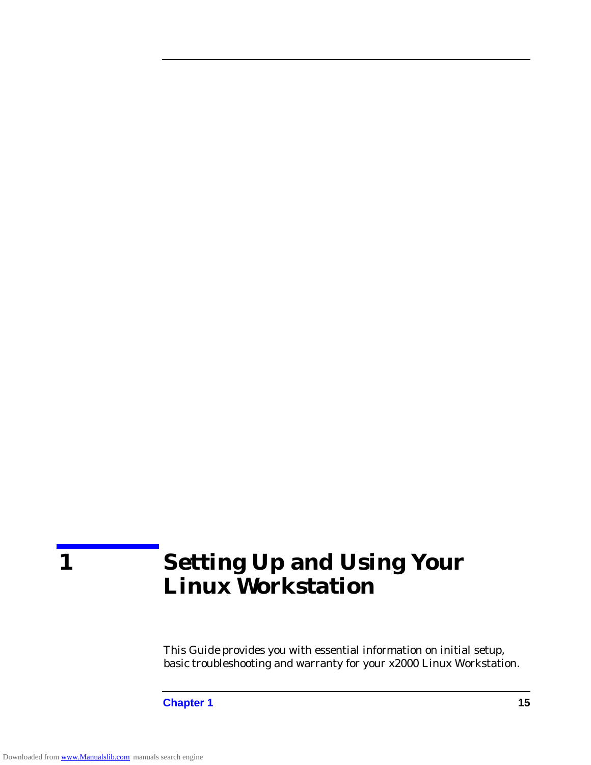# 1 Setting Up and Using Your Linux Workstation

This Guide provides you with essential information on initial setup, basic troubleshooting and warranty for your x2000 Linux Workstation.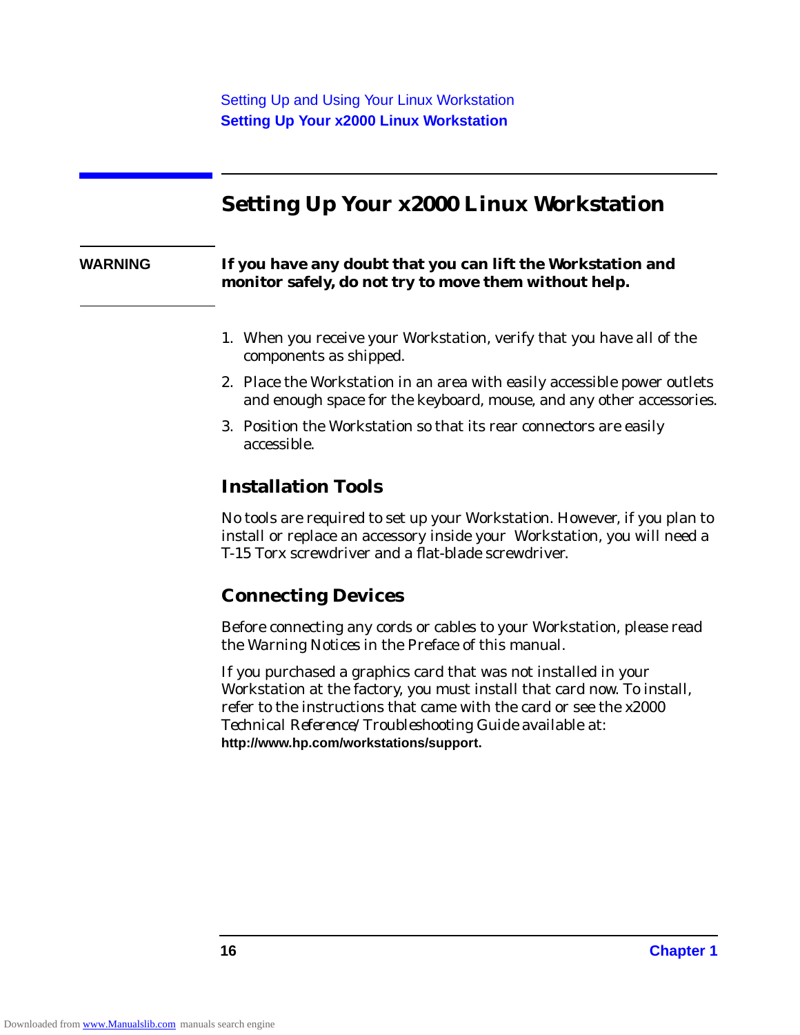## Setting Up Your x2000 Linux Workstation

**WARNING** **If you have any doubt that you can lift the Workstation and monitor safely, do not try to move them without help.**

1. When you receive your Workstation, verify that you have all of the components as shipped.
2. Place the Workstation in an area with easily accessible power outlets and enough space for the keyboard, mouse, and any other accessories.
3. Position the Workstation so that its rear connectors are easily accessible.

### Installation Tools

No tools are required to set up your Workstation. However, if you plan to install or replace an accessory inside your Workstation, you will need a T-15 Torx screwdriver and a flat-blade screwdriver.

### Connecting Devices

Before connecting any cords or cables to your Workstation, please read the *Warning Notices* in the *Preface* of this manual.

If you purchased a graphics card that was not installed in your Workstation at the factory, you must install that card now. To install, refer to the instructions that came with the card or see the *x2000 Technical Reference/Troubleshooting Guide* available at: **http://www.hp.com/workstations/support.**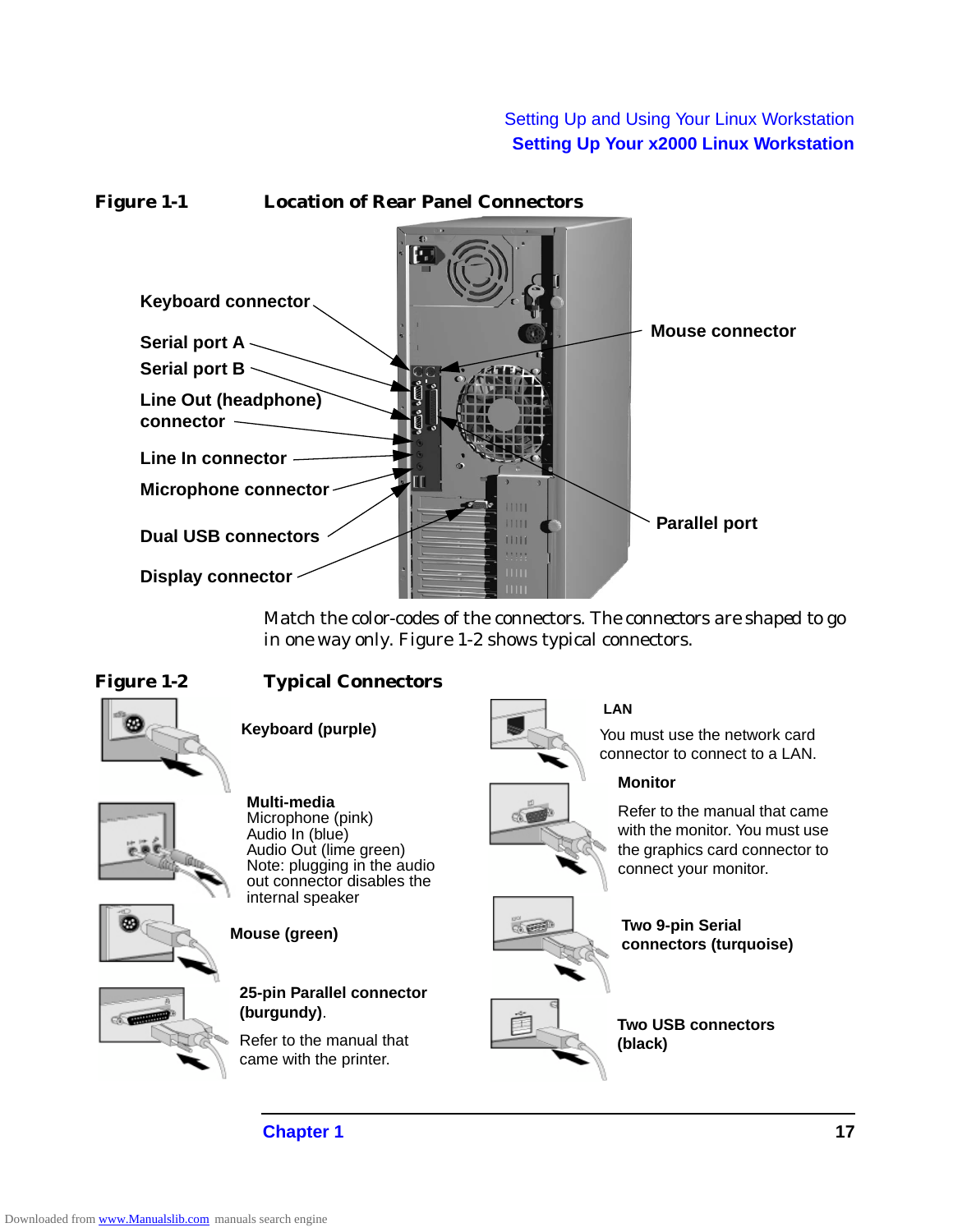**Figure 1-1 Location of Rear Panel Connectors**

Keyboard connector

Serial port A

Serial port B

Line Out (headphone) connector

Line In connector

Microphone connector

Dual USB connectors

Display connector

Mouse connector

Parallel port

Match the color-codes of the connectors. The connectors are shaped to go in one way only. Figure 1-2 shows typical connectors.

**Figure 1-2 Typical Connectors**

**Keyboard (purple)**

**Multi-media**
Microphone (pink)
Audio In (blue)
Audio Out (lime green)
Note: plugging in the audio out connector disables the internal speaker

**Mouse (green)**

**25-pin Parallel connector (burgundy)**.

Refer to the manual that came with the printer.

**LAN**

You must use the network card connector to connect to a LAN.

**Monitor**

Refer to the manual that came with the monitor. You must use the graphics card connector to connect your monitor.

**Two 9-pin Serial connectors (turquoise)**

**Two USB connectors (black)**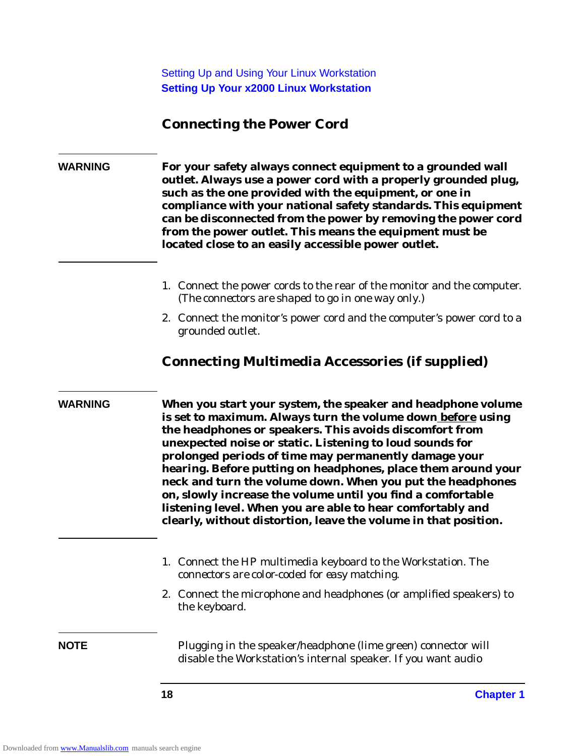## Connecting the Power Cord

**WARNING** **For your safety always connect equipment to a grounded wall outlet. Always use a power cord with a properly grounded plug, such as the one provided with the equipment, or one in compliance with your national safety standards. This equipment can be disconnected from the power by removing the power cord from the power outlet. This means the equipment must be located close to an easily accessible power outlet.**

1. Connect the power cords to the rear of the monitor and the computer. (The connectors are shaped to go in one way only.)
2. Connect the monitor's power cord and the computer's power cord to a grounded outlet.

## Connecting Multimedia Accessories (if supplied)

**WARNING** **When you start your system, the speaker and headphone volume is set to maximum. Always turn the volume down before using the headphones or speakers. This avoids discomfort from unexpected noise or static. Listening to loud sounds for prolonged periods of time may permanently damage your hearing. Before putting on headphones, place them around your neck and turn the volume down. When you put the headphones on, slowly increase the volume until you find a comfortable listening level. When you are able to hear comfortably and clearly, without distortion, leave the volume in that position.**

1. Connect the HP multimedia keyboard to the Workstation. The connectors are color-coded for easy matching.
2. Connect the microphone and headphones (or amplified speakers) to the keyboard.

**NOTE** Plugging in the speaker/headphone (lime green) connector will disable the Workstation's internal speaker. If you want audio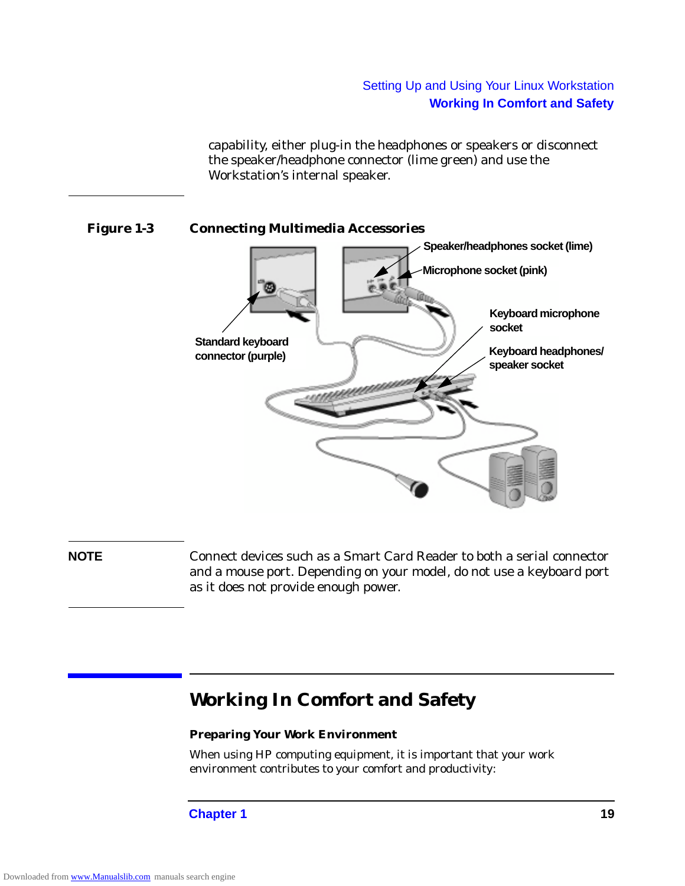capability, either plug-in the headphones or speakers or disconnect the speaker/headphone connector (lime green) and use the Workstation's internal speaker.

**Figure 1-3 Connecting Multimedia Accessories**

**NOTE** Connect devices such as a Smart Card Reader to both a serial connector and a mouse port. Depending on your model, do not use a keyboard port as it does not provide enough power.

## Working In Comfort and Safety

### Preparing Your Work Environment

When using HP computing equipment, it is important that your work environment contributes to your comfort and productivity: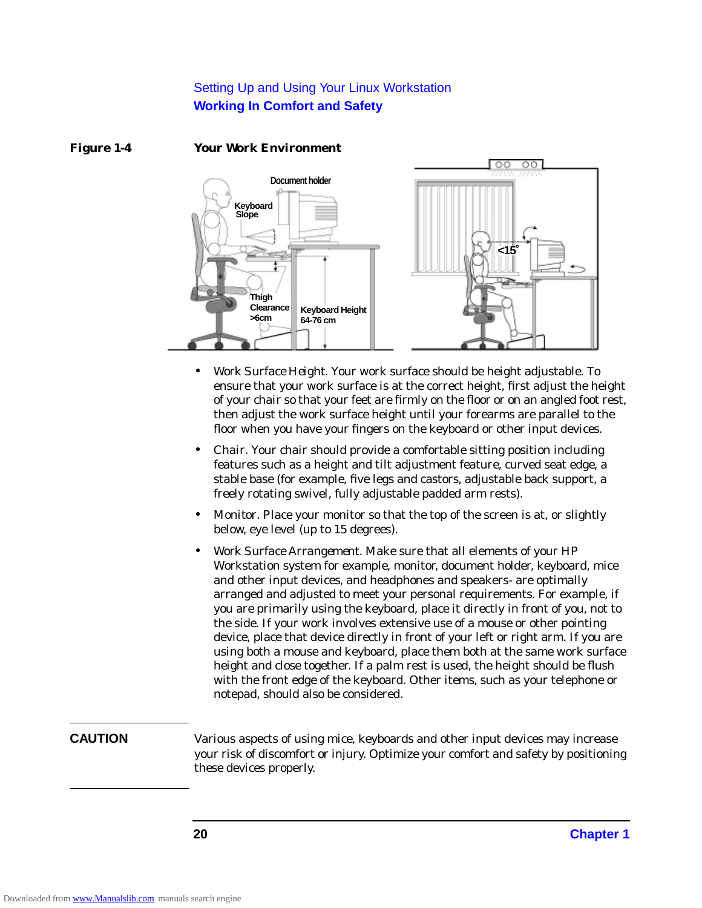**Figure 1-4 Your Work Environment**

Document holder

Keyboard Slope

Thigh Clearance >6cm

Keyboard Height 64-76 cm

<15°

- Work Surface Height. Your work surface should be height adjustable. To ensure that your work surface is at the correct height, first adjust the height of your chair so that your feet are firmly on the floor or on an angled foot rest, then adjust the work surface height until your forearms are parallel to the floor when you have your fingers on the keyboard or other input devices.
- Chair. Your chair should provide a comfortable sitting position including features such as a height and tilt adjustment feature, curved seat edge, a stable base (for example, five legs and castors, adjustable back support, a freely rotating swivel, fully adjustable padded arm rests).
- Monitor. Place your monitor so that the top of the screen is at, or slightly below, eye level (up to 15 degrees).
- Work Surface Arrangement. Make sure that all elements of your HP Workstation system for example, monitor, document holder, keyboard, mice and other input devices, and headphones and speakers- are optimally arranged and adjusted to meet your personal requirements. For example, if you are primarily using the keyboard, place it directly in front of you, not to the side. If your work involves extensive use of a mouse or other pointing device, place that device directly in front of your left or right arm. If you are using both a mouse and keyboard, place them both at the same work surface height and close together. If a palm rest is used, the height should be flush with the front edge of the keyboard. Other items, such as your telephone or notepad, should also be considered.

**CAUTION** Various aspects of using mice, keyboards and other input devices may increase your risk of discomfort or injury. Optimize your comfort and safety by positioning these devices properly.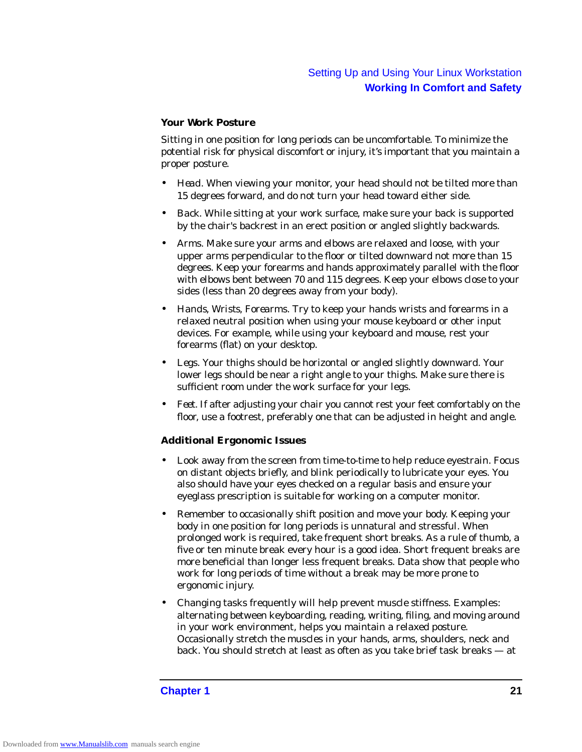### Your Work Posture

Sitting in one position for long periods can be uncomfortable. To minimize the potential risk for physical discomfort or injury, it's important that you maintain a proper posture.

- *Head*. When viewing your monitor, your head should not be tilted more than 15 degrees forward, and do not turn your head toward either side.
- *Back*. While sitting at your work surface, make sure your back is supported by the chair's backrest in an erect position or angled slightly backwards.
- *Arms*. Make sure your arms and elbows are relaxed and loose, with your upper arms perpendicular to the floor or tilted downward not more than 15 degrees. Keep your forearms and hands approximately parallel with the floor with elbows bent between 70 and 115 degrees. Keep your elbows close to your sides (less than 20 degrees away from your body).
- *Hands, Wrists, Forearms*. Try to keep your hands wrists and forearms in a relaxed neutral position when using your mouse keyboard or other input devices. For example, while using your keyboard and mouse, rest your forearms (flat) on your desktop.
- *Legs*. Your thighs should be horizontal or angled slightly downward. Your lower legs should be near a right angle to your thighs. Make sure there is sufficient room under the work surface for your legs.
- *Feet*. If after adjusting your chair you cannot rest your feet comfortably on the floor, use a footrest, preferably one that can be adjusted in height and angle.

### Additional Ergonomic Issues

- Look away from the screen from time-to-time to help reduce eyestrain. Focus on distant objects briefly, and blink periodically to lubricate your eyes. You also should have your eyes checked on a regular basis and ensure your eyeglass prescription is suitable for working on a computer monitor.
- Remember to occasionally shift position and move your body. Keeping your body in one position for long periods is unnatural and stressful. When prolonged work is required, take frequent short breaks. As a rule of thumb, a five or ten minute break every hour is a good idea. Short frequent breaks are more beneficial than longer less frequent breaks. Data show that people who work for long periods of time without a break may be more prone to ergonomic injury.
- Changing tasks frequently will help prevent muscle stiffness. Examples: alternating between keyboarding, reading, writing, filing, and moving around in your work environment, helps you maintain a relaxed posture. Occasionally stretch the muscles in your hands, arms, shoulders, neck and back. You should stretch at least as often as you take brief task breaks — at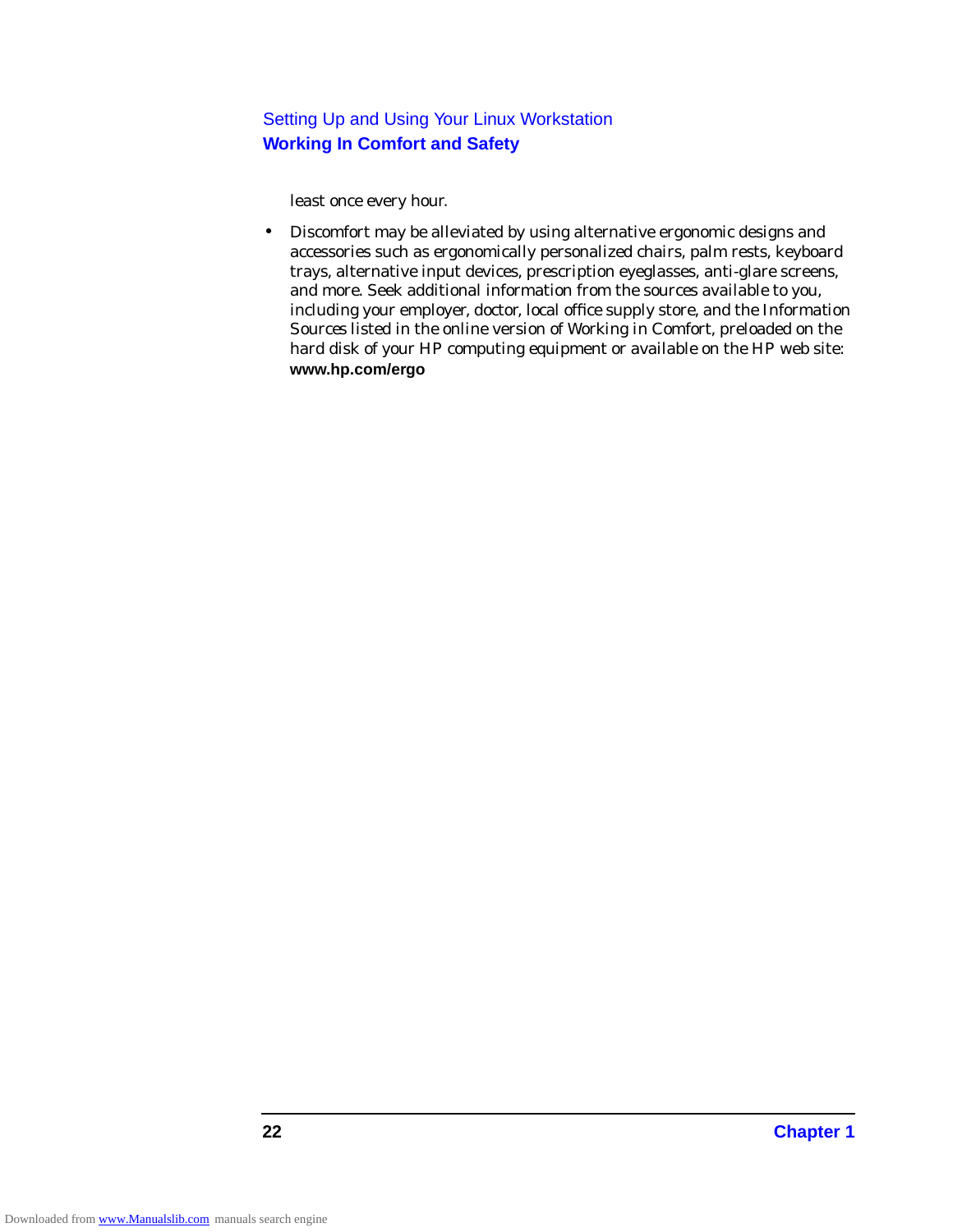least once every hour.

- Discomfort may be alleviated by using alternative ergonomic designs and accessories such as ergonomically personalized chairs, palm rests, keyboard trays, alternative input devices, prescription eyeglasses, anti-glare screens, and more. Seek additional information from the sources available to you, including your employer, doctor, local office supply store, and the Information Sources listed in the online version of Working in Comfort, preloaded on the hard disk of your HP computing equipment or available on the HP web site: **www.hp.com/ergo**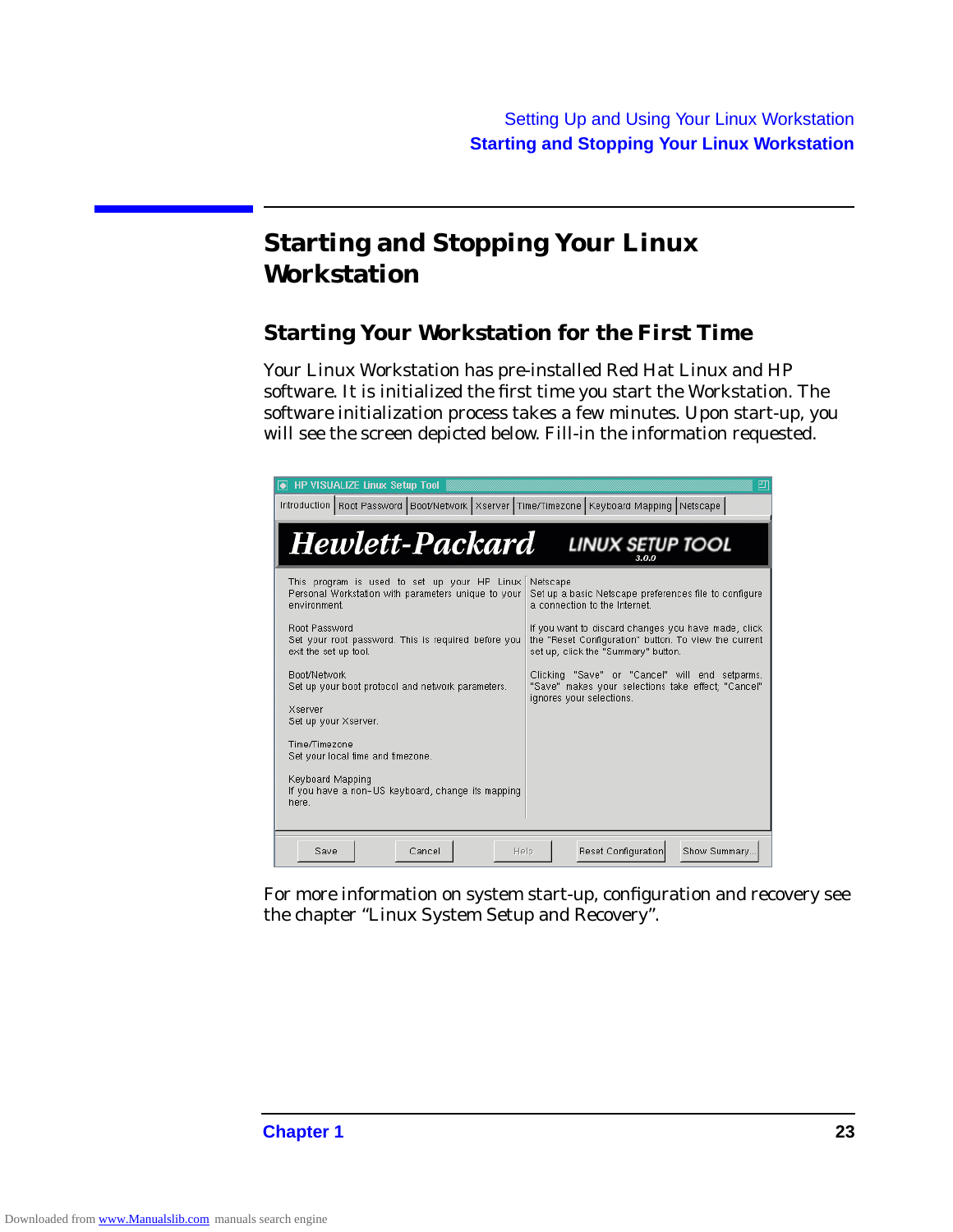# Starting and Stopping Your Linux Workstation

## Starting Your Workstation for the First Time

Your Linux Workstation has pre-installed Red Hat Linux and HP software. It is initialized the first time you start the Workstation. The software initialization process takes a few minutes. Upon start-up, you will see the screen depicted below. Fill-in the information requested.

For more information on system start-up, configuration and recovery see the chapter "Linux System Setup and Recovery".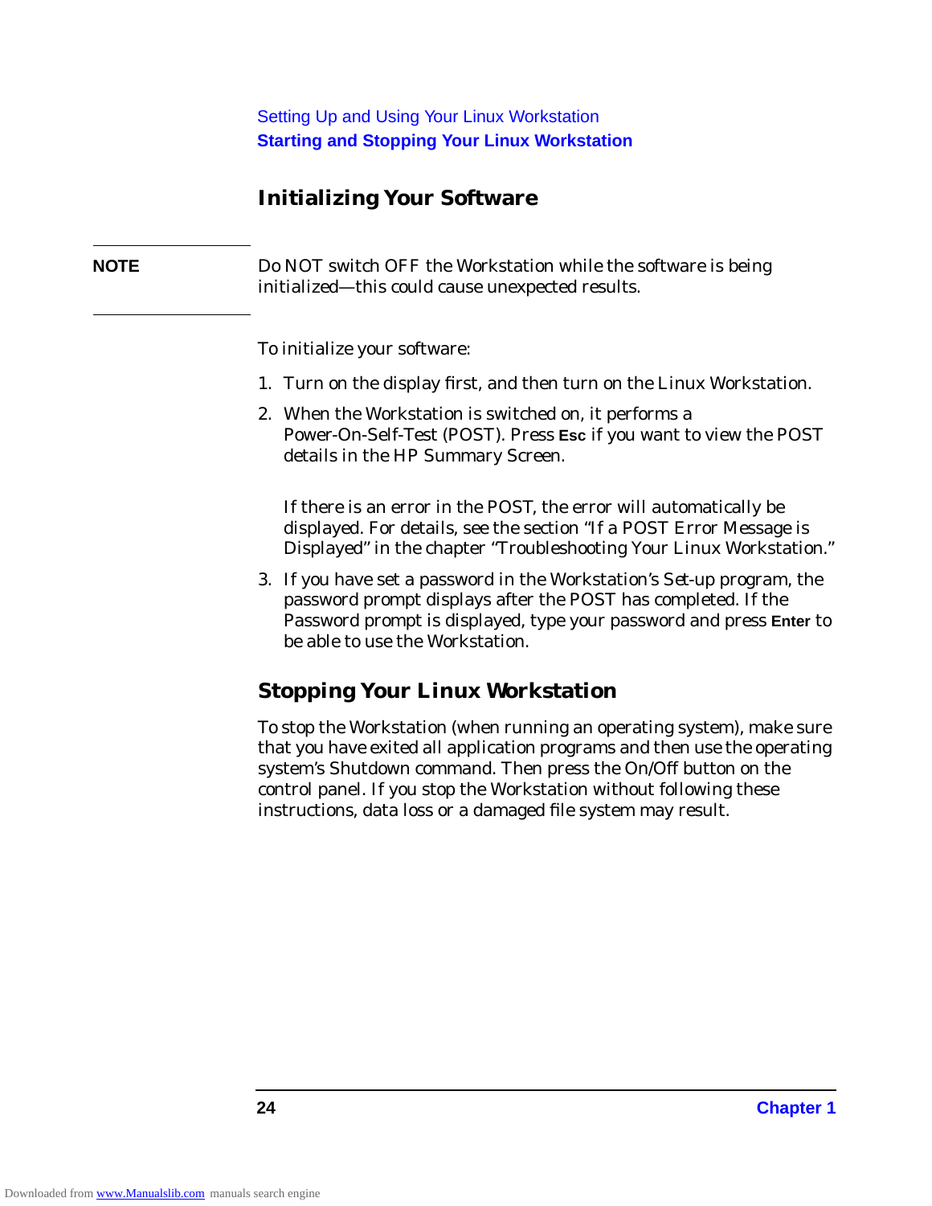### Initializing Your Software

**NOTE** Do NOT switch OFF the Workstation while the software is being initialized—this could cause unexpected results.

To initialize your software:

1. Turn on the display first, and then turn on the Linux Workstation.
2. When the Workstation is switched on, it performs a Power-On-Self-Test (POST). Press **Esc** if you want to view the POST details in the HP Summary Screen.

   If there is an error in the POST, the error will automatically be displayed. For details, see the section "If a POST Error Message is Displayed" in the chapter "Troubleshooting Your Linux Workstation."
3. If you have set a password in the Workstation's Set-up program, the password prompt displays after the POST has completed. If the Password prompt is displayed, type your password and press **Enter** to be able to use the Workstation.

### Stopping Your Linux Workstation

To stop the Workstation (when running an operating system), make sure that you have exited all application programs and then use the operating system's Shutdown command. Then press the On/Off button on the control panel. If you stop the Workstation without following these instructions, data loss or a damaged file system may result.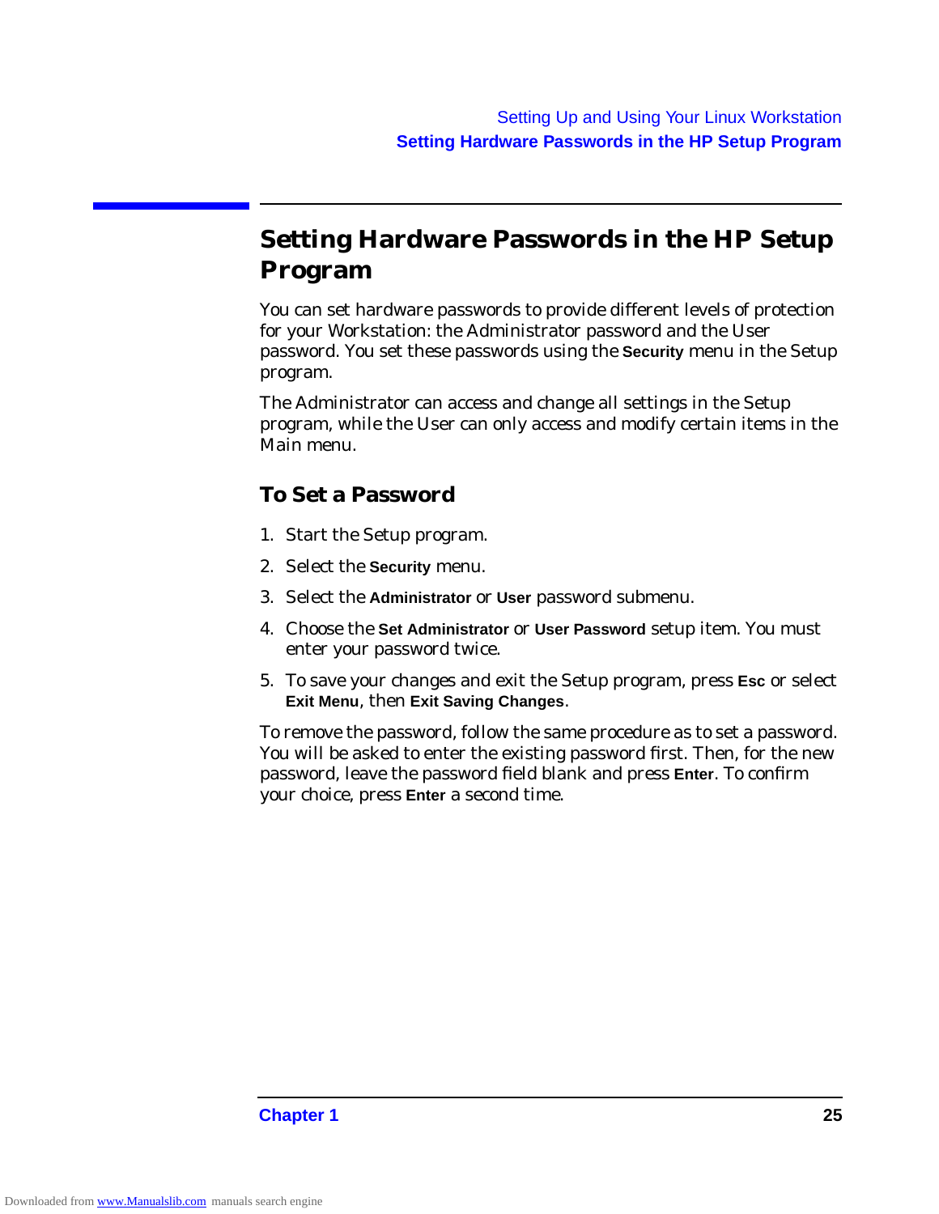## Setting Hardware Passwords in the HP Setup Program

You can set hardware passwords to provide different levels of protection for your Workstation: the Administrator password and the User password. You set these passwords using the **Security** menu in the Setup program.

The Administrator can access and change all settings in the Setup program, while the User can only access and modify certain items in the Main menu.

### To Set a Password

1. Start the Setup program.
2. Select the **Security** menu.
3. Select the **Administrator** or **User** password submenu.
4. Choose the **Set Administrator** or **User Password** setup item. You must enter your password twice.
5. To save your changes and exit the Setup program, press **Esc** or select **Exit Menu**, then **Exit Saving Changes**.

To remove the password, follow the same procedure as to set a password. You will be asked to enter the existing password first. Then, for the new password, leave the password field blank and press **Enter**. To confirm your choice, press **Enter** a second time.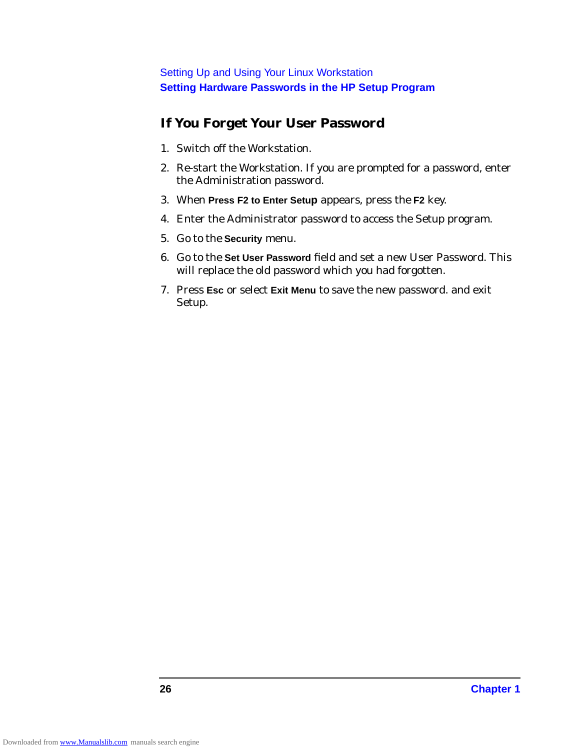## If You Forget Your User Password

1. Switch off the Workstation.
2. Re-start the Workstation. If you are prompted for a password, enter the Administration password.
3. When **Press F2 to Enter Setup** appears, press the **F2** key.
4. Enter the Administrator password to access the Setup program.
5. Go to the **Security** menu.
6. Go to the **Set User Password** field and set a new User Password. This will replace the old password which you had forgotten.
7. Press **Esc** or select **Exit Menu** to save the new password. and exit Setup.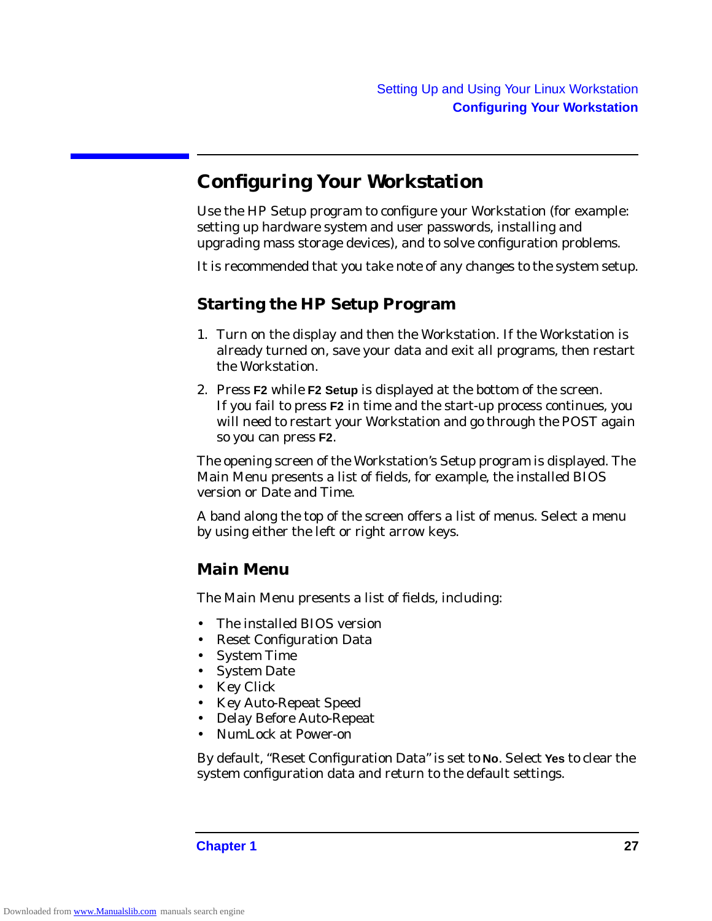## Configuring Your Workstation

Use the HP Setup program to configure your Workstation (for example: setting up hardware system and user passwords, installing and upgrading mass storage devices), and to solve configuration problems.

It is recommended that you take note of any changes to the system setup.

### Starting the HP Setup Program

1. Turn on the display and then the Workstation. If the Workstation is already turned on, save your data and exit all programs, then restart the Workstation.
2. Press **F2** while **F2 Setup** is displayed at the bottom of the screen. If you fail to press **F2** in time and the start-up process continues, you will need to restart your Workstation and go through the POST again so you can press **F2**.

The opening screen of the Workstation's Setup program is displayed. The Main Menu presents a list of fields, for example, the installed BIOS version or Date and Time.

A band along the top of the screen offers a list of menus. Select a menu by using either the left or right arrow keys.

### Main Menu

The Main Menu presents a list of fields, including:

- The installed BIOS version
- Reset Configuration Data
- System Time
- System Date
- Key Click
- Key Auto-Repeat Speed
- Delay Before Auto-Repeat
- NumLock at Power-on

By default, "Reset Configuration Data" is set to **No**. Select **Yes** to clear the system configuration data and return to the default settings.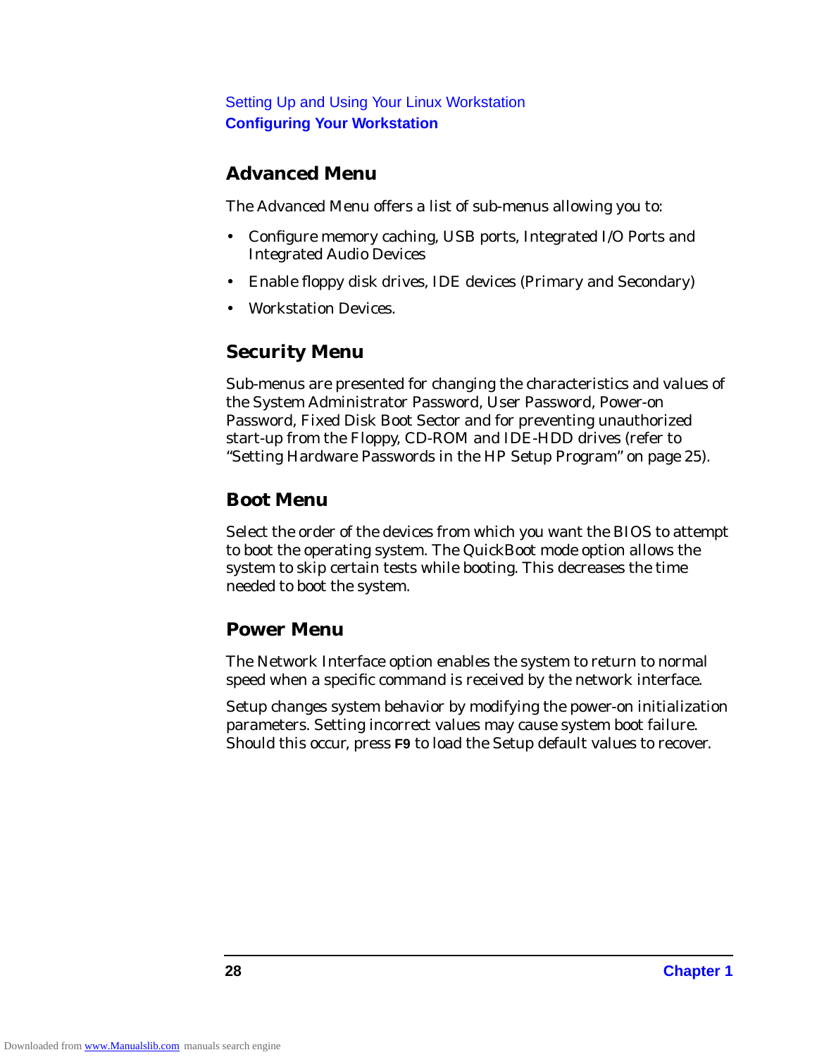## Advanced Menu

The Advanced Menu offers a list of sub-menus allowing you to:

- Configure memory caching, USB ports, Integrated I/O Ports and Integrated Audio Devices
- Enable floppy disk drives, IDE devices (Primary and Secondary)
- Workstation Devices.

## Security Menu

Sub-menus are presented for changing the characteristics and values of the System Administrator Password, User Password, Power-on Password, Fixed Disk Boot Sector and for preventing unauthorized start-up from the Floppy, CD-ROM and IDE-HDD drives (refer to "Setting Hardware Passwords in the HP Setup Program" on page 25).

## Boot Menu

Select the order of the devices from which you want the BIOS to attempt to boot the operating system. The QuickBoot mode option allows the system to skip certain tests while booting. This decreases the time needed to boot the system.

## Power Menu

The Network Interface option enables the system to return to normal speed when a specific command is received by the network interface.

Setup changes system behavior by modifying the power-on initialization parameters. Setting incorrect values may cause system boot failure. Should this occur, press **F9** to load the Setup default values to recover.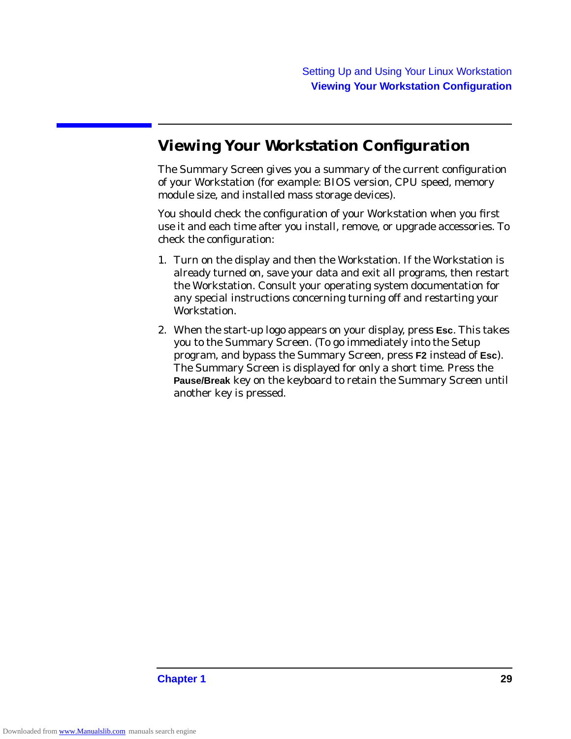## Viewing Your Workstation Configuration

The Summary Screen gives you a summary of the current configuration of your Workstation (for example: BIOS version, CPU speed, memory module size, and installed mass storage devices).

You should check the configuration of your Workstation when you first use it and each time after you install, remove, or upgrade accessories. To check the configuration:

1. Turn on the display and then the Workstation. If the Workstation is already turned on, save your data and exit all programs, then restart the Workstation. Consult your operating system documentation for any special instructions concerning turning off and restarting your Workstation.
2. When the start-up logo appears on your display, press **Esc**. This takes you to the Summary Screen. (To go immediately into the Setup program, and bypass the Summary Screen, press **F2** instead of **Esc**). The Summary Screen is displayed for only a short time. Press the **Pause/Break** key on the keyboard to retain the Summary Screen until another key is pressed.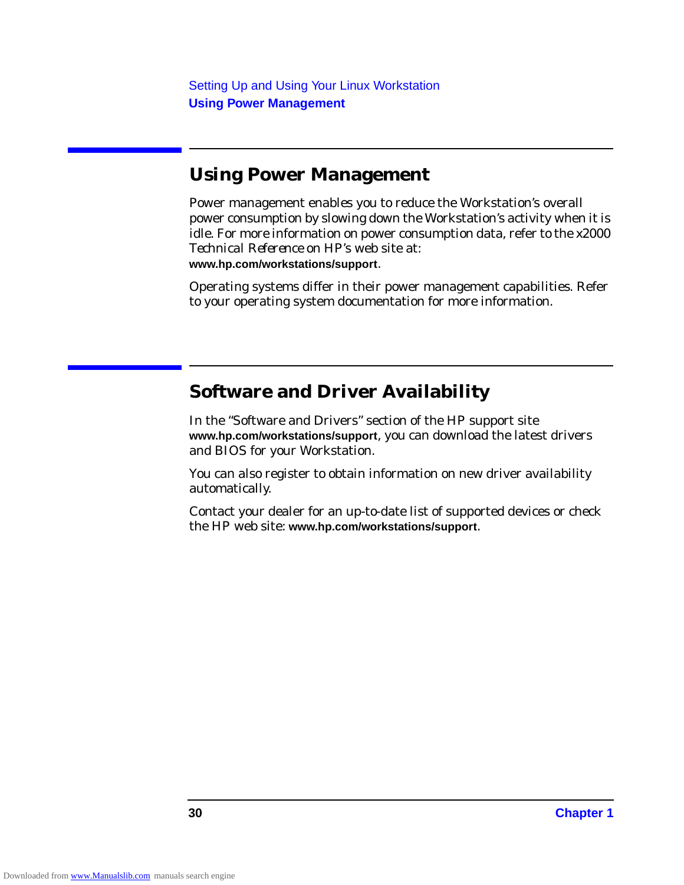## Using Power Management

Power management enables you to reduce the Workstation's overall power consumption by slowing down the Workstation's activity when it is idle. For more information on power consumption data, refer to the x2000 *Technical Reference* on HP's web site at: **www.hp.com/workstations/support**.

Operating systems differ in their power management capabilities. Refer to your operating system documentation for more information.

## Software and Driver Availability

In the "Software and Drivers" section of the HP support site **www.hp.com/workstations/support**, you can download the latest drivers and BIOS for your Workstation.

You can also register to obtain information on new driver availability automatically.

Contact your dealer for an up-to-date list of supported devices or check the HP web site: **www.hp.com/workstations/support**.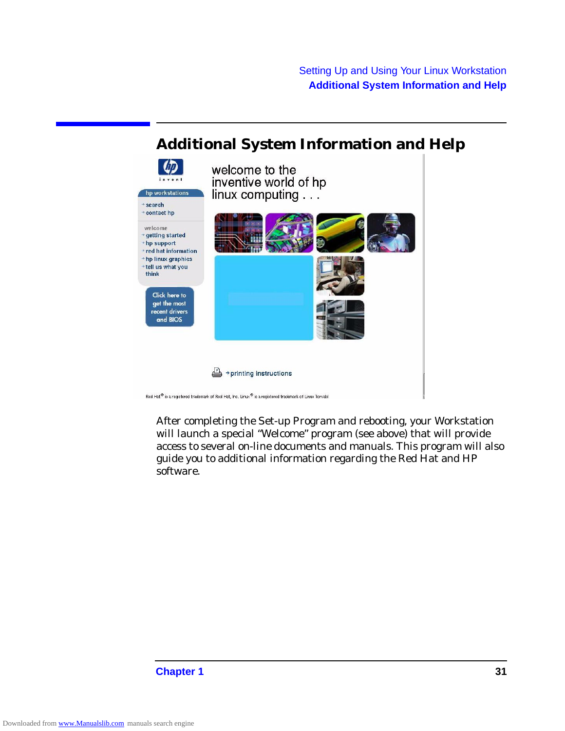## Additional System Information and Help

welcome to the inventive world of hp linux computing . . .

hp workstations

- search
- contact hp

welcome

- getting started
- hp support
- red hat information
- hp linux graphics
- tell us what you think

Click here to get the most recent drivers and BIOS

printing instructions

Red Hat® is a registered trademark of Red Hat, Inc. Linux® is a registered trademark of Linus Torvalds

After completing the Set-up Program and rebooting, your Workstation will launch a special "Welcome" program (see above) that will provide access to several on-line documents and manuals. This program will also guide you to additional information regarding the Red Hat and HP software.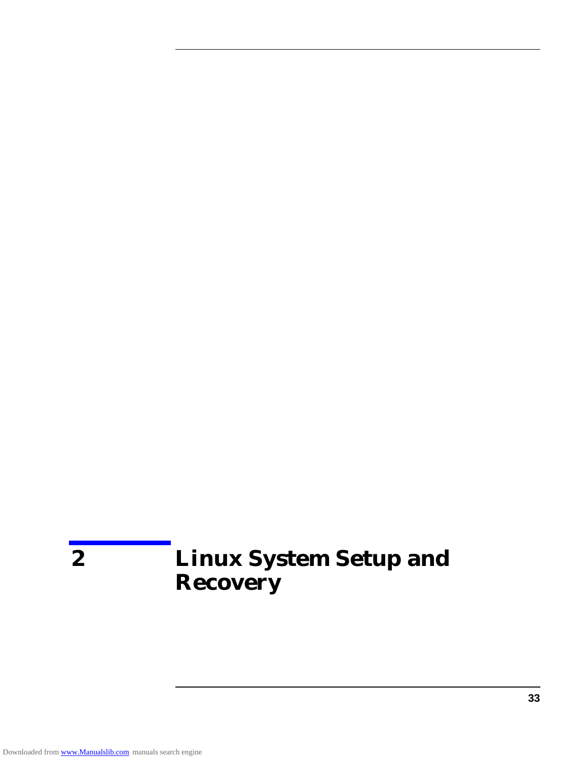# 2 Linux System Setup and Recovery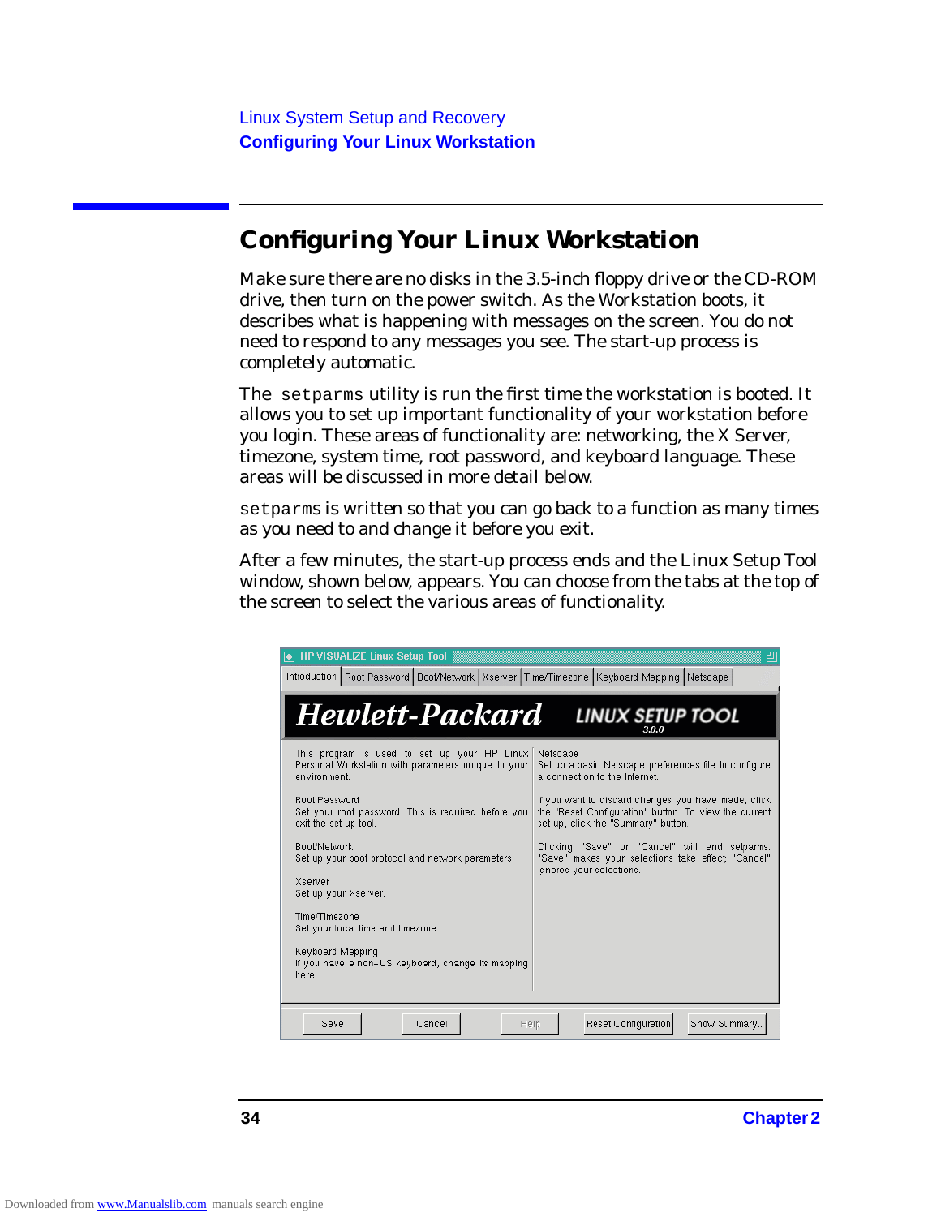# Configuring Your Linux Workstation

Make sure there are no disks in the 3.5-inch floppy drive or the CD-ROM drive, then turn on the power switch. As the Workstation boots, it describes what is happening with messages on the screen. You do not need to respond to any messages you see. The start-up process is completely automatic.

The `setparms` utility is run the first time the workstation is booted. It allows you to set up important functionality of your workstation before you login. These areas of functionality are: networking, the X Server, timezone, system time, root password, and keyboard language. These areas will be discussed in more detail below.

`setparms` is written so that you can go back to a function as many times as you need to and change it before you exit.

After a few minutes, the start-up process ends and the Linux Setup Tool window, shown below, appears. You can choose from the tabs at the top of the screen to select the various areas of functionality.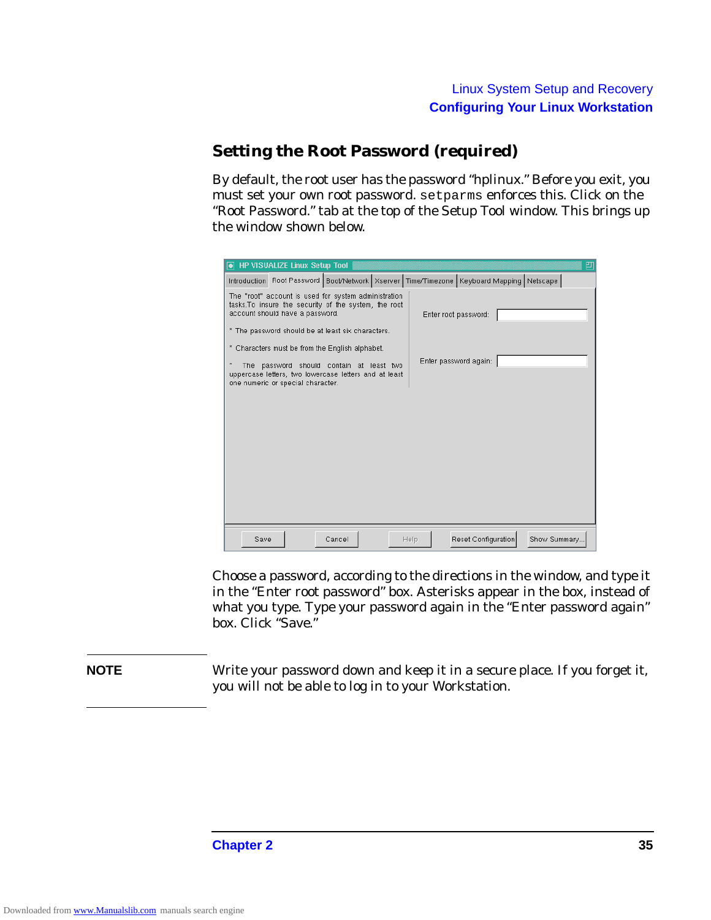## Setting the Root Password (required)

By default, the root user has the password "hplinux." Before you exit, you must set your own root password. `setparms` enforces this. Click on the "Root Password." tab at the top of the Setup Tool window. This brings up the window shown below.

Choose a password, according to the directions in the window, and type it in the "Enter root password" box. Asterisks appear in the box, instead of what you type. Type your password again in the "Enter password again" box. Click "Save."

**NOTE**

Write your password down and keep it in a secure place. If you forget it, you will not be able to log in to your Workstation.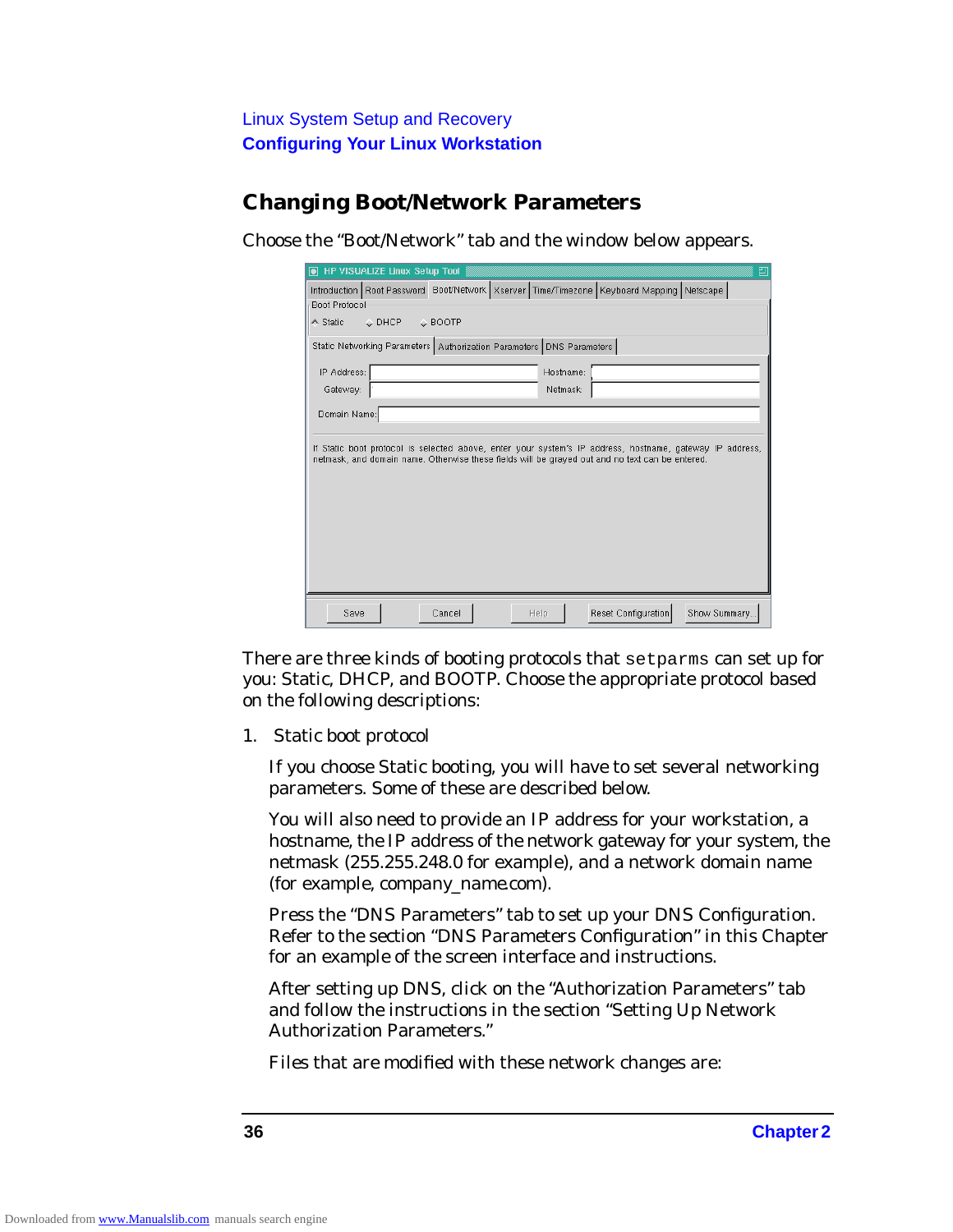## Changing Boot/Network Parameters

Choose the “Boot/Network” tab and the window below appears.

There are three kinds of booting protocols that `setparms` can set up for you: Static, DHCP, and BOOTP. Choose the appropriate protocol based on the following descriptions:

1. Static boot protocol

   If you choose Static booting, you will have to set several networking parameters. Some of these are described below.

   You will also need to provide an IP address for your workstation, a hostname, the IP address of the network gateway for your system, the netmask (255.255.248.0 for example), and a network domain name (for example, company_name.com).

   Press the “DNS Parameters” tab to set up your DNS Configuration. Refer to the section “DNS Parameters Configuration” in this Chapter for an example of the screen interface and instructions.

   After setting up DNS, click on the “Authorization Parameters” tab and follow the instructions in the section “Setting Up Network Authorization Parameters.”

   Files that are modified with these network changes are: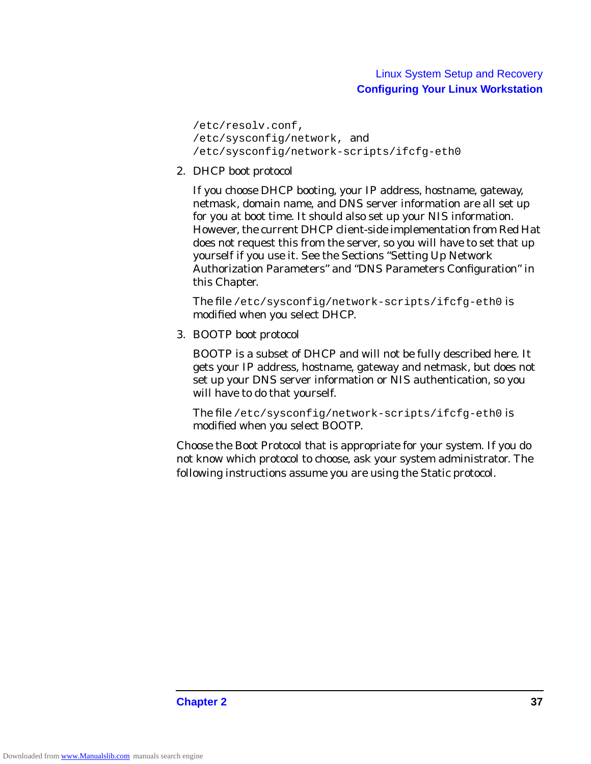`/etc/resolv.conf`,
`/etc/sysconfig/network`, and
`/etc/sysconfig/network-scripts/ifcfg-eth0`

2. DHCP boot protocol

   If you choose DHCP booting, your IP address, hostname, gateway, netmask, domain name, and DNS server information are all set up for you at boot time. It should also set up your NIS information. However, the current DHCP client-side implementation from Red Hat does not request this from the server, so you will have to set that up yourself if you use it. See the Sections "Setting Up Network Authorization Parameters" and "DNS Parameters Configuration" in this Chapter.

   The file `/etc/sysconfig/network-scripts/ifcfg-eth0` is modified when you select DHCP.

3. BOOTP boot protocol

   BOOTP is a subset of DHCP and will not be fully described here. It gets your IP address, hostname, gateway and netmask, but does not set up your DNS server information or NIS authentication, so you will have to do that yourself.

   The file `/etc/sysconfig/network-scripts/ifcfg-eth0` is modified when you select BOOTP.

Choose the Boot Protocol that is appropriate for your system. If you do not know which protocol to choose, ask your system administrator. The following instructions assume you are using the Static protocol.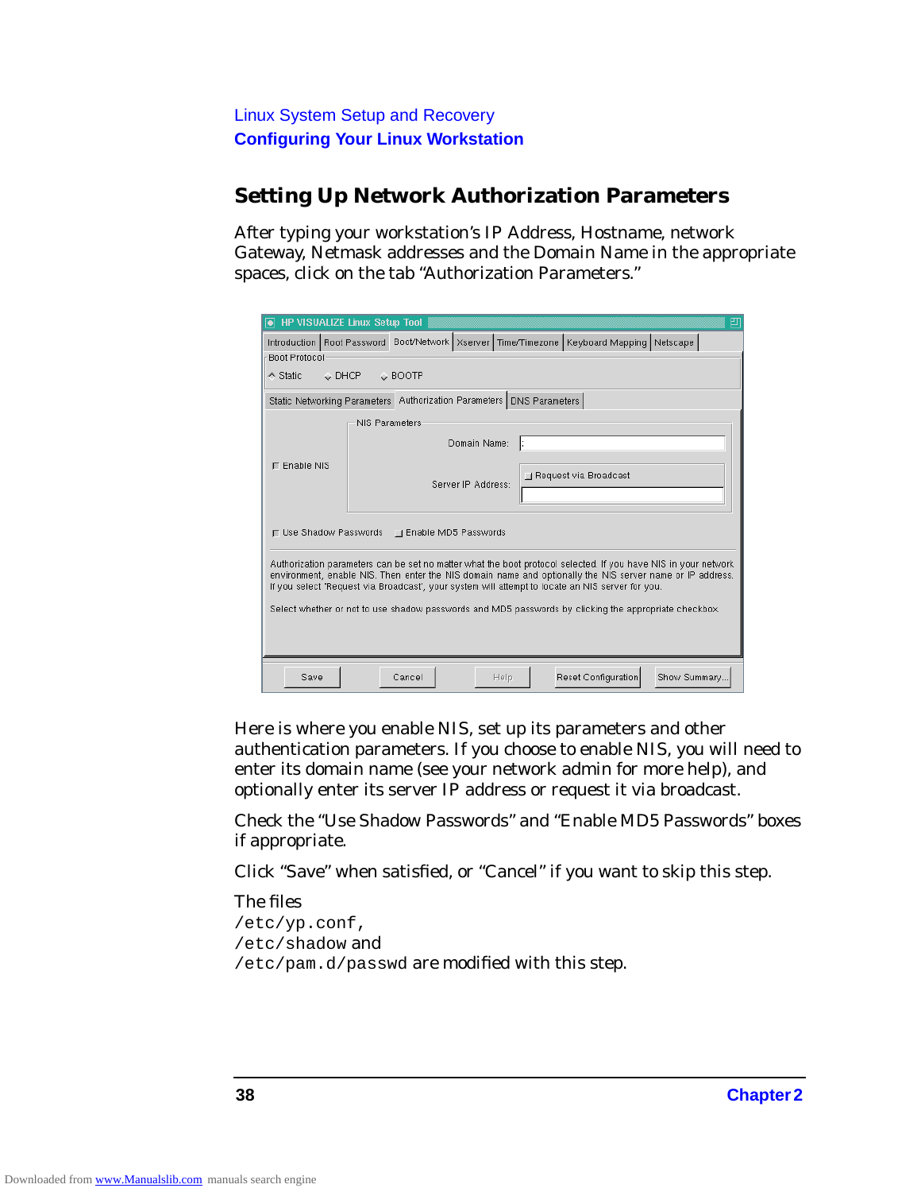## Setting Up Network Authorization Parameters

After typing your workstation's IP Address, Hostname, network Gateway, Netmask addresses and the Domain Name in the appropriate spaces, click on the tab "Authorization Parameters."

Here is where you enable NIS, set up its parameters and other authentication parameters. If you choose to enable NIS, you will need to enter its domain name (see your network admin for more help), and optionally enter its server IP address or request it via broadcast.

Check the "Use Shadow Passwords" and "Enable MD5 Passwords" boxes if appropriate.

Click "Save" when satisfied, or "Cancel" if you want to skip this step.

The files
`/etc/yp.conf`,
`/etc/shadow` and
`/etc/pam.d/passwd` are modified with this step.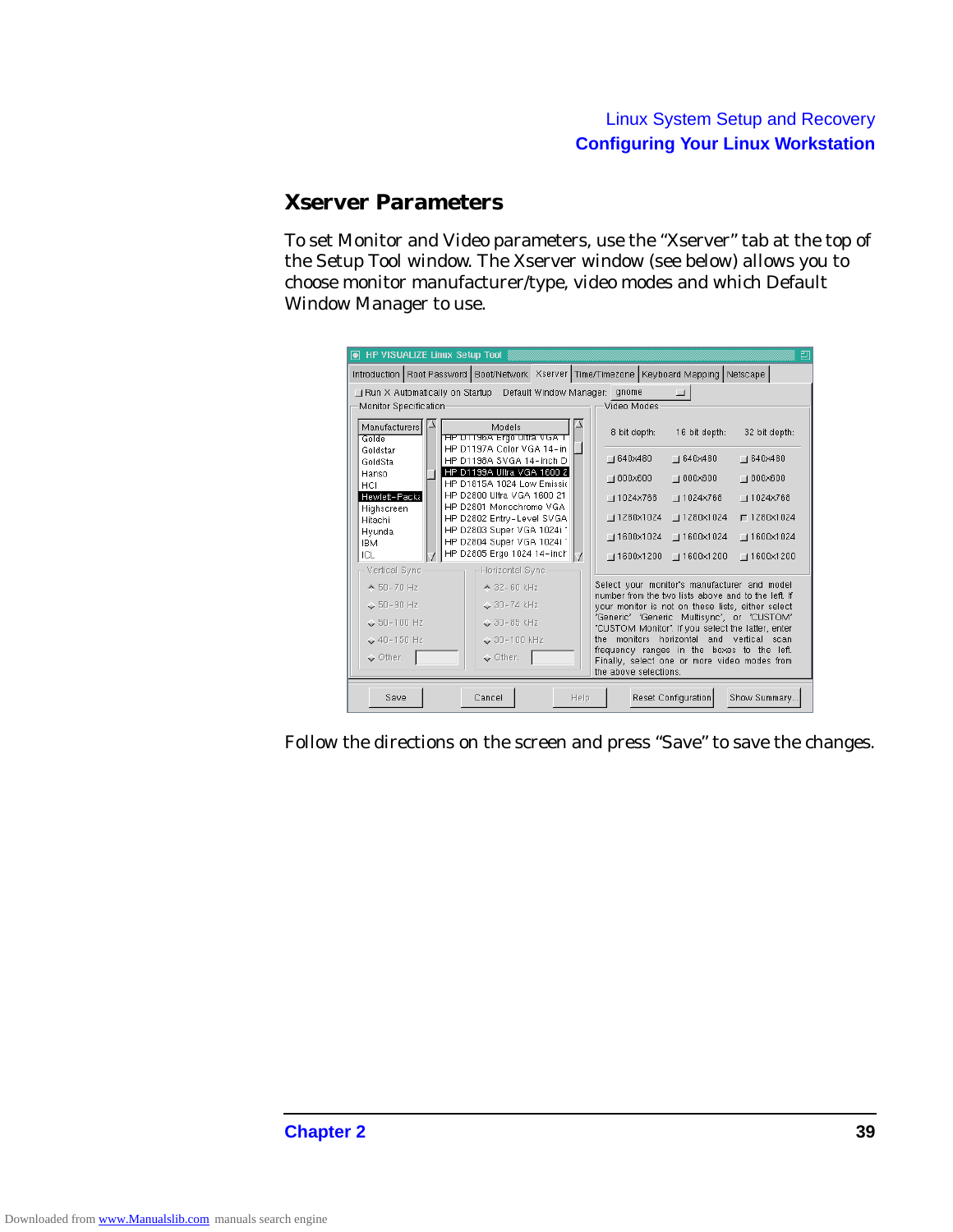## Xserver Parameters

To set Monitor and Video parameters, use the "Xserver" tab at the top of the Setup Tool window. The Xserver window (see below) allows you to choose monitor manufacturer/type, video modes and which Default Window Manager to use.

Follow the directions on the screen and press "Save" to save the changes.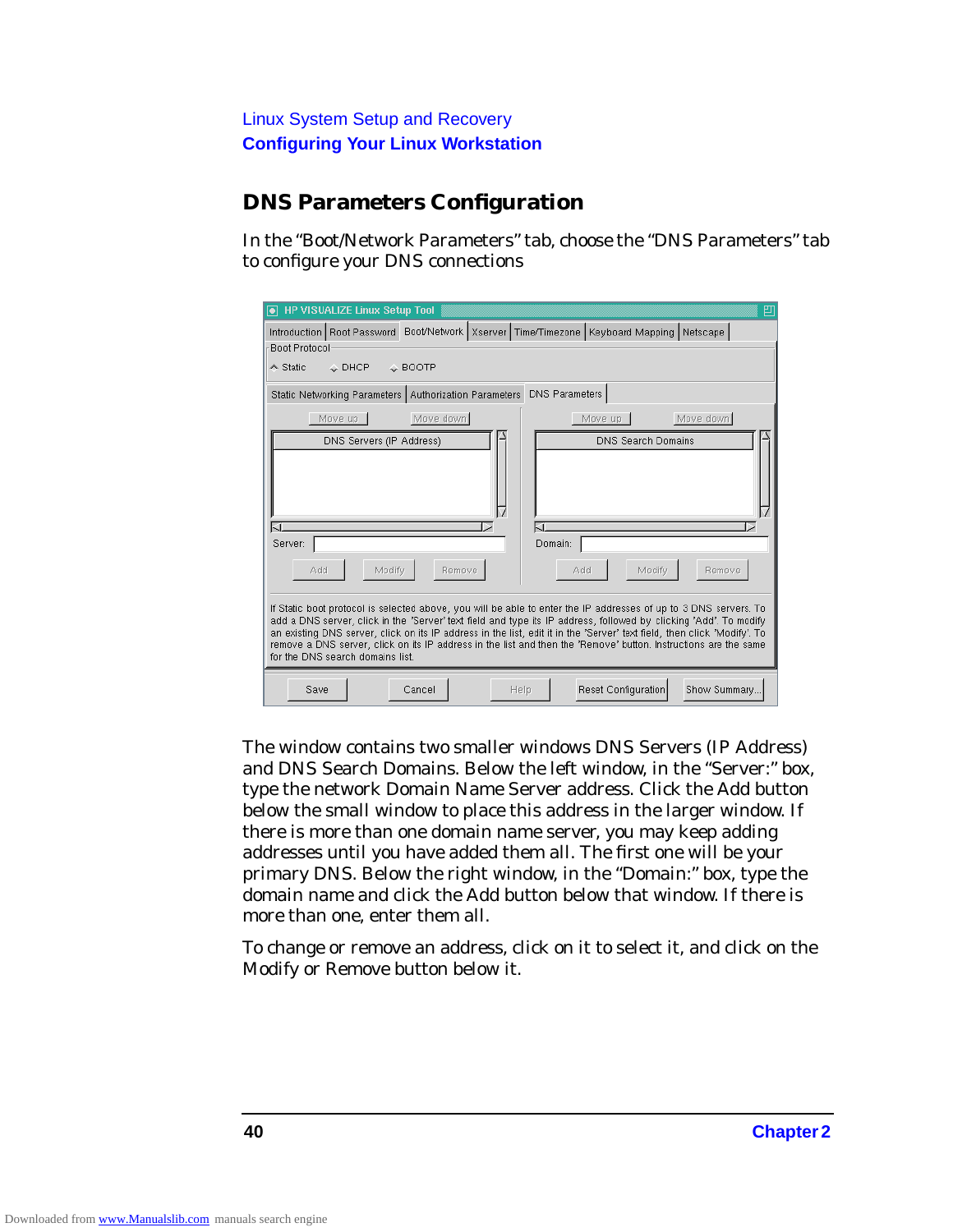## DNS Parameters Configuration

In the "Boot/Network Parameters" tab, choose the "DNS Parameters" tab to configure your DNS connections

The window contains two smaller windows DNS Servers (IP Address) and DNS Search Domains. Below the left window, in the "Server:" box, type the network Domain Name Server address. Click the Add button below the small window to place this address in the larger window. If there is more than one domain name server, you may keep adding addresses until you have added them all. The first one will be your primary DNS. Below the right window, in the "Domain:" box, type the domain name and click the Add button below that window. If there is more than one, enter them all.

To change or remove an address, click on it to select it, and click on the Modify or Remove button below it.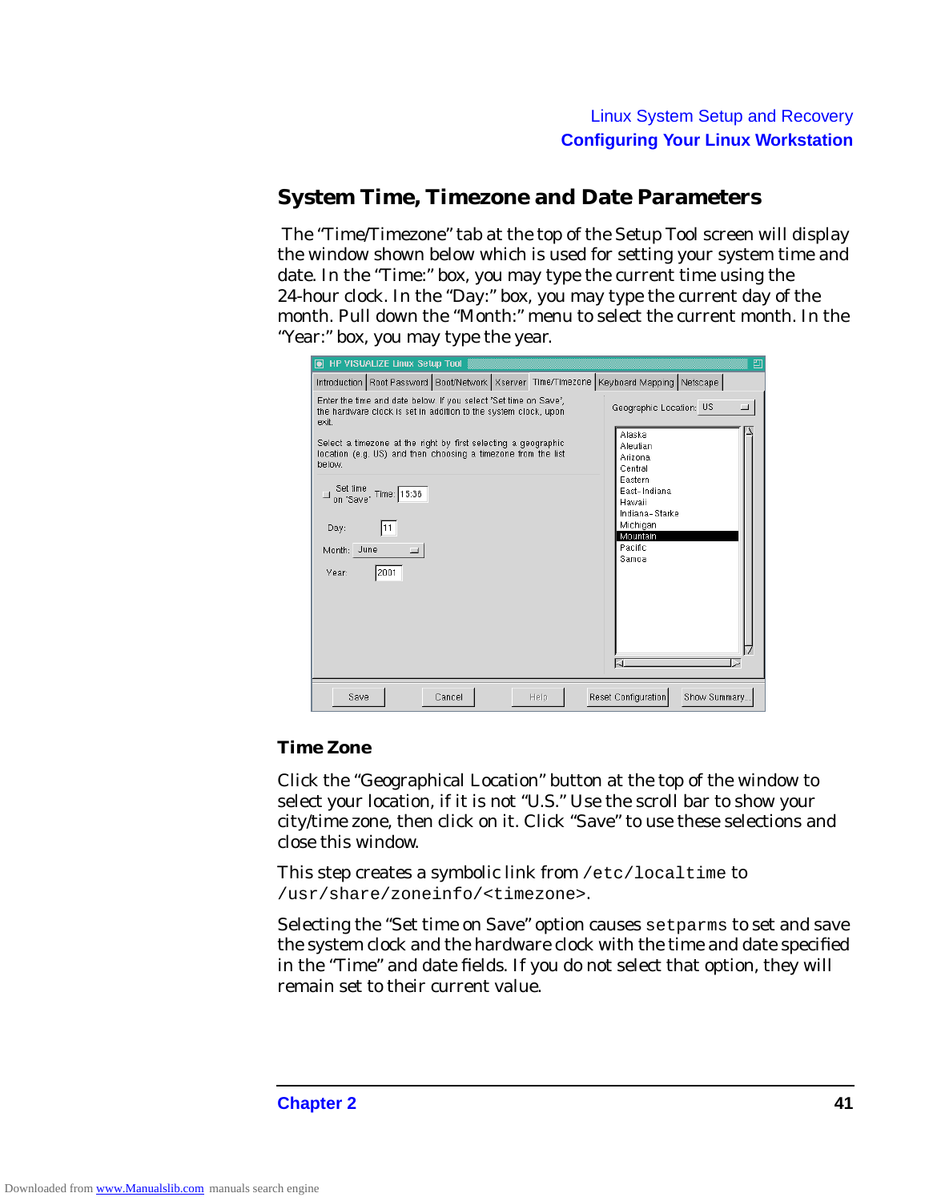## System Time, Timezone and Date Parameters

The "Time/Timezone" tab at the top of the Setup Tool screen will display the window shown below which is used for setting your system time and date. In the "Time:" box, you may type the current time using the 24-hour clock. In the "Day:" box, you may type the current day of the month. Pull down the "Month:" menu to select the current month. In the "Year:" box, you may type the year.

### Time Zone

Click the "Geographical Location" button at the top of the window to select your location, if it is not "U.S." Use the scroll bar to show your city/time zone, then click on it. Click "Save" to use these selections and close this window.

This step creates a symbolic link from `/etc/localtime` to `/usr/share/zoneinfo/<timezone>`.

Selecting the "Set time on Save" option causes `setparms` to set and save the system clock and the hardware clock with the time and date specified in the "Time" and date fields. If you do not select that option, they will remain set to their current value.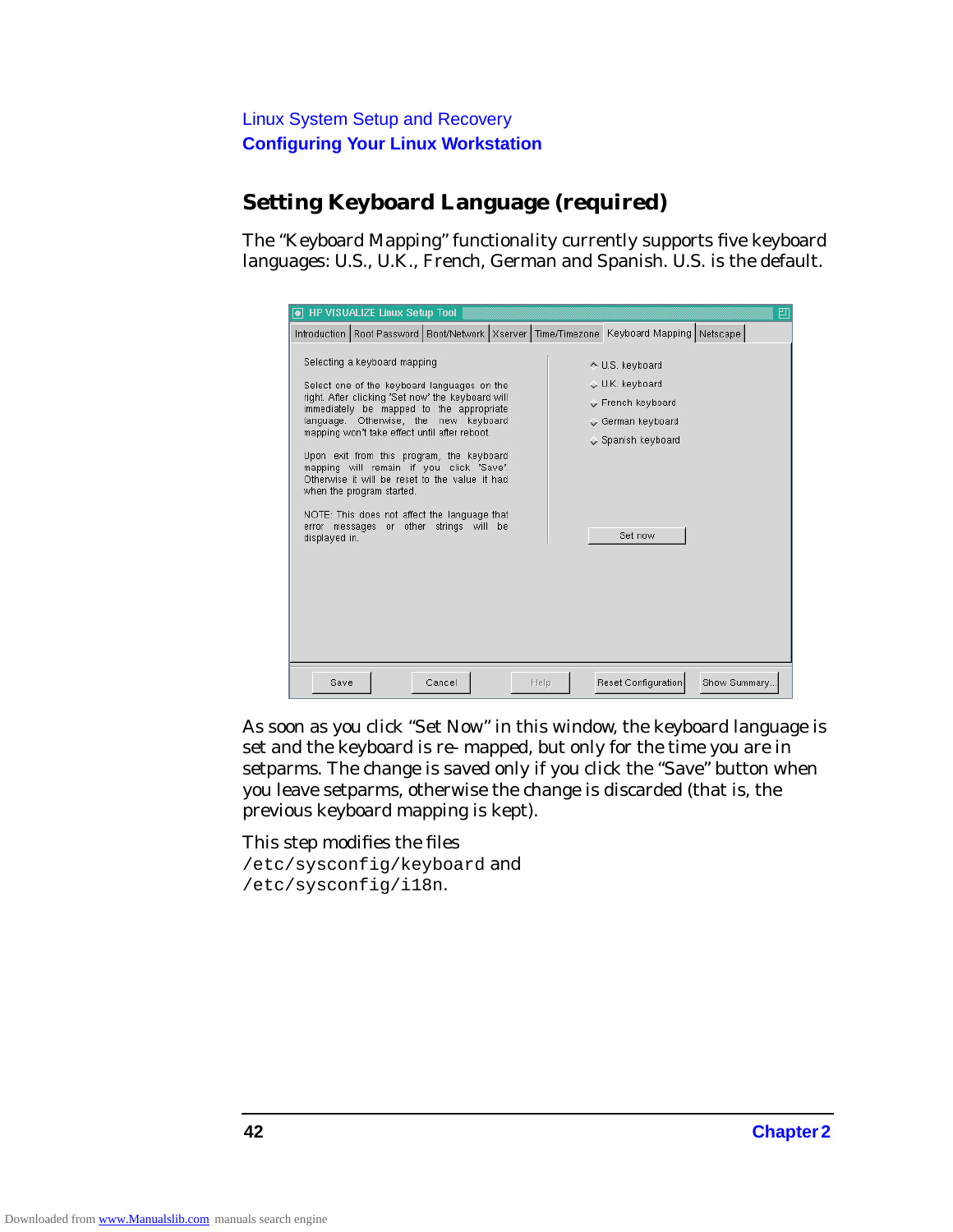## Setting Keyboard Language (required)

The "Keyboard Mapping" functionality currently supports five keyboard languages: U.S., U.K., French, German and Spanish. U.S. is the default.

As soon as you click "Set Now" in this window, the keyboard language is set and the keyboard is re- mapped, but only for the time you are in setparms. The change is saved only if you click the "Save" button when you leave setparms, otherwise the change is discarded (that is, the previous keyboard mapping is kept).

This step modifies the files `/etc/sysconfig/keyboard` and `/etc/sysconfig/i18n`.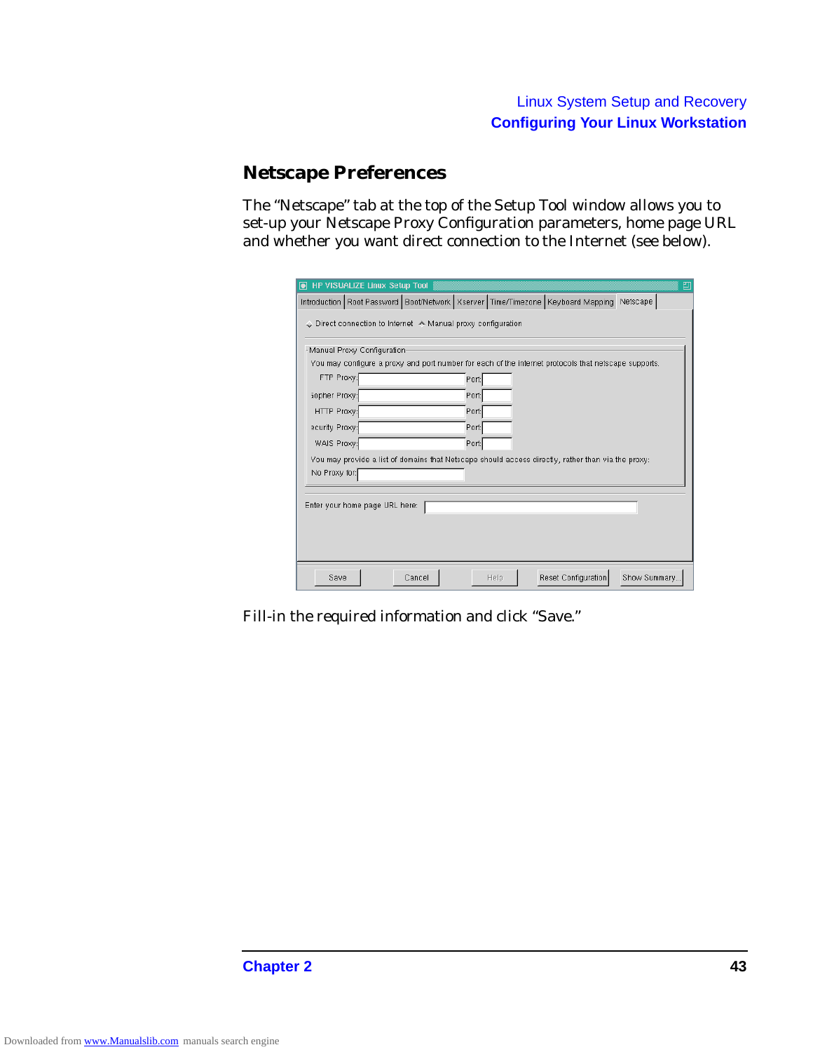## Netscape Preferences

The “Netscape” tab at the top of the Setup Tool window allows you to set-up your Netscape Proxy Configuration parameters, home page URL and whether you want direct connection to the Internet (see below).

Fill-in the required information and click “Save.”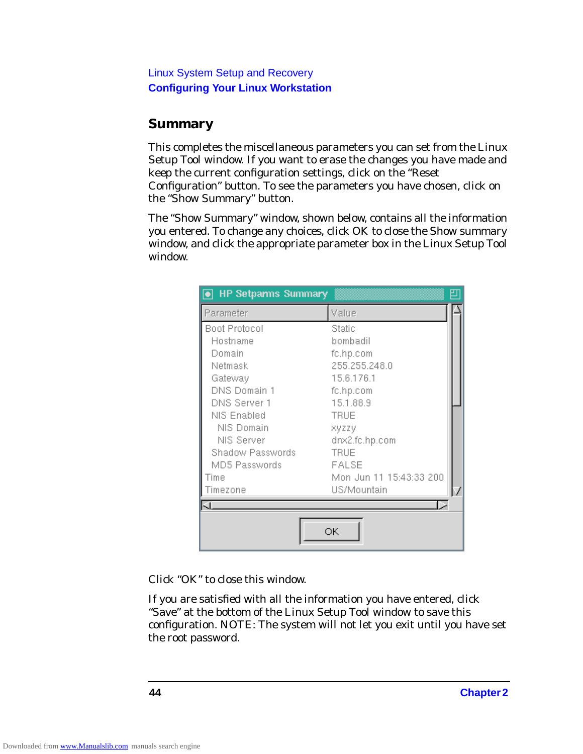## Summary

This completes the miscellaneous parameters you can set from the Linux Setup Tool window. If you want to erase the changes you have made and keep the current configuration settings, click on the "Reset Configuration" button. To see the parameters you have chosen, click on the "Show Summary" button.

The "Show Summary" window, shown below, contains all the information you entered. To change any choices, click OK to close the Show summary window, and click the appropriate parameter box in the Linux Setup Tool window.

**HP Setparms Summary**

| Parameter | Value |
|---|---|
| Boot Protocol | Static |
| Hostname | bombadil |
| Domain | fc.hp.com |
| Netmask | 255.255.248.0 |
| Gateway | 15.6.176.1 |
| DNS Domain 1 | fc.hp.com |
| DNS Server 1 | 15.1.88.9 |
| NIS Enabled | TRUE |
| NIS Domain | xyzzy |
| NIS Server | dnx2.fc.hp.com |
| Shadow Passwords | TRUE |
| MD5 Passwords | FALSE |
| Time | Mon Jun 11 15:43:33 200 |
| Timezone | US/Mountain |

OK

Click "OK" to close this window.

If you are satisfied with all the information you have entered, click "Save" at the bottom of the Linux Setup Tool window to save this configuration. NOTE: The system will not let you exit until you have set the root password.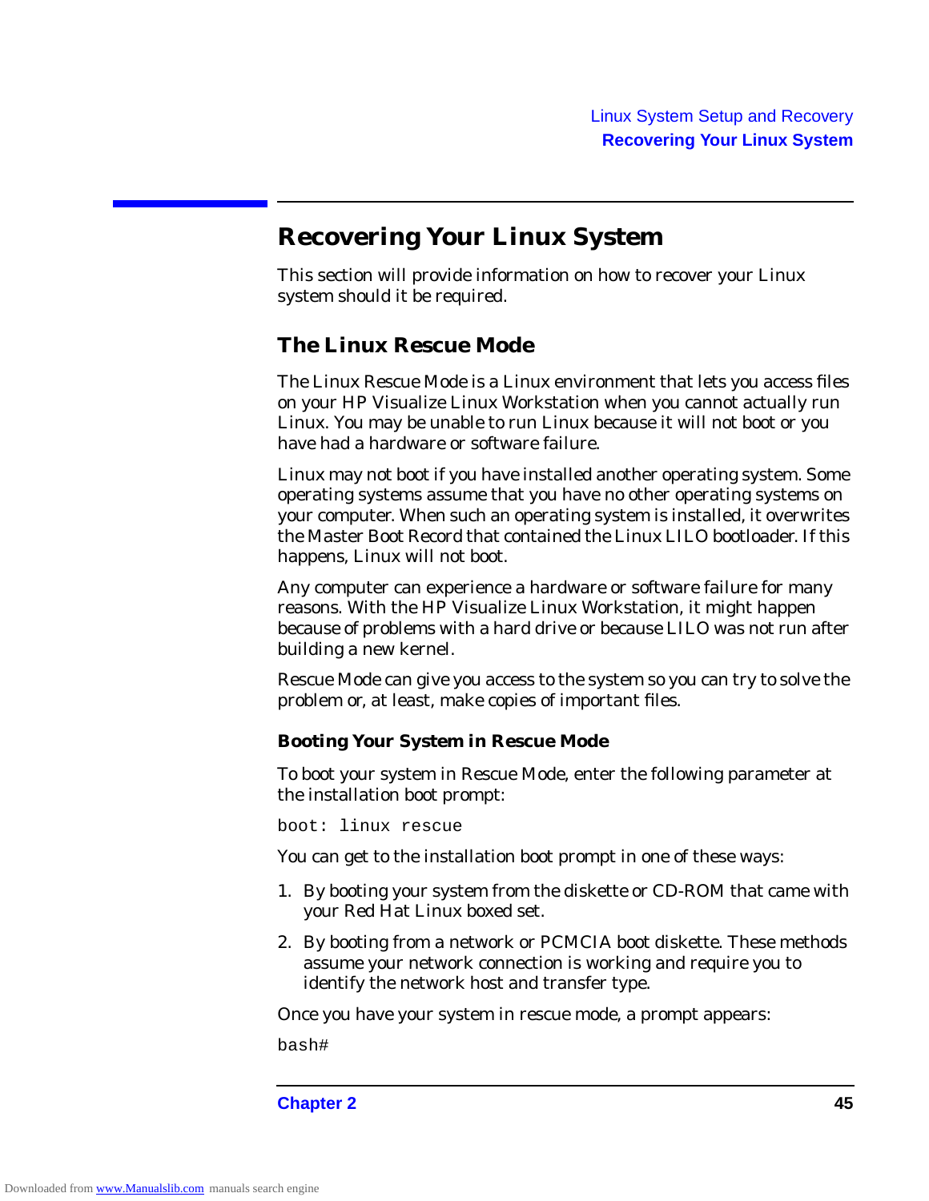# Recovering Your Linux System

This section will provide information on how to recover your Linux system should it be required.

## The Linux Rescue Mode

The Linux Rescue Mode is a Linux environment that lets you access files on your HP Visualize Linux Workstation when you cannot actually run Linux. You may be unable to run Linux because it will not boot or you have had a hardware or software failure.

Linux may not boot if you have installed another operating system. Some operating systems assume that you have no other operating systems on your computer. When such an operating system is installed, it overwrites the Master Boot Record that contained the Linux LILO bootloader. If this happens, Linux will not boot.

Any computer can experience a hardware or software failure for many reasons. With the HP Visualize Linux Workstation, it might happen because of problems with a hard drive or because LILO was not run after building a new kernel.

Rescue Mode can give you access to the system so you can try to solve the problem or, at least, make copies of important files.

### Booting Your System in Rescue Mode

To boot your system in Rescue Mode, enter the following parameter at the installation boot prompt:

```
boot: linux rescue
```

You can get to the installation boot prompt in one of these ways:

1. By booting your system from the diskette or CD-ROM that came with your Red Hat Linux boxed set.
2. By booting from a network or PCMCIA boot diskette. These methods assume your network connection is working and require you to identify the network host and transfer type.

Once you have your system in rescue mode, a prompt appears:

```
bash#
```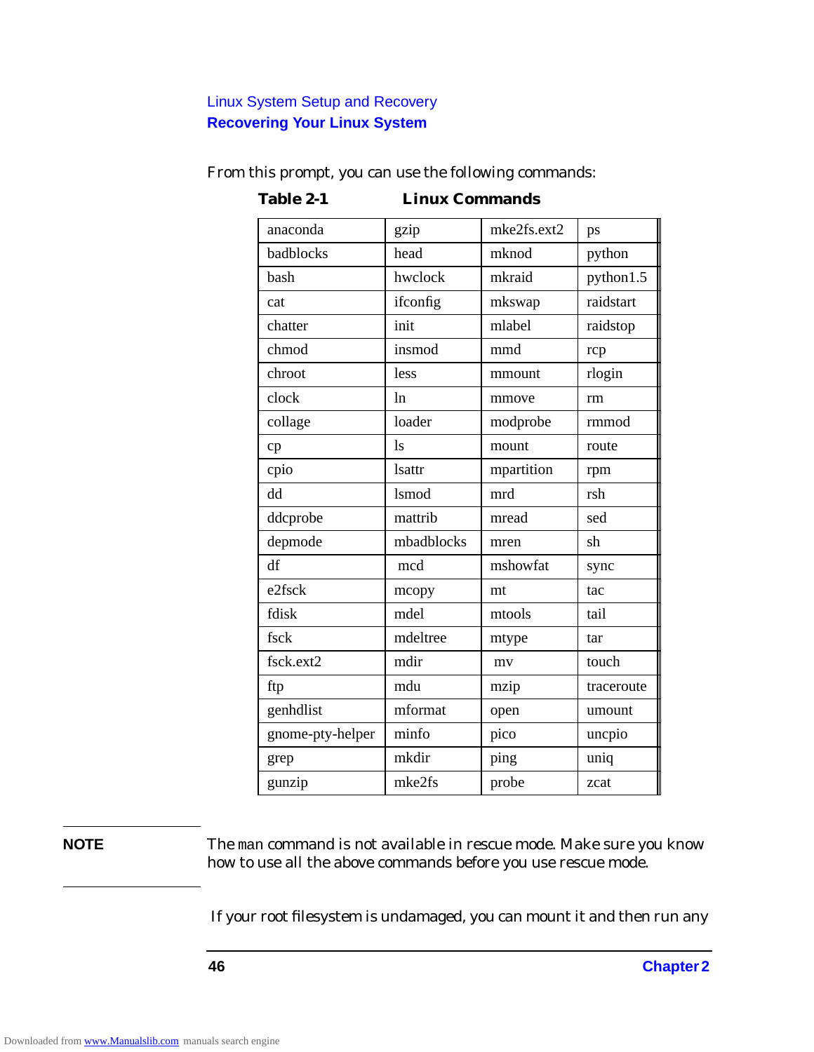From this prompt, you can use the following commands:

**Table 2-1 Linux Commands**

| | | | |
|---|---|---|---|
| anaconda | gzip | mke2fs.ext2 | ps |
| badblocks | head | mknod | python |
| bash | hwclock | mkraid | python1.5 |
| cat | ifconfig | mkswap | raidstart |
| chatter | init | mlabel | raidstop |
| chmod | insmod | mmd | rcp |
| chroot | less | mmount | rlogin |
| clock | ln | mmove | rm |
| collage | loader | modprobe | rmmod |
| cp | ls | mount | route |
| cpio | lsattr | mpartition | rpm |
| dd | lsmod | mrd | rsh |
| ddcprobe | mattrib | mread | sed |
| depmode | mbadblocks | mren | sh |
| df | mcd | mshowfat | sync |
| e2fsck | mcopy | mt | tac |
| fdisk | mdel | mtools | tail |
| fsck | mdeltree | mtype | tar |
| fsck.ext2 | mdir | mv | touch |
| ftp | mdu | mzip | traceroute |
| genhdlist | mformat | open | umount |
| gnome-pty-helper | minfo | pico | uncpio |
| grep | mkdir | ping | uniq |
| gunzip | mke2fs | probe | zcat |

**NOTE** The `man` command is not available in rescue mode. Make sure you know how to use all the above commands before you use rescue mode.

If your root filesystem is undamaged, you can mount it and then run any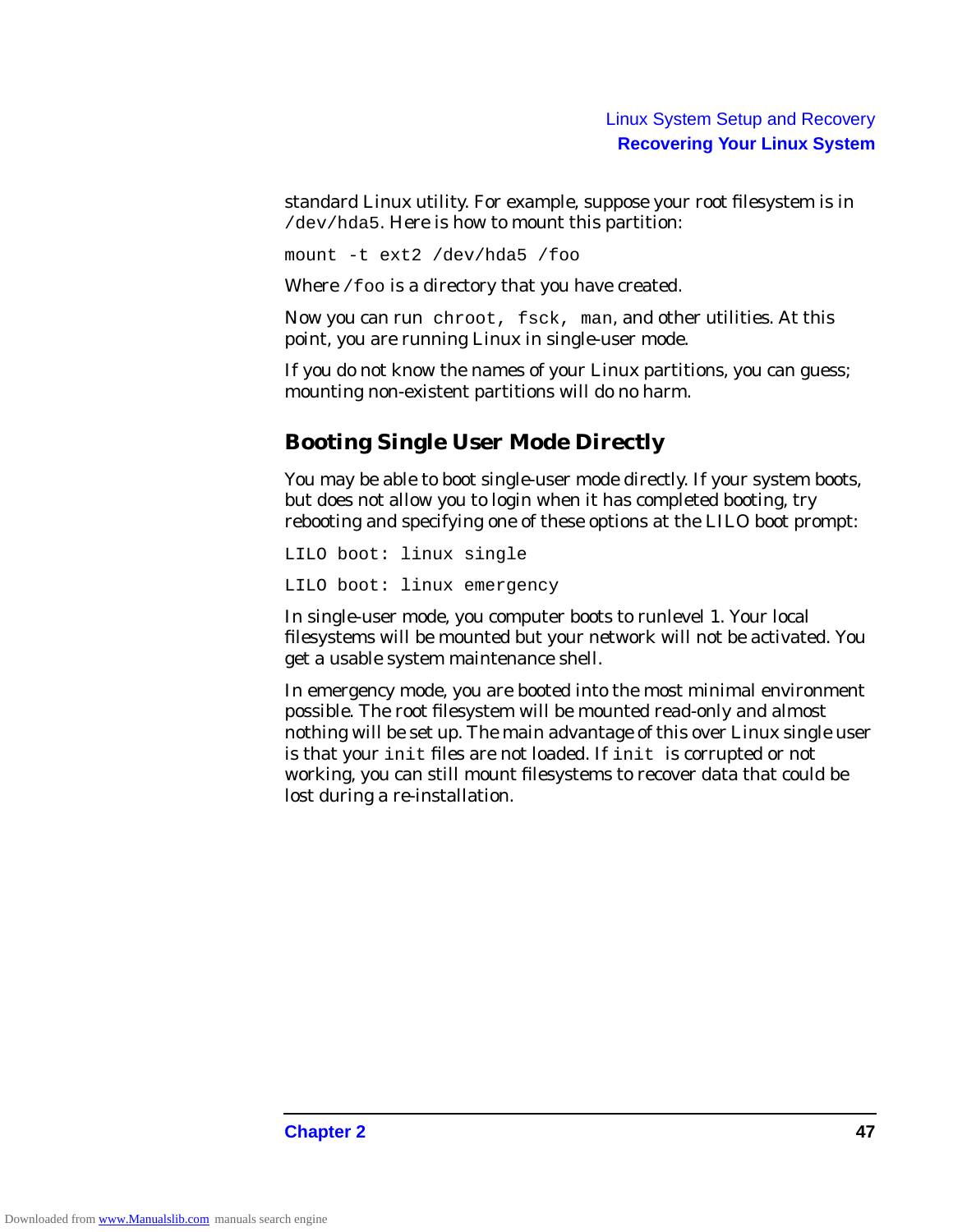standard Linux utility. For example, suppose your root filesystem is in `/dev/hda5`. Here is how to mount this partition:

```
mount -t ext2 /dev/hda5 /foo
```

Where `/foo` is a directory that you have created.

Now you can run `chroot`, `fsck`, `man`, and other utilities. At this point, you are running Linux in single-user mode.

If you do not know the names of your Linux partitions, you can guess; mounting non-existent partitions will do no harm.

## Booting Single User Mode Directly

You may be able to boot single-user mode directly. If your system boots, but does not allow you to login when it has completed booting, try rebooting and specifying one of these options at the LILO boot prompt:

```
LILO boot: linux single
```

```
LILO boot: linux emergency
```

In single-user mode, you computer boots to runlevel 1. Your local filesystems will be mounted but your network will not be activated. You get a usable system maintenance shell.

In emergency mode, you are booted into the most minimal environment possible. The root filesystem will be mounted read-only and almost nothing will be set up. The main advantage of this over Linux single user is that your `init` files are not loaded. If `init` is corrupted or not working, you can still mount filesystems to recover data that could be lost during a re-installation.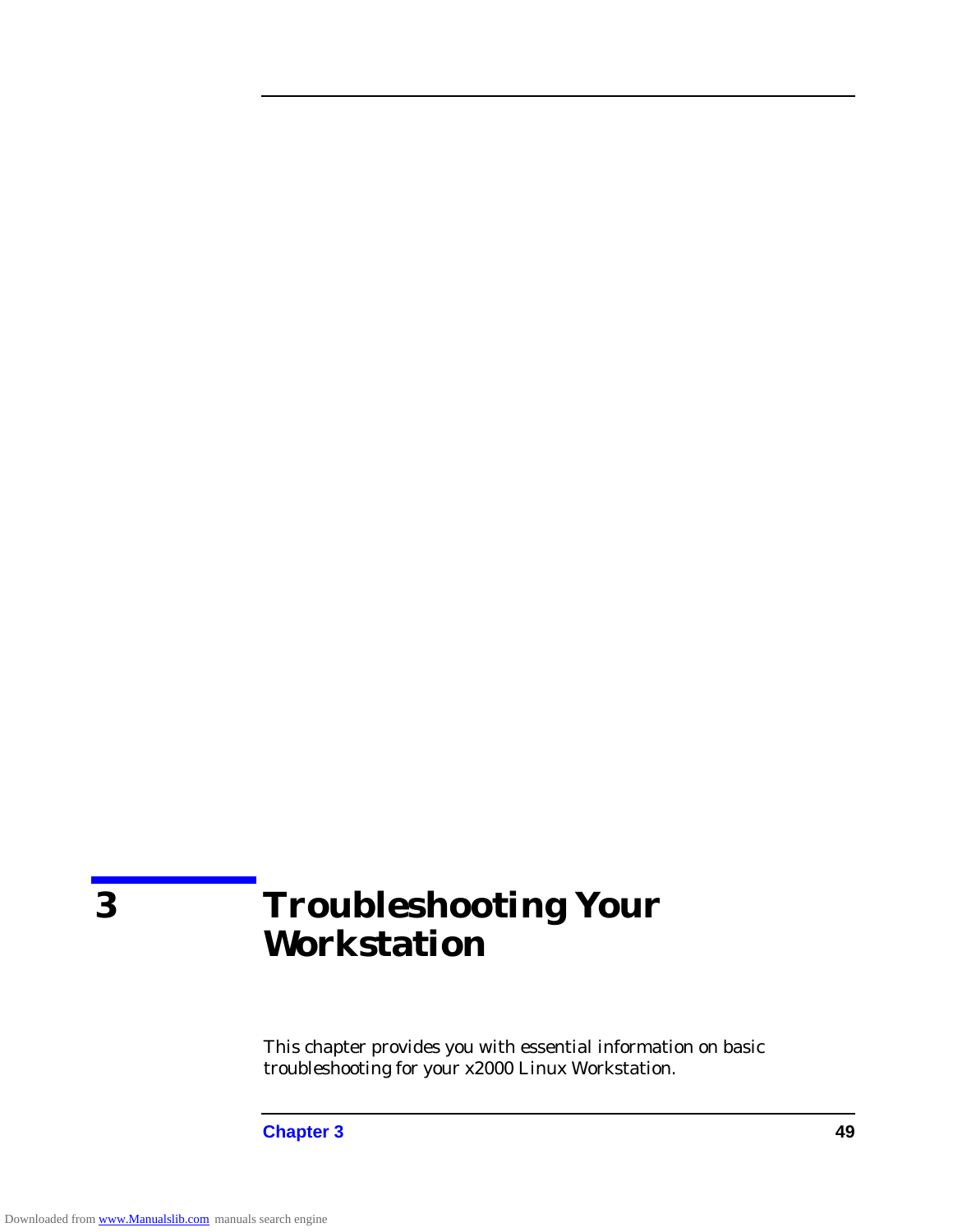# 3 Troubleshooting Your Workstation

This chapter provides you with essential information on basic troubleshooting for your x2000 Linux Workstation.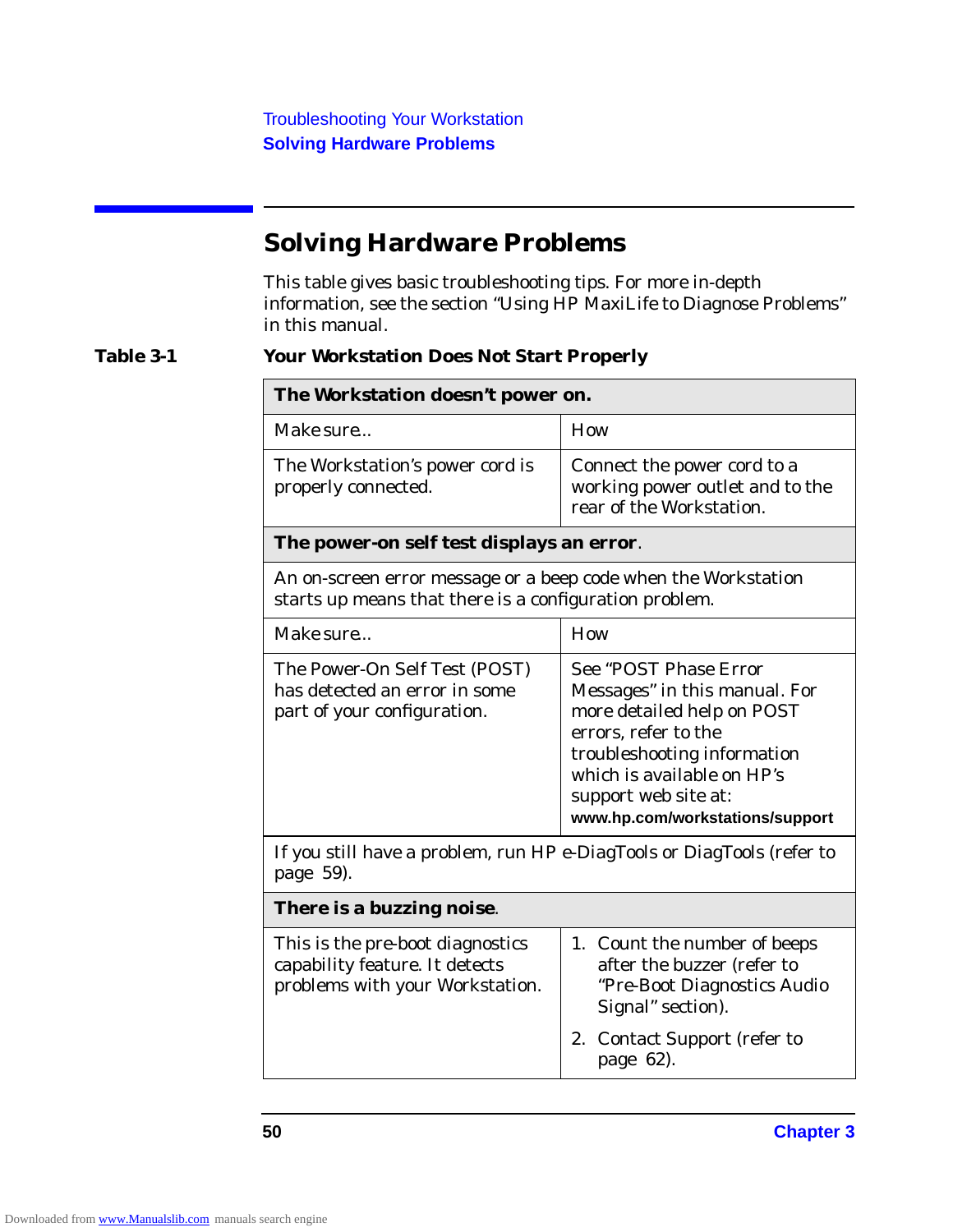## Solving Hardware Problems

This table gives basic troubleshooting tips. For more in-depth information, see the section "Using HP MaxiLife to Diagnose Problems" in this manual.

**Table 3-1 Your Workstation Does Not Start Properly**

| **The Workstation doesn't power on.** | |
|---|---|
| Make sure.. | How |
| The Workstation's power cord is properly connected. | Connect the power cord to a working power outlet and to the rear of the Workstation. |
| **The power-on self test displays an error**. | |
| An on-screen error message or a beep code when the Workstation starts up means that there is a configuration problem. | |
| Make sure.. | How |
| The Power-On Self Test (POST) has detected an error in some part of your configuration. | See "POST Phase Error Messages" in this manual. For more detailed help on POST errors, refer to the troubleshooting information which is available on HP's support web site at: **www.hp.com/workstations/support** |
| If you still have a problem, run HP e-DiagTools or DiagTools (refer to page 59). | |
| **There is a buzzing noise**. | |
| This is the pre-boot diagnostics capability feature. It detects problems with your Workstation. | 1. Count the number of beeps after the buzzer (refer to "Pre-Boot Diagnostics Audio Signal" section). 2. Contact Support (refer to page 62). |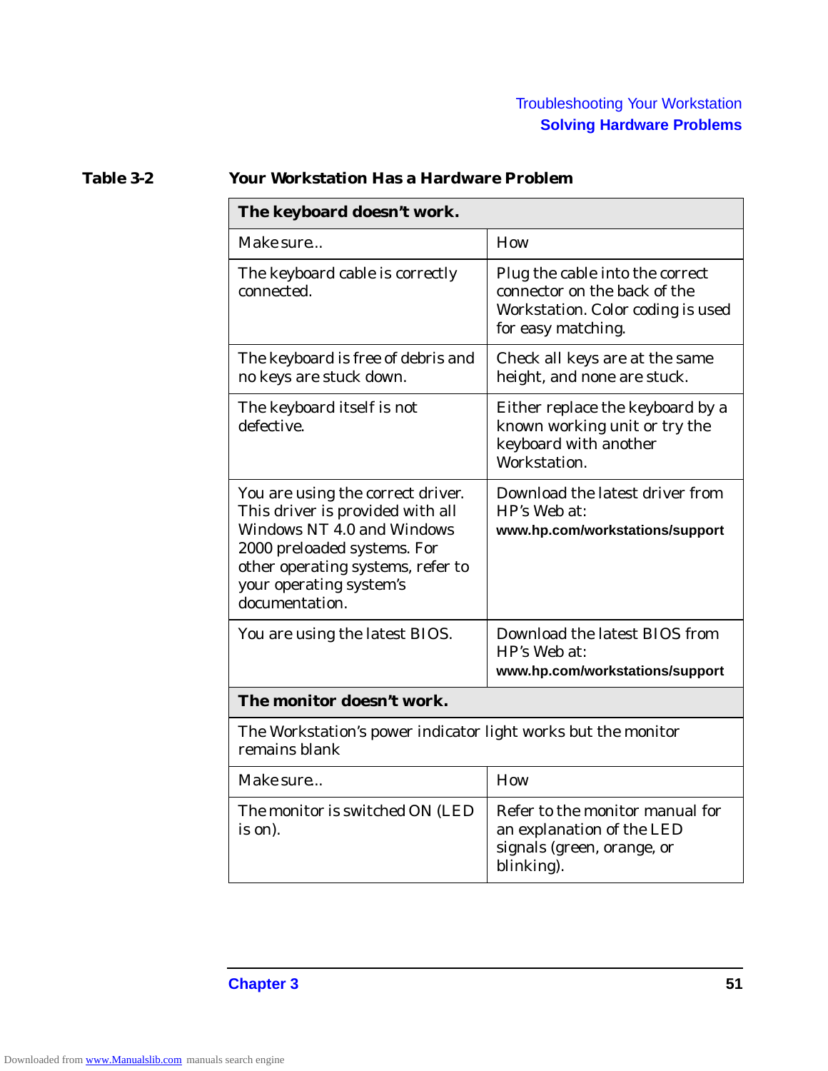**Table 3-2 Your Workstation Has a Hardware Problem**

| **The keyboard doesn't work.** | |
|---|---|
| Make sure.. | How |
| The keyboard cable is correctly connected. | Plug the cable into the correct connector on the back of the Workstation. Color coding is used for easy matching. |
| The keyboard is free of debris and no keys are stuck down. | Check all keys are at the same height, and none are stuck. |
| The keyboard itself is not defective. | Either replace the keyboard by a known working unit or try the keyboard with another Workstation. |
| You are using the correct driver. This driver is provided with all Windows NT 4.0 and Windows 2000 preloaded systems. For other operating systems, refer to your operating system's documentation. | Download the latest driver from HP's Web at: **www.hp.com/workstations/support** |
| You are using the latest BIOS. | Download the latest BIOS from HP's Web at: **www.hp.com/workstations/support** |
| **The monitor doesn't work.** | |
| The Workstation's power indicator light works but the monitor remains blank | |
| Make sure.. | How |
| The monitor is switched ON (LED is on). | Refer to the monitor manual for an explanation of the LED signals (green, orange, or blinking). |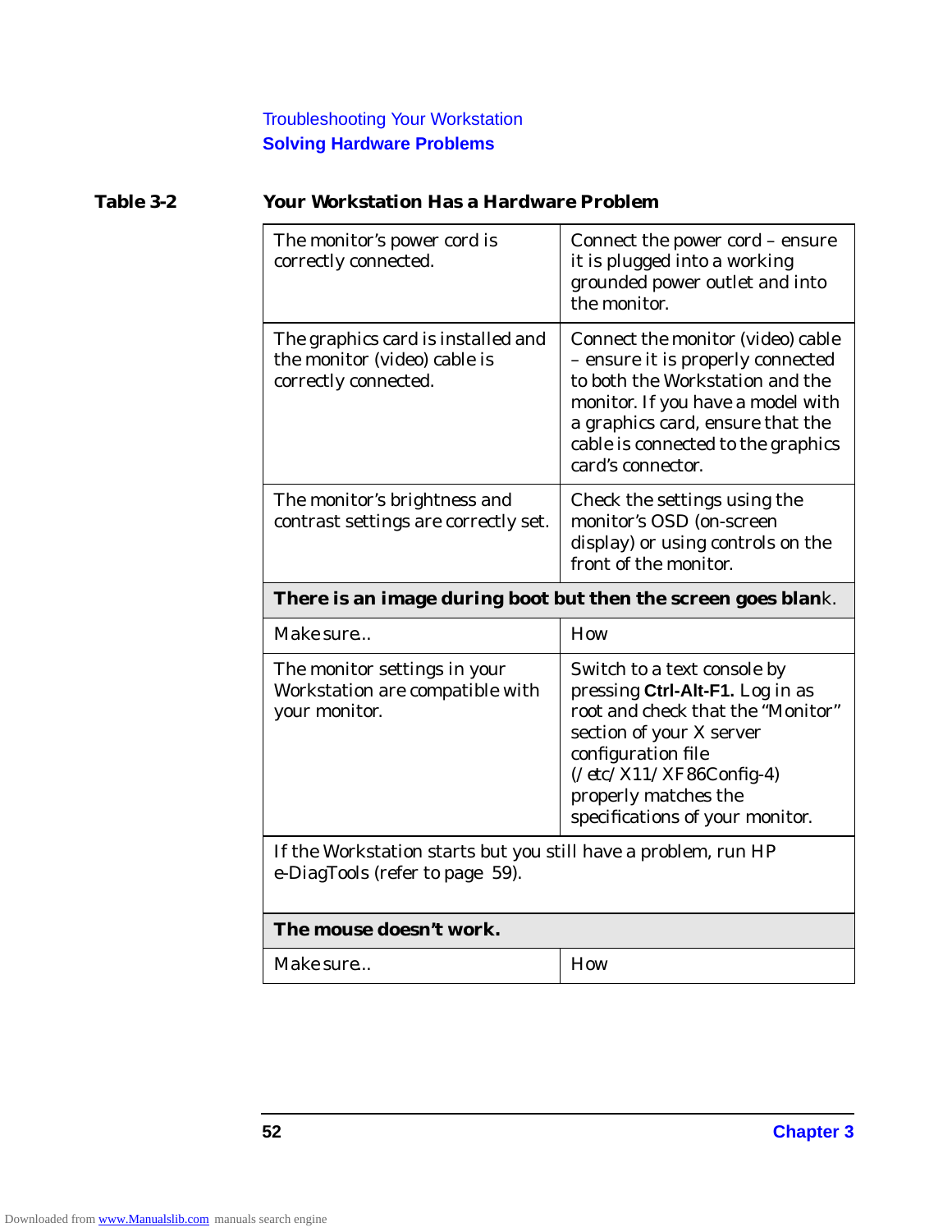Troubleshooting Your Workstation

## Solving Hardware Problems

**Table 3-2 Your Workstation Has a Hardware Problem**

| | |
|---|---|
| The monitor's power cord is correctly connected. | Connect the power cord – ensure it is plugged into a working grounded power outlet and into the monitor. |
| The graphics card is installed and the monitor (video) cable is correctly connected. | Connect the monitor (video) cable – ensure it is properly connected to both the Workstation and the monitor. If you have a model with a graphics card, ensure that the cable is connected to the graphics card's connector. |
| The monitor's brightness and contrast settings are correctly set. | Check the settings using the monitor's OSD (on-screen display) or using controls on the front of the monitor. |
| **There is an image during boot but then the screen goes blank.** | |
| Make sure.. | How |
| The monitor settings in your Workstation are compatible with your monitor. | Switch to a text console by pressing **Ctrl-Alt-F1.** Log in as root and check that the "Monitor" section of your X server configuration file (/etc/X11/XF86Config-4) properly matches the specifications of your monitor. |
| If the Workstation starts but you still have a problem, run HP e-DiagTools (refer to page 59). | |
| **The mouse doesn't work.** | |
| Make sure.. | How |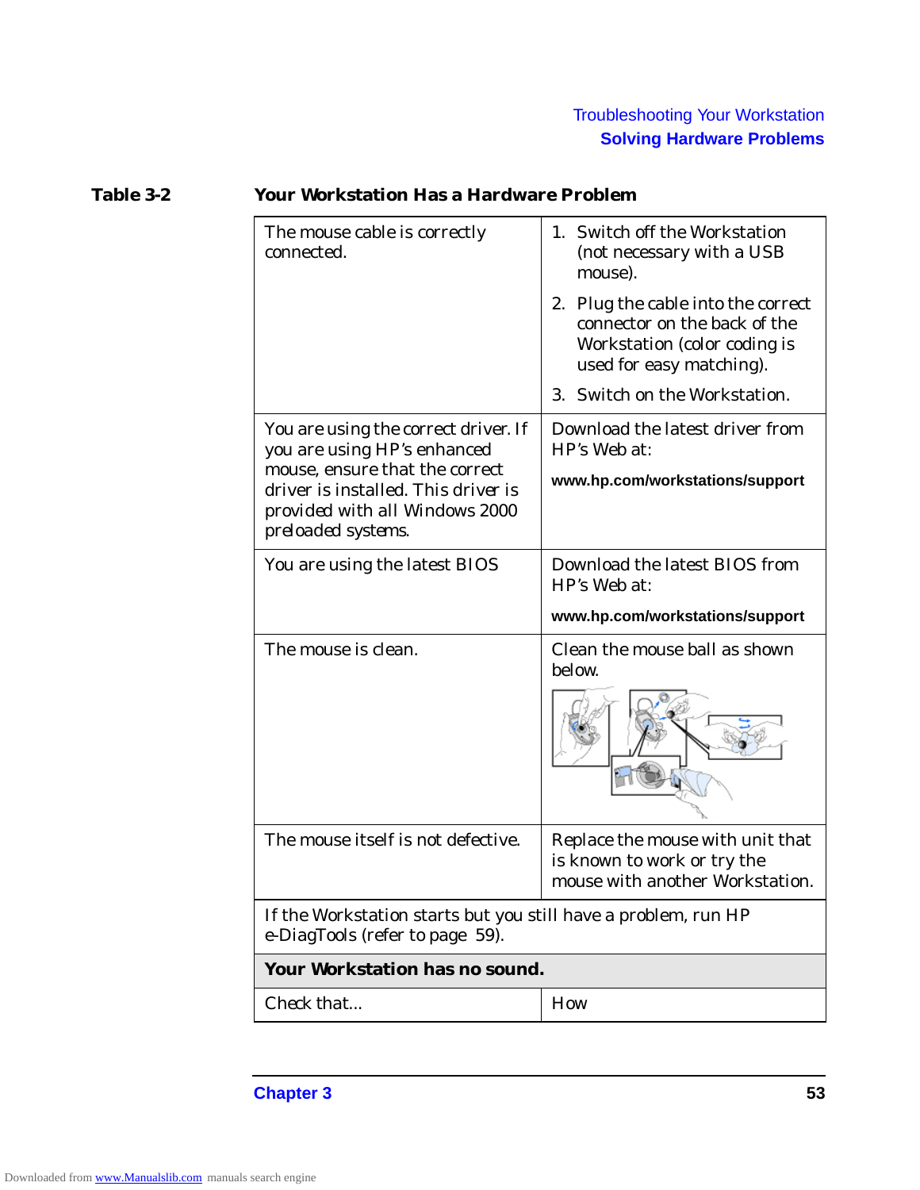**Table 3-2 Your Workstation Has a Hardware Problem**

| | |
|---|---|
| The mouse cable is correctly connected. | 1. Switch off the Workstation (not necessary with a USB mouse).<br>2. Plug the cable into the correct connector on the back of the Workstation (color coding is used for easy matching).<br>3. Switch on the Workstation. |
| You are using the correct driver. If you are using HP's enhanced mouse, ensure that the correct driver is installed. This driver is provided with all Windows 2000 preloaded systems. | Download the latest driver from HP's Web at:<br>**www.hp.com/workstations/support** |
| You are using the latest BIOS | Download the latest BIOS from HP's Web at:<br>**www.hp.com/workstations/support** |
| The mouse is clean. | Clean the mouse ball as shown below. |
| The mouse itself is not defective. | Replace the mouse with unit that is known to work or try the mouse with another Workstation. |
| If the Workstation starts but you still have a problem, run HP e-DiagTools (refer to page 59). | |
| **Your Workstation has no sound.** | |
| Check that... | How |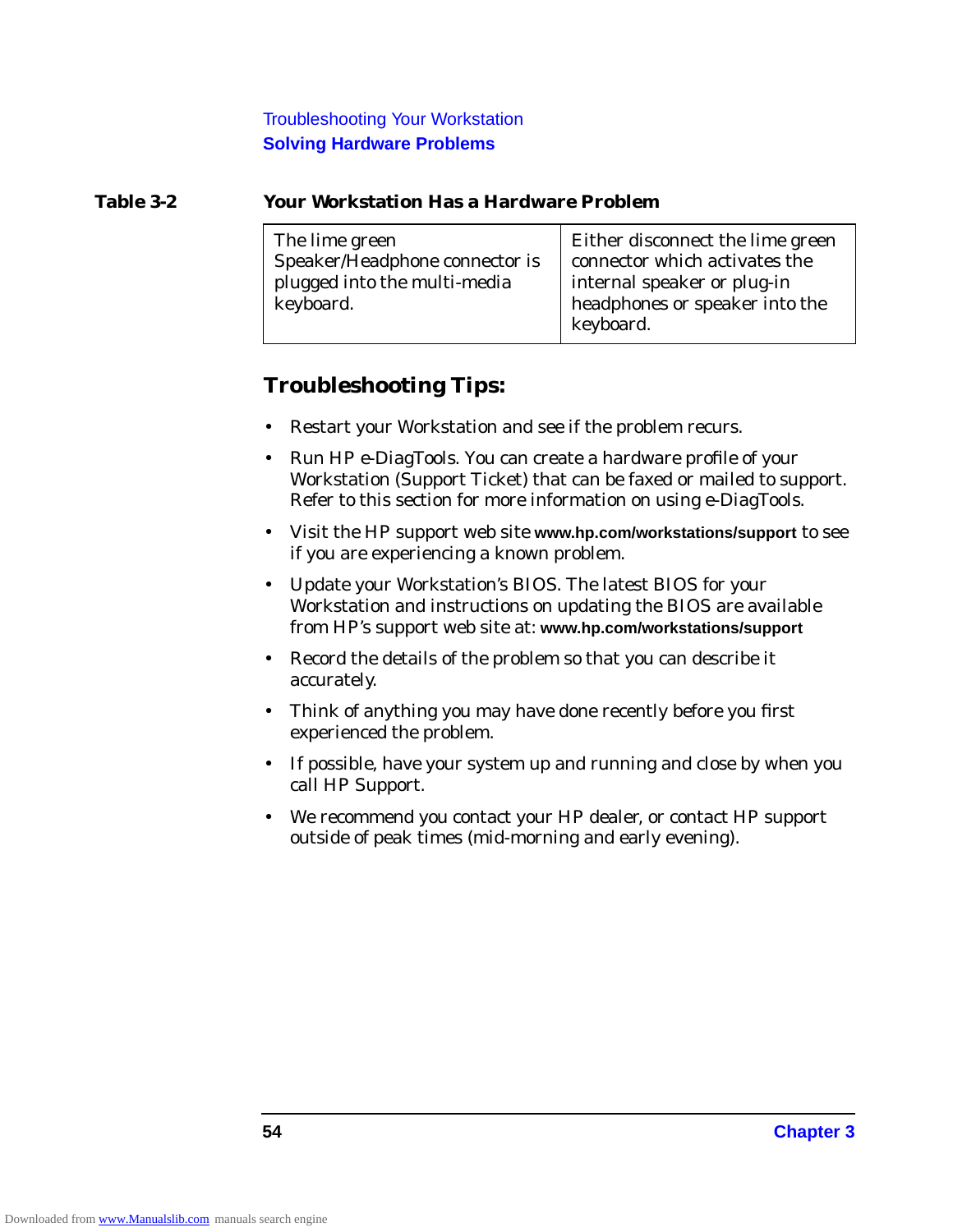**Table 3-2 Your Workstation Has a Hardware Problem**

| | |
|---|---|
| The lime green Speaker/Headphone connector is plugged into the multi-media keyboard. | Either disconnect the lime green connector which activates the internal speaker or plug-in headphones or speaker into the keyboard. |

## Troubleshooting Tips:

- Restart your Workstation and see if the problem recurs.
- Run HP e-DiagTools. You can create a hardware profile of your Workstation (Support Ticket) that can be faxed or mailed to support. Refer to this section for more information on using e-DiagTools.
- Visit the HP support web site **www.hp.com/workstations/support** to see if you are experiencing a known problem.
- Update your Workstation's BIOS. The latest BIOS for your Workstation and instructions on updating the BIOS are available from HP's support web site at: **www.hp.com/workstations/support**
- Record the details of the problem so that you can describe it accurately.
- Think of anything you may have done recently before you first experienced the problem.
- If possible, have your system up and running and close by when you call HP Support.
- We recommend you contact your HP dealer, or contact HP support outside of peak times (mid-morning and early evening).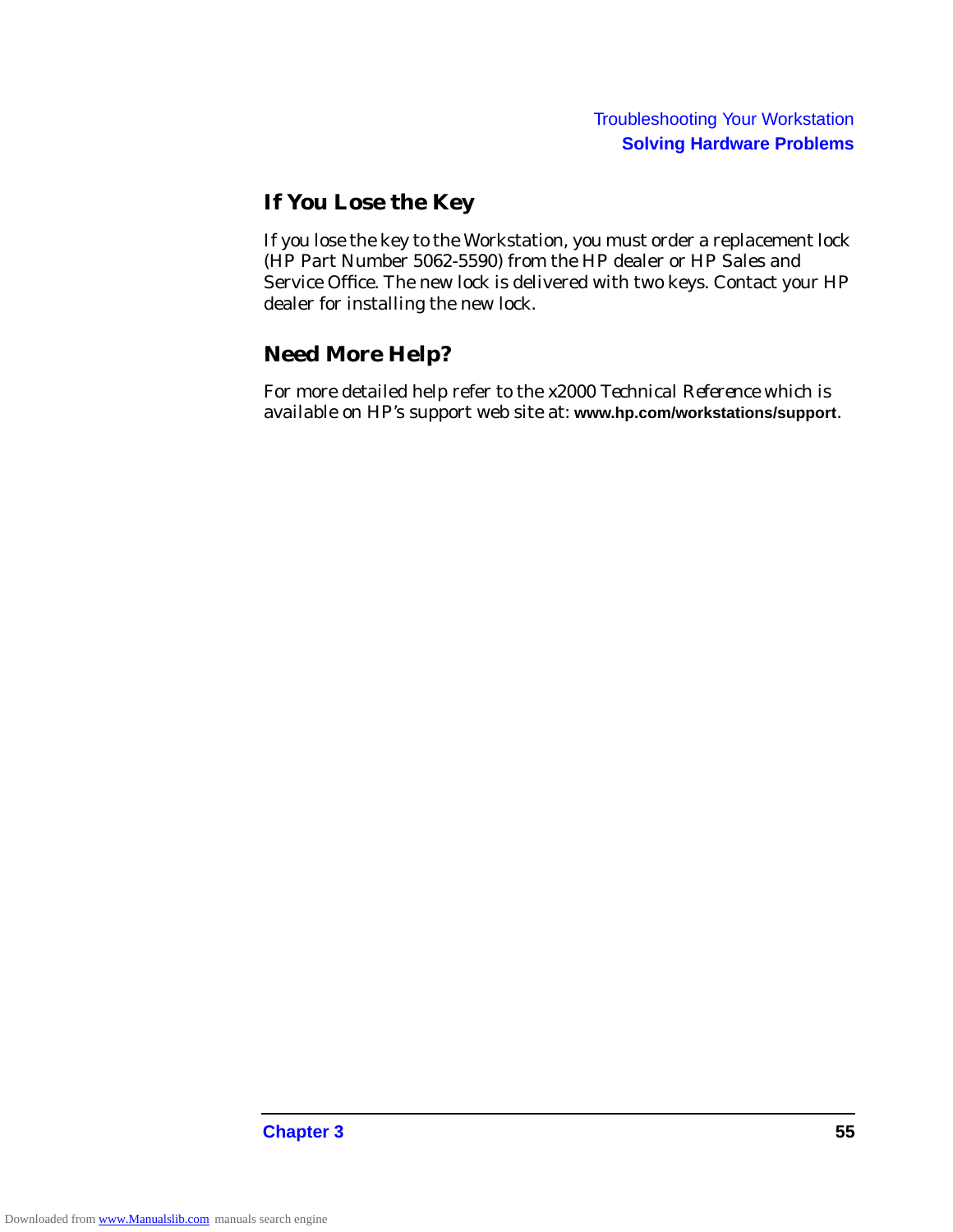## If You Lose the Key

If you lose the key to the Workstation, you must order a replacement lock (HP Part Number 5062-5590) from the HP dealer or HP Sales and Service Office. The new lock is delivered with two keys. Contact your HP dealer for installing the new lock.

## Need More Help?

For more detailed help refer to the x2000 *Technical Reference* which is available on HP's support web site at: **www.hp.com/workstations/support**.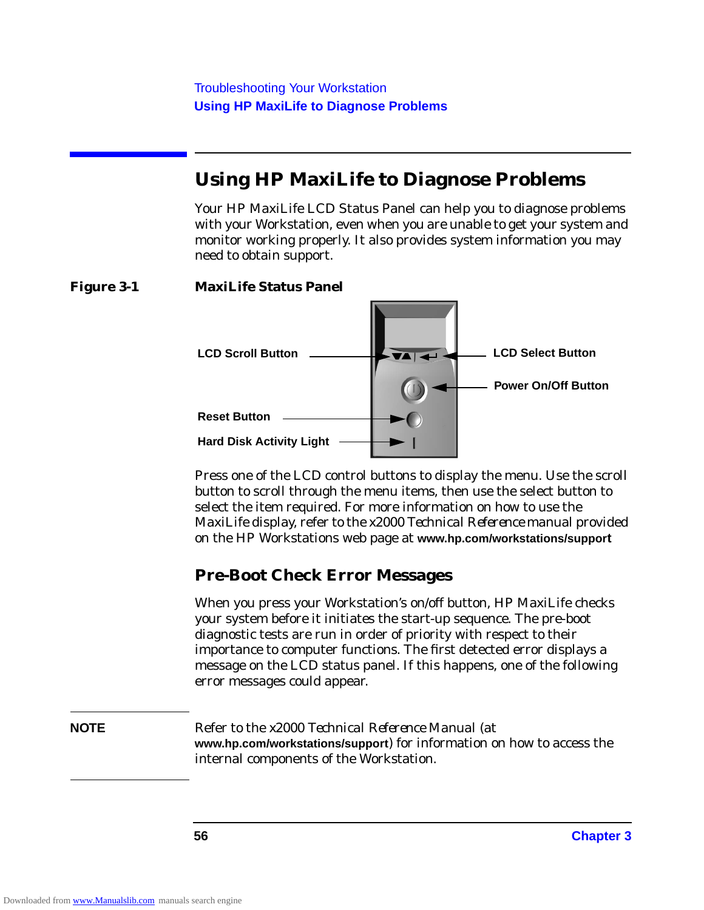## Using HP MaxiLife to Diagnose Problems

Your HP MaxiLife LCD Status Panel can help you to diagnose problems with your Workstation, even when you are unable to get your system and monitor working properly. It also provides system information you may need to obtain support.

**Figure 3-1 MaxiLife Status Panel**

LCD Scroll Button

LCD Select Button

Power On/Off Button

Reset Button

Hard Disk Activity Light

Press one of the LCD control buttons to display the menu. Use the scroll button to scroll through the menu items, then use the select button to select the item required. For more information on how to use the MaxiLife display, refer to the x2000 *Technical Reference* manual provided on the HP Workstations web page at **www.hp.com/workstations/support**

### Pre-Boot Check Error Messages

When you press your Workstation's on/off button, HP MaxiLife checks your system before it initiates the start-up sequence. The pre-boot diagnostic tests are run in order of priority with respect to their importance to computer functions. The first detected error displays a message on the LCD status panel. If this happens, one of the following error messages could appear.

**NOTE** Refer to the x2000 *Technical Reference* Manual (at **www.hp.com/workstations/support**) for information on how to access the internal components of the Workstation.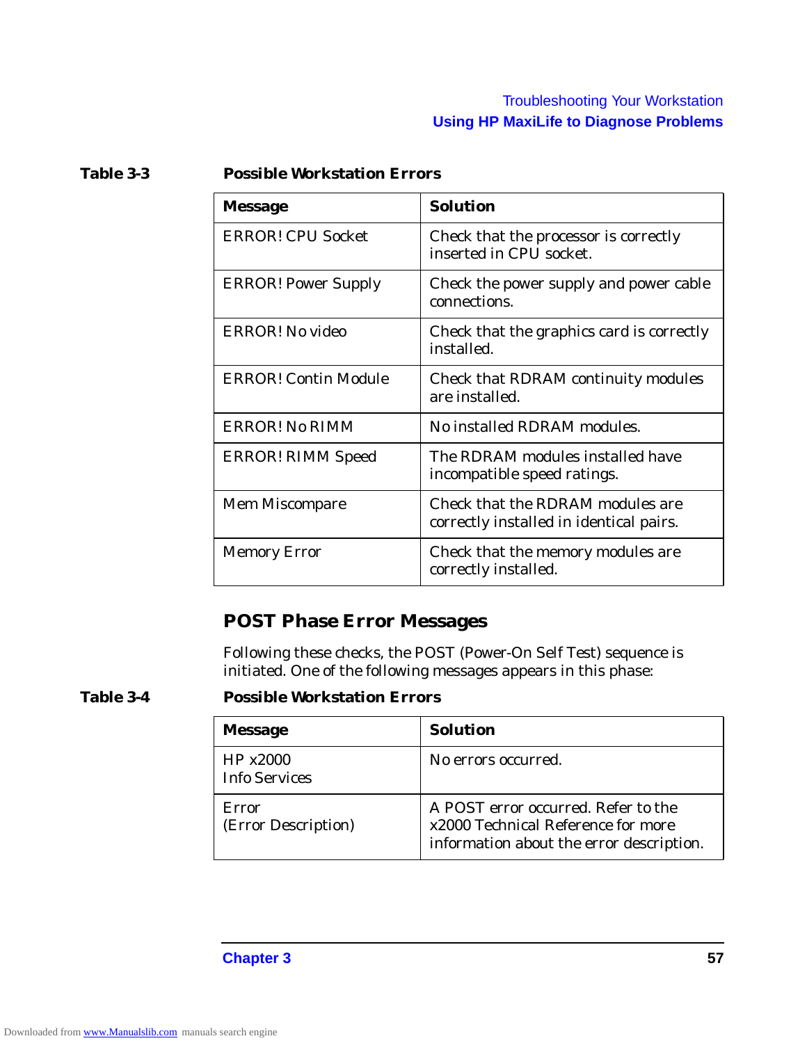**Table 3-3 Possible Workstation Errors**

| Message | Solution |
| --- | --- |
| ERROR! CPU Socket | Check that the processor is correctly inserted in CPU socket. |
| ERROR! Power Supply | Check the power supply and power cable connections. |
| ERROR! No video | Check that the graphics card is correctly installed. |
| ERROR! Contin Module | Check that RDRAM continuity modules are installed. |
| ERROR! No RIMM | No installed RDRAM modules. |
| ERROR! RIMM Speed | The RDRAM modules installed have incompatible speed ratings. |
| Mem Miscompare | Check that the RDRAM modules are correctly installed in identical pairs. |
| Memory Error | Check that the memory modules are correctly installed. |

## POST Phase Error Messages

Following these checks, the POST (Power-On Self Test) sequence is initiated. One of the following messages appears in this phase:

**Table 3-4 Possible Workstation Errors**

| Message | Solution |
| --- | --- |
| HP x2000 Info Services | No errors occurred. |
| Error (Error Description) | A POST error occurred. Refer to the x2000 Technical Reference for more information about the error description. |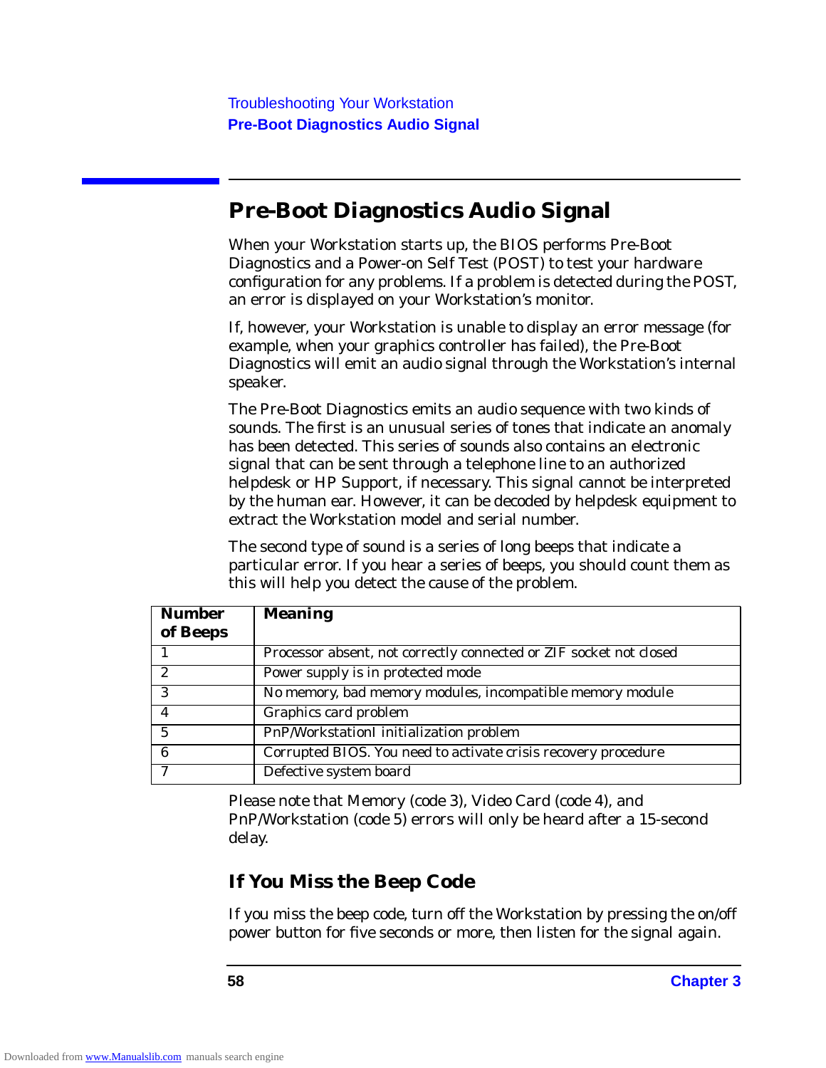## Pre-Boot Diagnostics Audio Signal

When your Workstation starts up, the BIOS performs Pre-Boot Diagnostics and a Power-on Self Test (POST) to test your hardware configuration for any problems. If a problem is detected during the POST, an error is displayed on your Workstation's monitor.

If, however, your Workstation is unable to display an error message (for example, when your graphics controller has failed), the Pre-Boot Diagnostics will emit an audio signal through the Workstation's internal speaker.

The Pre-Boot Diagnostics emits an audio sequence with two kinds of sounds. The first is an unusual series of tones that indicate an anomaly has been detected. This series of sounds also contains an electronic signal that can be sent through a telephone line to an authorized helpdesk or HP Support, if necessary. This signal cannot be interpreted by the human ear. However, it can be decoded by helpdesk equipment to extract the Workstation model and serial number.

The second type of sound is a series of long beeps that indicate a particular error. If you hear a series of beeps, you should count them as this will help you detect the cause of the problem.

| Number of Beeps | Meaning |
|---|---|
| 1 | Processor absent, not correctly connected or ZIF socket not closed |
| 2 | Power supply is in protected mode |
| 3 | No memory, bad memory modules, incompatible memory module |
| 4 | Graphics card problem |
| 5 | PnP/WorkstationI initialization problem |
| 6 | Corrupted BIOS. You need to activate crisis recovery procedure |
| 7 | Defective system board |

Please note that Memory (code 3), Video Card (code 4), and PnP/Workstation (code 5) errors will only be heard after a 15-second delay.

### If You Miss the Beep Code

If you miss the beep code, turn off the Workstation by pressing the on/off power button for five seconds or more, then listen for the signal again.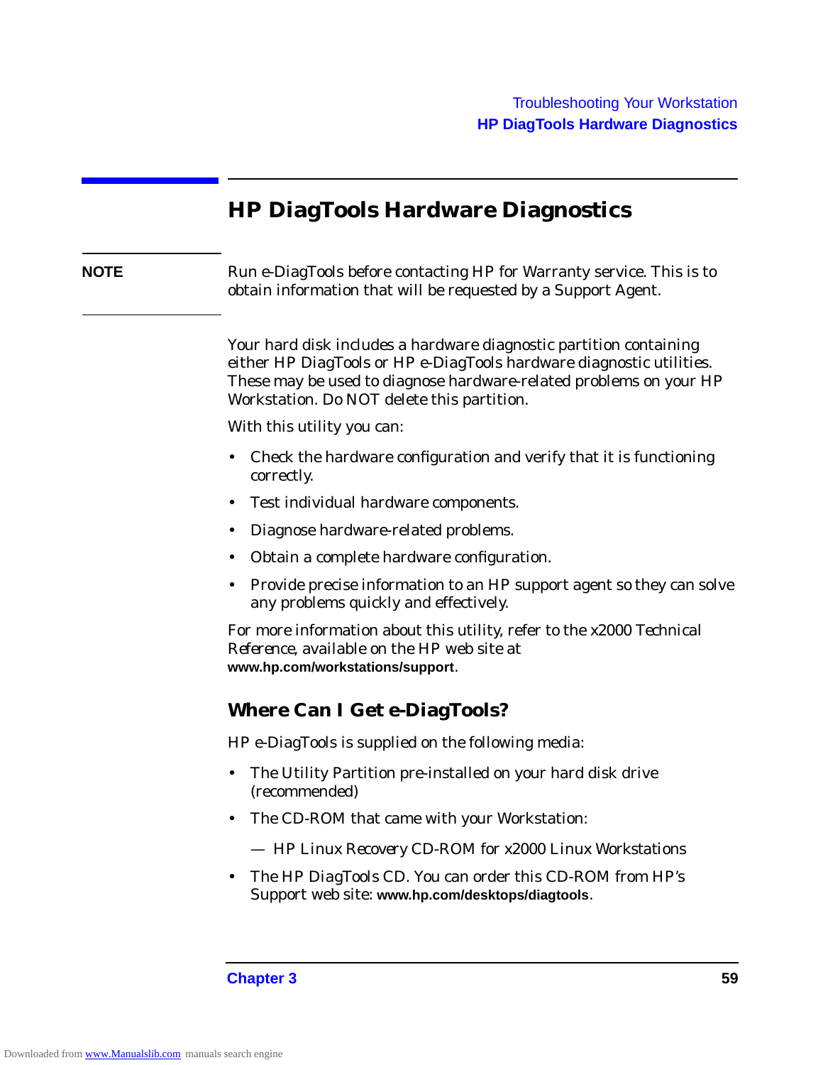## HP DiagTools Hardware Diagnostics

**NOTE** Run e-DiagTools before contacting HP for Warranty service. This is to obtain information that will be requested by a Support Agent.

Your hard disk includes a hardware diagnostic partition containing either HP DiagTools or HP e-DiagTools hardware diagnostic utilities. These may be used to diagnose hardware-related problems on your HP Workstation. Do NOT delete this partition.

With this utility you can:

- Check the hardware configuration and verify that it is functioning correctly.
- Test individual hardware components.
- Diagnose hardware-related problems.
- Obtain a complete hardware configuration.
- Provide precise information to an HP support agent so they can solve any problems quickly and effectively.

For more information about this utility, refer to the *x2000 Technical Reference*, available on the HP web site at **www.hp.com/workstations/support**.

### Where Can I Get e-DiagTools?

HP e-DiagTools is supplied on the following media:

- The Utility Partition pre-installed on your hard disk drive (recommended)
- The CD-ROM that came with your Workstation:
  - *HP Linux Recovery CD-ROM for x2000 Linux Workstations*
- The HP DiagTools CD. You can order this CD-ROM from HP's Support web site: **www.hp.com/desktops/diagtools**.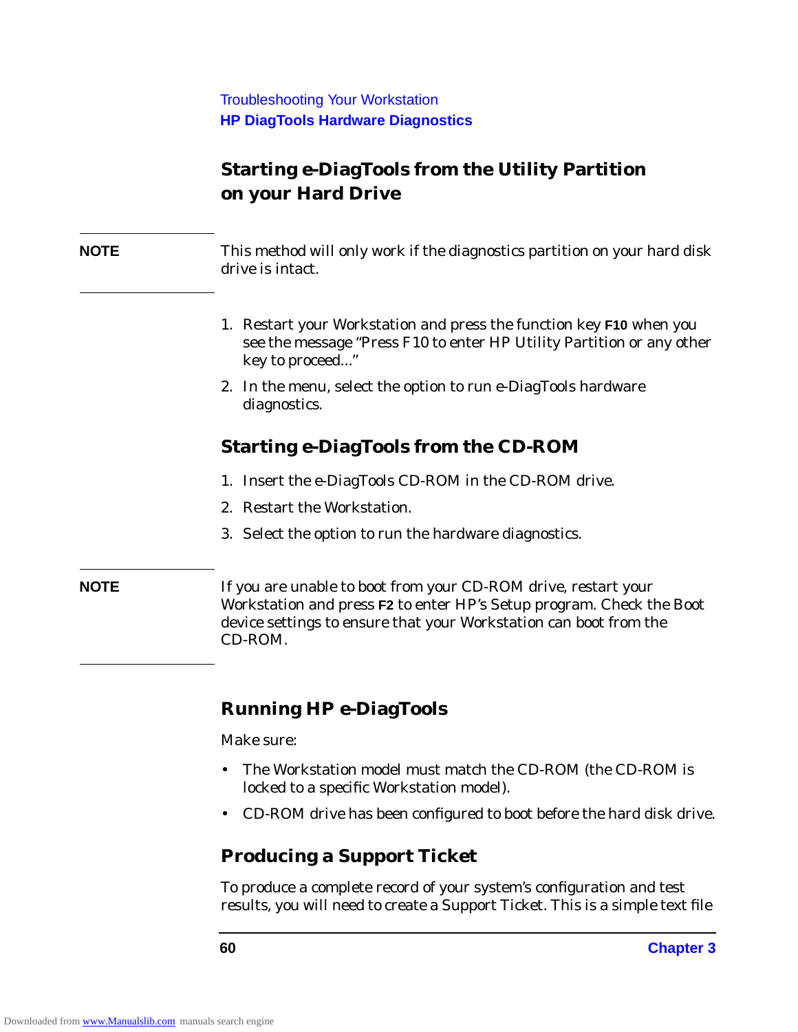## Starting e-DiagTools from the Utility Partition on your Hard Drive

**NOTE** This method will only work if the diagnostics partition on your hard disk drive is intact.

1. Restart your Workstation and press the function key **F10** when you see the message "Press F10 to enter HP Utility Partition or any other key to proceed..."
2. In the menu, select the option to run e-DiagTools hardware diagnostics.

## Starting e-DiagTools from the CD-ROM

1. Insert the e-DiagTools CD-ROM in the CD-ROM drive.
2. Restart the Workstation.
3. Select the option to run the hardware diagnostics.

**NOTE** If you are unable to boot from your CD-ROM drive, restart your Workstation and press **F2** to enter HP's Setup program. Check the Boot device settings to ensure that your Workstation can boot from the CD-ROM.

## Running HP e-DiagTools

Make sure:

- The Workstation model must match the CD-ROM (the CD-ROM is locked to a specific Workstation model).
- CD-ROM drive has been configured to boot before the hard disk drive.

## Producing a Support Ticket

To produce a complete record of your system's configuration and test results, you will need to create a Support Ticket. This is a simple text file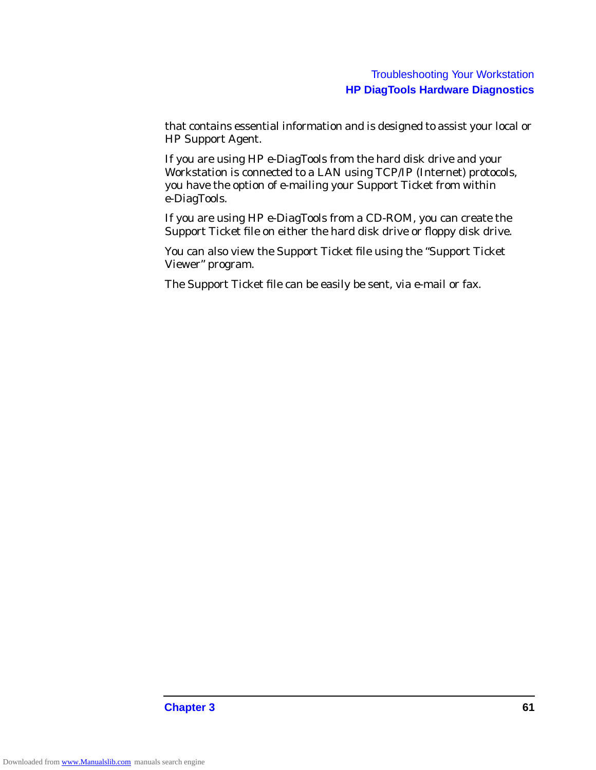that contains essential information and is designed to assist your local or HP Support Agent.

If you are using HP e-DiagTools from the hard disk drive and your Workstation is connected to a LAN using TCP/IP (Internet) protocols, you have the option of e-mailing your Support Ticket from within e-DiagTools.

If you are using HP e-DiagTools from a CD-ROM, you can create the Support Ticket file on either the hard disk drive or floppy disk drive.

You can also view the Support Ticket file using the “Support Ticket Viewer” program.

The Support Ticket file can be easily be sent, via e-mail or fax.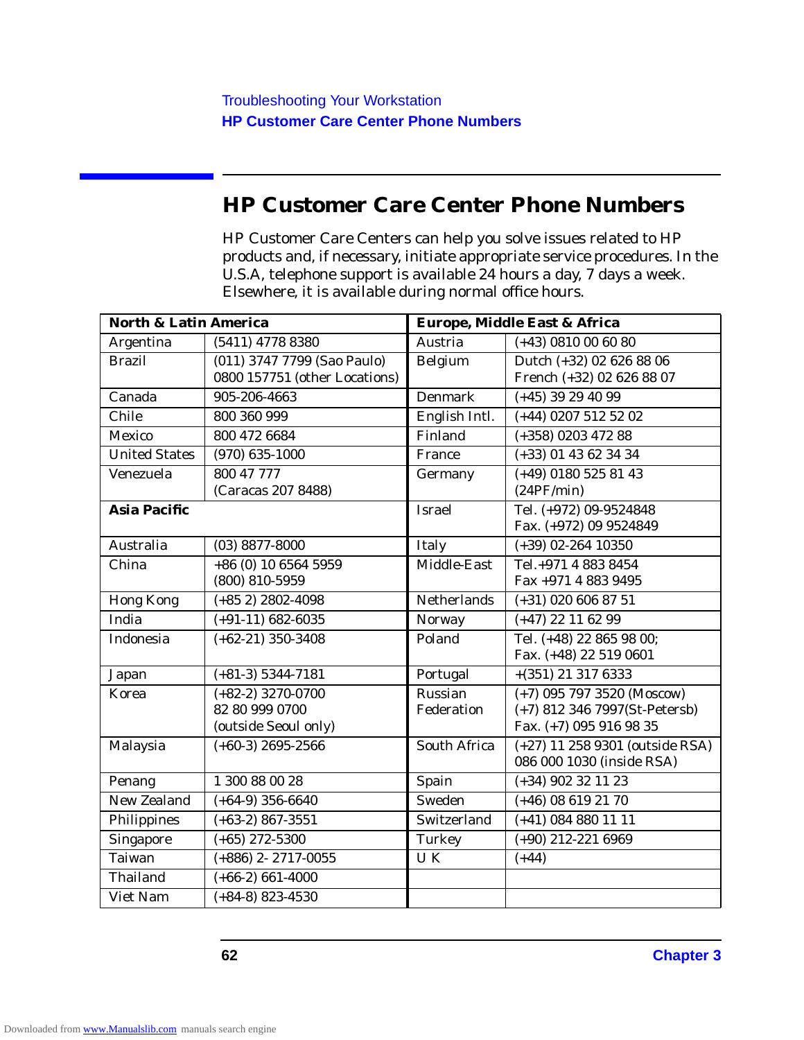## HP Customer Care Center Phone Numbers

HP Customer Care Centers can help you solve issues related to HP products and, if necessary, initiate appropriate service procedures. In the U.S.A, telephone support is available 24 hours a day, 7 days a week. Elsewhere, it is available during normal office hours.

| **North & Latin America** | | **Europe, Middle East & Africa** | |
|---|---|---|---|
| Argentina | (5411) 4778 8380 | Austria | (+43) 0810 00 60 80 |
| Brazil | (011) 3747 7799 (Sao Paulo)<br>0800 157751 (other Locations) | Belgium | Dutch (+32) 02 626 88 06<br>French (+32) 02 626 88 07 |
| Canada | 905-206-4663 | Denmark | (+45) 39 29 40 99 |
| Chile | 800 360 999 | English Intl. | (+44) 0207 512 52 02 |
| Mexico | 800 472 6684 | Finland | (+358) 0203 472 88 |
| United States | (970) 635-1000 | France | (+33) 01 43 62 34 34 |
| Venezuela | 800 47 777<br>(Caracas 207 8488) | Germany | (+49) 0180 525 81 43<br>(24PF/min) |
| **Asia Pacific** | | Israel | Tel. (+972) 09-9524848<br>Fax. (+972) 09 9524849 |
| Australia | (03) 8877-8000 | Italy | (+39) 02-264 10350 |
| China | +86 (0) 10 6564 5959<br>(800) 810-5959 | Middle-East | Tel.+971 4 883 8454<br>Fax +971 4 883 9495 |
| Hong Kong | (+85 2) 2802-4098 | Netherlands | (+31) 020 606 87 51 |
| India | (+91-11) 682-6035 | Norway | (+47) 22 11 62 99 |
| Indonesia | (+62-21) 350-3408 | Poland | Tel. (+48) 22 865 98 00;<br>Fax. (+48) 22 519 0601 |
| Japan | (+81-3) 5344-7181 | Portugal | +(351) 21 317 6333 |
| Korea | (+82-2) 3270-0700<br>82 80 999 0700<br>(outside Seoul only) | Russian Federation | (+7) 095 797 3520 (Moscow)<br>(+7) 812 346 7997(St-Petersb)<br>Fax. (+7) 095 916 98 35 |
| Malaysia | (+60-3) 2695-2566 | South Africa | (+27) 11 258 9301 (outside RSA)<br>086 000 1030 (inside RSA) |
| Penang | 1 300 88 00 28 | Spain | (+34) 902 32 11 23 |
| New Zealand | (+64-9) 356-6640 | Sweden | (+46) 08 619 21 70 |
| Philippines | (+63-2) 867-3551 | Switzerland | (+41) 084 880 11 11 |
| Singapore | (+65) 272-5300 | Turkey | (+90) 212-221 6969 |
| Taiwan | (+886) 2- 2717-0055 | U K | (+44) |
| Thailand | (+66-2) 661-4000 | | |
| Viet Nam | (+84-8) 823-4530 | | |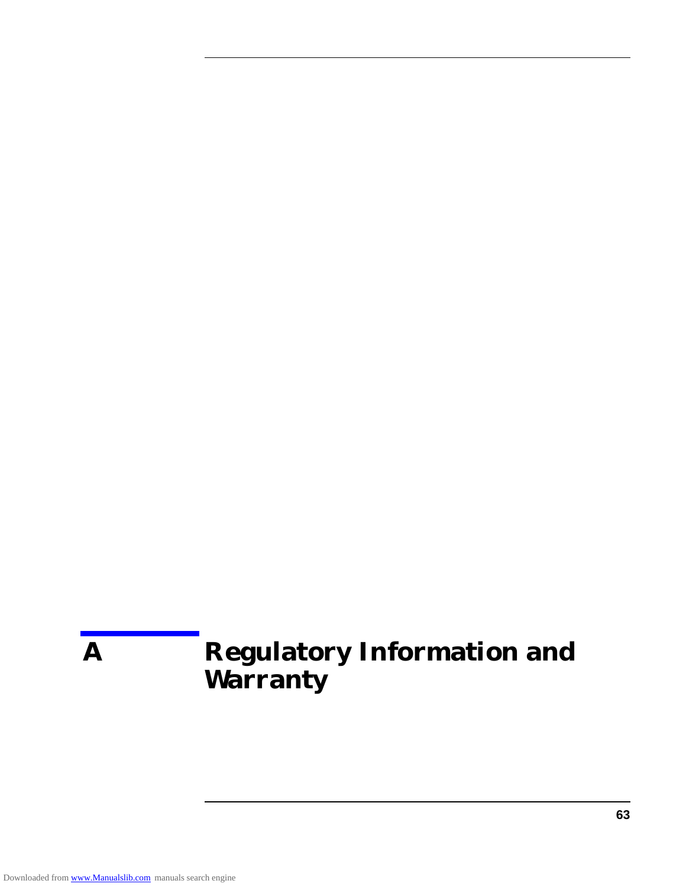# A Regulatory Information and Warranty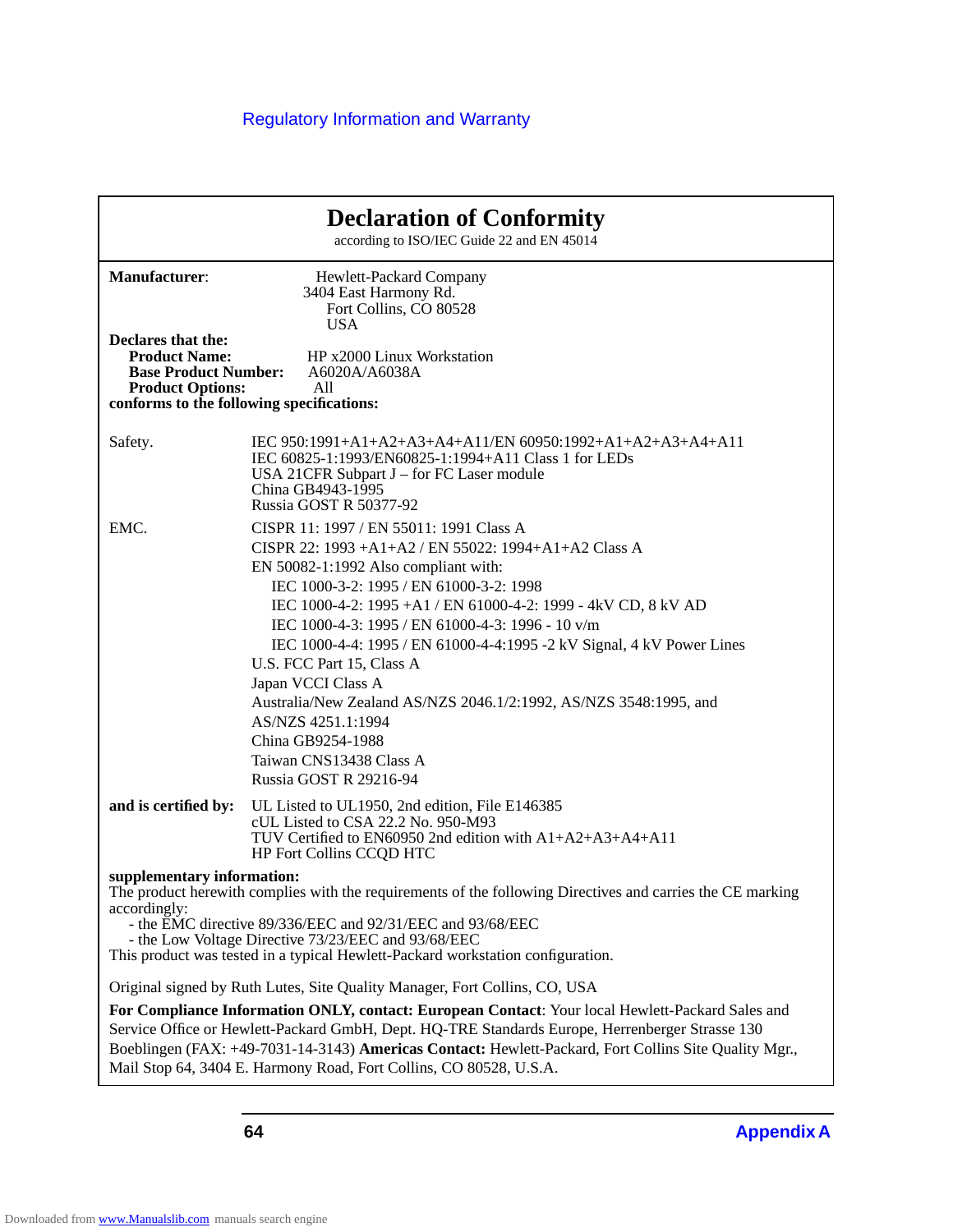# Declaration of Conformity

according to ISO/IEC Guide 22 and EN 45014

**Manufacturer**: Hewlett-Packard Company
3404 East Harmony Rd.
Fort Collins, CO 80528
USA

**Declares that the:**

**Product Name:** HP x2000 Linux Workstation
**Base Product Number:** A6020A/A6038A
**Product Options:** All

**conforms to the following specifications:**

Safety.
IEC 950:1991+A1+A2+A3+A4+A11/EN 60950:1992+A1+A2+A3+A4+A11
IEC 60825-1:1993/EN60825-1:1994+A11 Class 1 for LEDs
USA 21CFR Subpart J – for FC Laser module
China GB4943-1995
Russia GOST R 50377-92

EMC.
CISPR 11: 1997 / EN 55011: 1991 Class A
CISPR 22: 1993 +A1+A2 / EN 55022: 1994+A1+A2 Class A
EN 50082-1:1992 Also compliant with:
- IEC 1000-3-2: 1995 / EN 61000-3-2: 1998
- IEC 1000-4-2: 1995 +A1 / EN 61000-4-2: 1999 - 4kV CD, 8 kV AD
- IEC 1000-4-3: 1995 / EN 61000-4-3: 1996 - 10 v/m
- IEC 1000-4-4: 1995 / EN 61000-4-4:1995 -2 kV Signal, 4 kV Power Lines

U.S. FCC Part 15, Class A
Japan VCCI Class A
Australia/New Zealand AS/NZS 2046.1/2:1992, AS/NZS 3548:1995, and
AS/NZS 4251.1:1994
China GB9254-1988
Taiwan CNS13438 Class A
Russia GOST R 29216-94

**and is certified by:**
UL Listed to UL1950, 2nd edition, File E146385
cUL Listed to CSA 22.2 No. 950-M93
TUV Certified to EN60950 2nd edition with A1+A2+A3+A4+A11
HP Fort Collins CCQD HTC

**supplementary information:**
The product herewith complies with the requirements of the following Directives and carries the CE marking accordingly:
- the EMC directive 89/336/EEC and 92/31/EEC and 93/68/EEC
- the Low Voltage Directive 73/23/EEC and 93/68/EEC

This product was tested in a typical Hewlett-Packard workstation configuration.

Original signed by Ruth Lutes, Site Quality Manager, Fort Collins, CO, USA

**For Compliance Information ONLY, contact: European Contact**: Your local Hewlett-Packard Sales and Service Office or Hewlett-Packard GmbH, Dept. HQ-TRE Standards Europe, Herrenberger Strasse 130 Boeblingen (FAX: +49-7031-14-3143) **Americas Contact:** Hewlett-Packard, Fort Collins Site Quality Mgr., Mail Stop 64, 3404 E. Harmony Road, Fort Collins, CO 80528, U.S.A.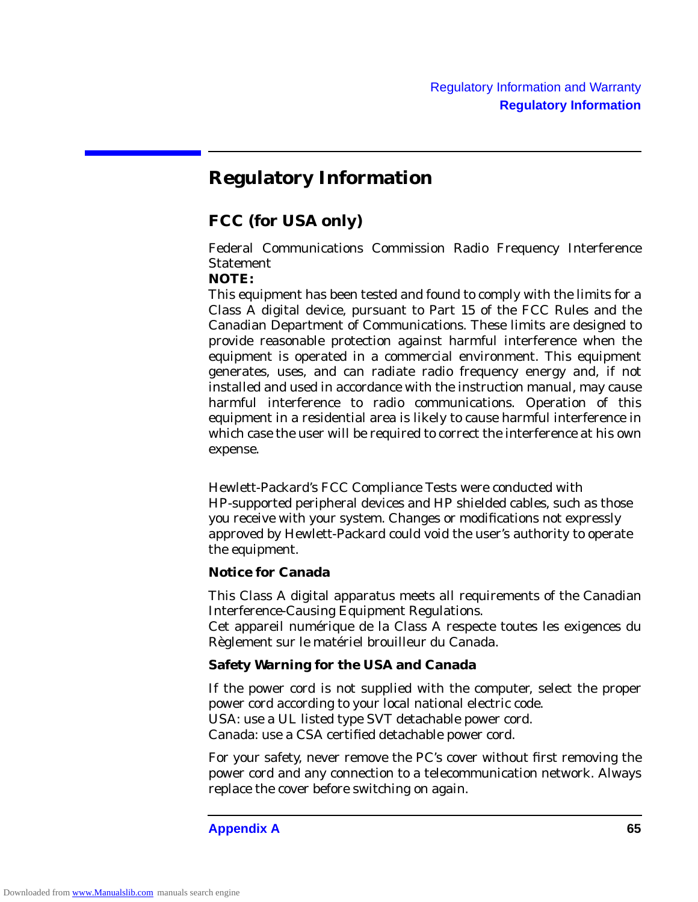# Regulatory Information

## FCC (for USA only)

Federal Communications Commission Radio Frequency Interference Statement

**NOTE:**

This equipment has been tested and found to comply with the limits for a Class A digital device, pursuant to Part 15 of the FCC Rules and the Canadian Department of Communications. These limits are designed to provide reasonable protection against harmful interference when the equipment is operated in a commercial environment. This equipment generates, uses, and can radiate radio frequency energy and, if not installed and used in accordance with the instruction manual, may cause harmful interference to radio communications. Operation of this equipment in a residential area is likely to cause harmful interference in which case the user will be required to correct the interference at his own expense.

Hewlett-Packard's FCC Compliance Tests were conducted with HP-supported peripheral devices and HP shielded cables, such as those you receive with your system. Changes or modifications not expressly approved by Hewlett-Packard could void the user's authority to operate the equipment.

### Notice for Canada

This Class A digital apparatus meets all requirements of the Canadian Interference-Causing Equipment Regulations.

Cet appareil numérique de la Class A respecte toutes les exigences du Règlement sur le matériel brouilleur du Canada.

### Safety Warning for the USA and Canada

If the power cord is not supplied with the computer, select the proper power cord according to your local national electric code.

USA: use a UL listed type SVT detachable power cord.

Canada: use a CSA certified detachable power cord.

For your safety, never remove the PC's cover without first removing the power cord and any connection to a telecommunication network. Always replace the cover before switching on again.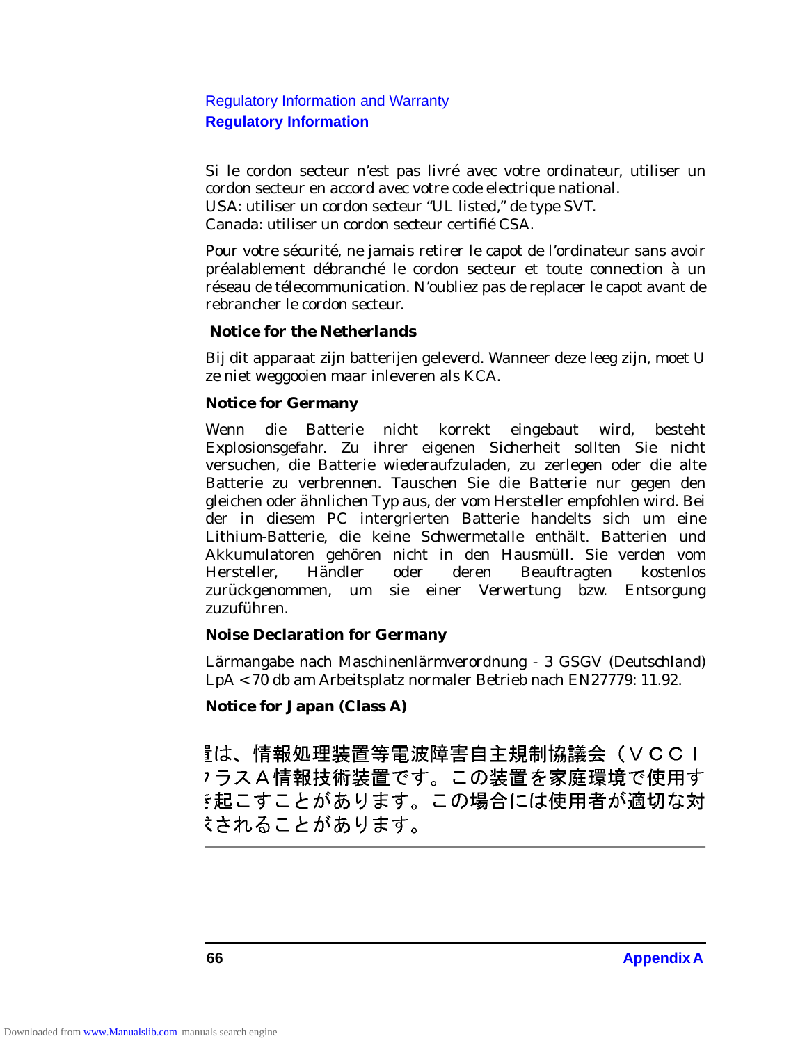Si le cordon secteur n’est pas livré avec votre ordinateur, utiliser un cordon secteur en accord avec votre code electrique national.
USA: utiliser un cordon secteur “UL listed,” de type SVT.
Canada: utiliser un cordon secteur certifié CSA.

Pour votre sécurité, ne jamais retirer le capot de l’ordinateur sans avoir préalablement débranché le cordon secteur et toute connection à un réseau de télecommunication. N’oubliez pas de replacer le capot avant de rebrancher le cordon secteur.

### Notice for the Netherlands

Bij dit apparaat zijn batterijen geleverd. Wanneer deze leeg zijn, moet U ze niet weggooien maar inleveren als KCA.

### Notice for Germany

Wenn die Batterie nicht korrekt eingebaut wird, besteht Explosionsgefahr. Zu ihrer eigenen Sicherheit sollten Sie nicht versuchen, die Batterie wiederaufzuladen, zu zerlegen oder die alte Batterie zu verbrennen. Tauschen Sie die Batterie nur gegen den gleichen oder ähnlichen Typ aus, der vom Hersteller empfohlen wird. Bei der in diesem PC intergrierten Batterie handelts sich um eine Lithium-Batterie, die keine Schwermetalle enthält. Batterien und Akkumulatoren gehören nicht in den Hausmüll. Sie verden vom Hersteller, Händler oder deren Beauftragten kostenlos zurückgenommen, um sie einer Verwertung bzw. Entsorgung zuzuführen.

### Noise Declaration for Germany

Lärmangabe nach Maschinenlärmverordnung - 3 GSGV (Deutschland)
LpA < 70 db am Arbeitsplatz normaler Betrieb nach EN27779: 11.92.

### Notice for Japan (Class A)

---

置は、情報処理装置等電波障害自主規制協議会（ＶＣＣＩ
クラスＡ情報技術装置です。この装置を家庭環境で使用す
を起こすことがあります。この場合には使用者が適切な対
をされることがあります。

---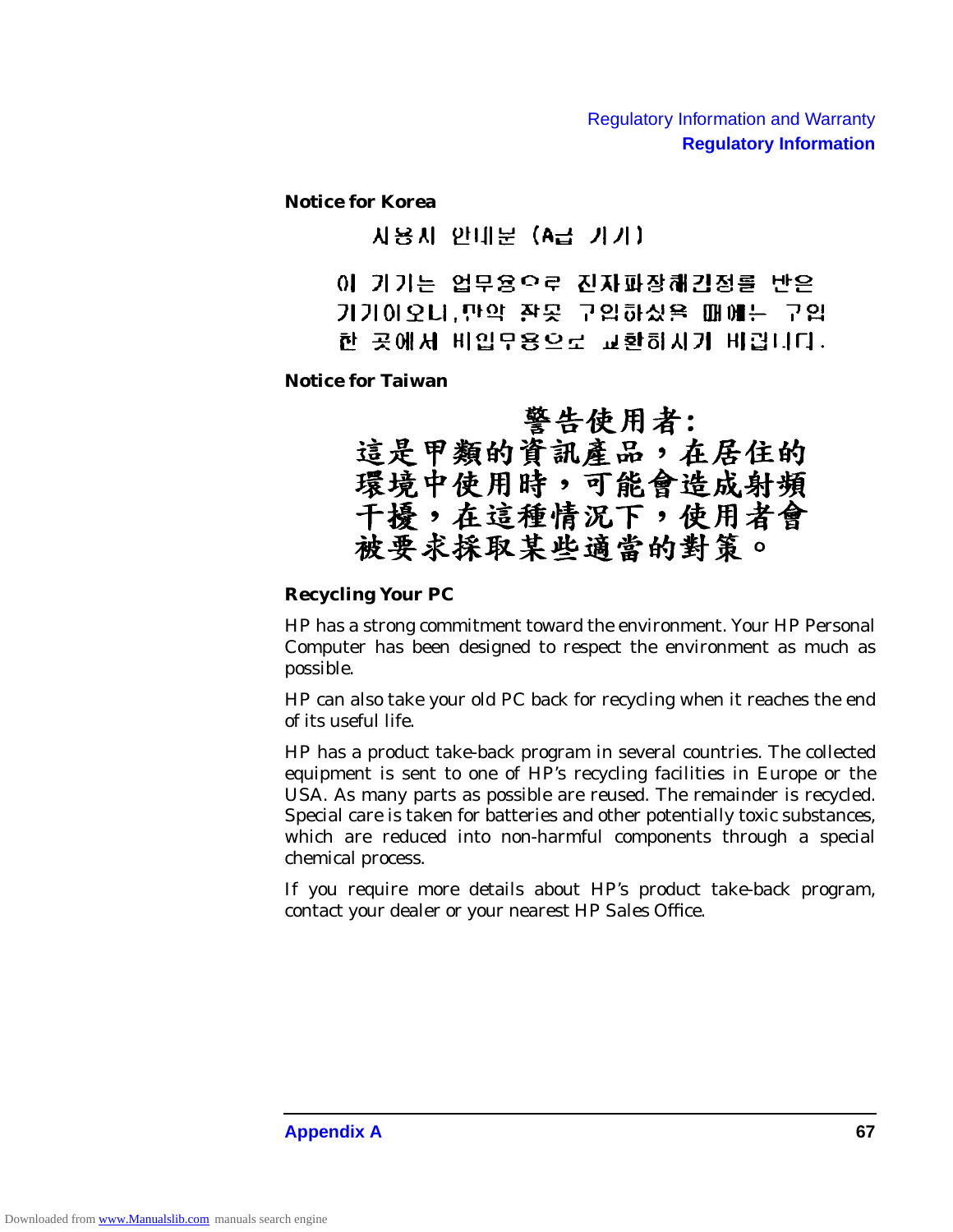### Notice for Korea

사용자 안내문 (A급 기기)

이 기기는 업무용으로 전자파장해검정를 받은 기기이오니, 만약 잘못 구입하셨을 때에는 구입한 곳에서 비업무용으로 교환하시기 바랍니다.

### Notice for Taiwan

警告使用者：
這是甲類的資訊產品，在居住的環境中使用時，可能會造成射頻干擾，在這種情況下，使用者會被要求採取某些適當的對策。

### Recycling Your PC

HP has a strong commitment toward the environment. Your HP Personal Computer has been designed to respect the environment as much as possible.

HP can also take your old PC back for recycling when it reaches the end of its useful life.

HP has a product take-back program in several countries. The collected equipment is sent to one of HP's recycling facilities in Europe or the USA. As many parts as possible are reused. The remainder is recycled. Special care is taken for batteries and other potentially toxic substances, which are reduced into non-harmful components through a special chemical process.

If you require more details about HP's product take-back program, contact your dealer or your nearest HP Sales Office.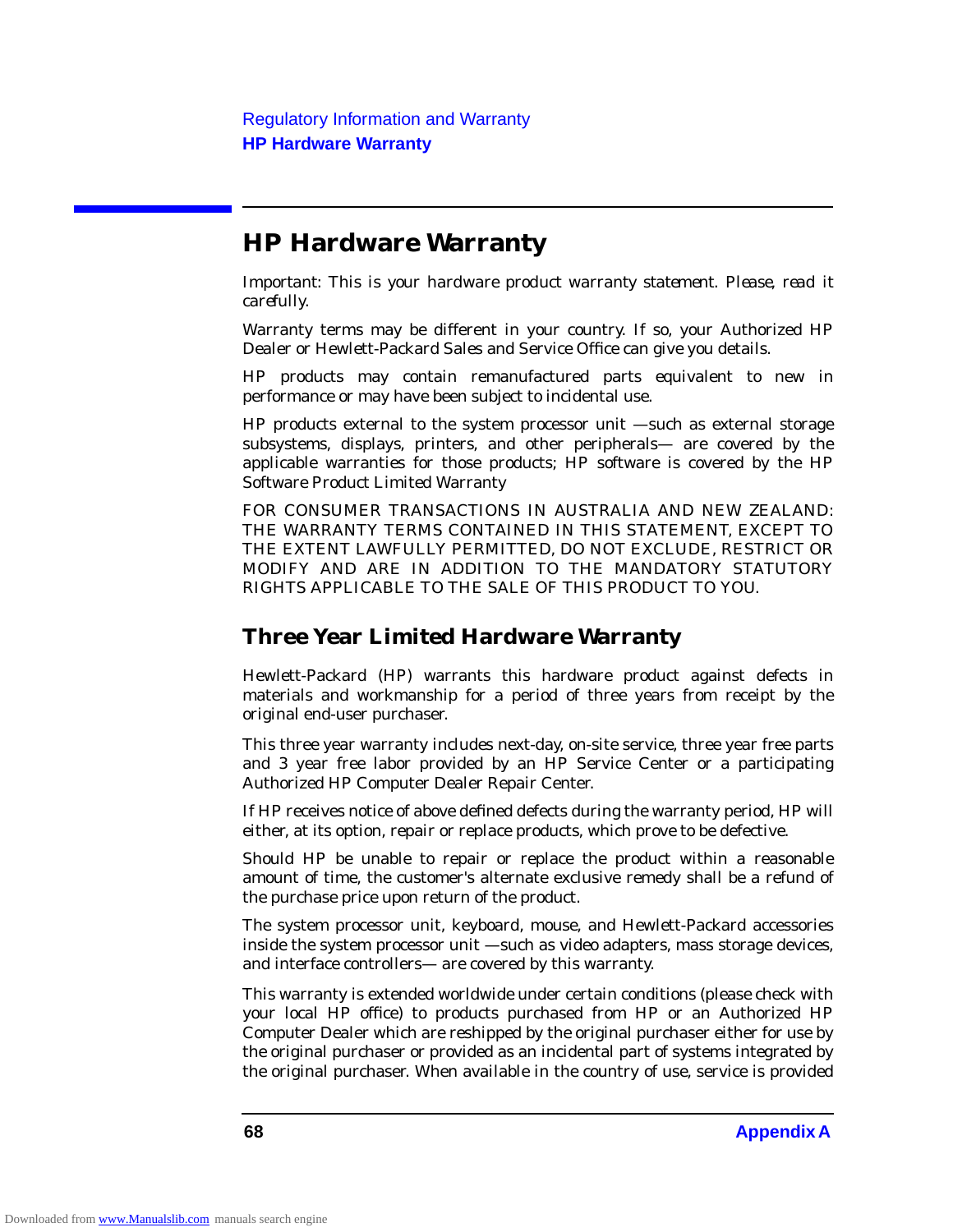# HP Hardware Warranty

Important: This is your hardware product warranty statement. Please, read it carefully.

Warranty terms may be different in your country. If so, your Authorized HP Dealer or Hewlett-Packard Sales and Service Office can give you details.

HP products may contain remanufactured parts equivalent to new in performance or may have been subject to incidental use.

HP products external to the system processor unit —such as external storage subsystems, displays, printers, and other peripherals— are covered by the applicable warranties for those products; HP software is covered by the HP Software Product Limited Warranty

FOR CONSUMER TRANSACTIONS IN AUSTRALIA AND NEW ZEALAND: THE WARRANTY TERMS CONTAINED IN THIS STATEMENT, EXCEPT TO THE EXTENT LAWFULLY PERMITTED, DO NOT EXCLUDE, RESTRICT OR MODIFY AND ARE IN ADDITION TO THE MANDATORY STATUTORY RIGHTS APPLICABLE TO THE SALE OF THIS PRODUCT TO YOU.

## Three Year Limited Hardware Warranty

Hewlett-Packard (HP) warrants this hardware product against defects in materials and workmanship for a period of three years from receipt by the original end-user purchaser.

This three year warranty includes next-day, on-site service, three year free parts and 3 year free labor provided by an HP Service Center or a participating Authorized HP Computer Dealer Repair Center.

If HP receives notice of above defined defects during the warranty period, HP will either, at its option, repair or replace products, which prove to be defective.

Should HP be unable to repair or replace the product within a reasonable amount of time, the customer's alternate exclusive remedy shall be a refund of the purchase price upon return of the product.

The system processor unit, keyboard, mouse, and Hewlett-Packard accessories inside the system processor unit —such as video adapters, mass storage devices, and interface controllers— are covered by this warranty.

This warranty is extended worldwide under certain conditions (please check with your local HP office) to products purchased from HP or an Authorized HP Computer Dealer which are reshipped by the original purchaser either for use by the original purchaser or provided as an incidental part of systems integrated by the original purchaser. When available in the country of use, service is provided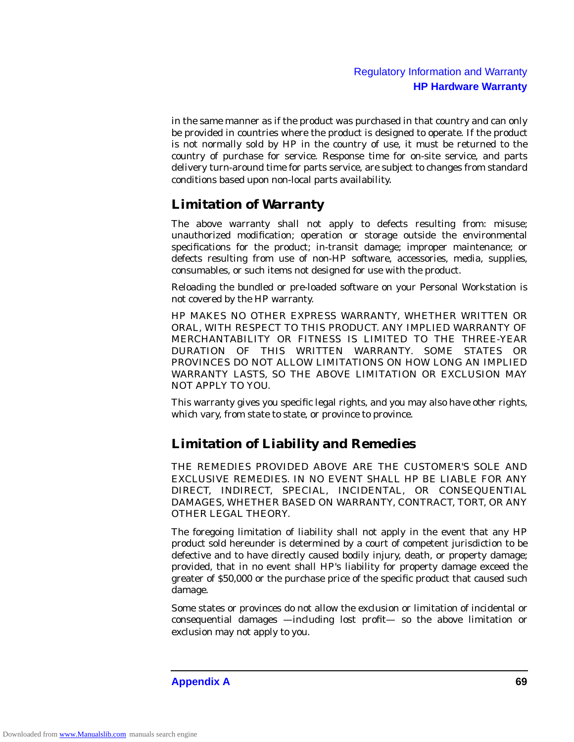in the same manner as if the product was purchased in that country and can only be provided in countries where the product is designed to operate. If the product is not normally sold by HP in the country of use, it must be returned to the country of purchase for service. Response time for on-site service, and parts delivery turn-around time for parts service, are subject to changes from standard conditions based upon non-local parts availability.

## Limitation of Warranty

The above warranty shall not apply to defects resulting from: misuse; unauthorized modification; operation or storage outside the environmental specifications for the product; in-transit damage; improper maintenance; or defects resulting from use of non-HP software, accessories, media, supplies, consumables, or such items not designed for use with the product.

Reloading the bundled or pre-loaded software on your Personal Workstation is not covered by the HP warranty.

HP MAKES NO OTHER EXPRESS WARRANTY, WHETHER WRITTEN OR ORAL, WITH RESPECT TO THIS PRODUCT. ANY IMPLIED WARRANTY OF MERCHANTABILITY OR FITNESS IS LIMITED TO THE THREE-YEAR DURATION OF THIS WRITTEN WARRANTY. SOME STATES OR PROVINCES DO NOT ALLOW LIMITATIONS ON HOW LONG AN IMPLIED WARRANTY LASTS, SO THE ABOVE LIMITATION OR EXCLUSION MAY NOT APPLY TO YOU.

This warranty gives you specific legal rights, and you may also have other rights, which vary, from state to state, or province to province.

## Limitation of Liability and Remedies

THE REMEDIES PROVIDED ABOVE ARE THE CUSTOMER'S SOLE AND EXCLUSIVE REMEDIES. IN NO EVENT SHALL HP BE LIABLE FOR ANY DIRECT, INDIRECT, SPECIAL, INCIDENTAL, OR CONSEQUENTIAL DAMAGES, WHETHER BASED ON WARRANTY, CONTRACT, TORT, OR ANY OTHER LEGAL THEORY.

The foregoing limitation of liability shall not apply in the event that any HP product sold hereunder is determined by a court of competent jurisdiction to be defective and to have directly caused bodily injury, death, or property damage; provided, that in no event shall HP's liability for property damage exceed the greater of $50,000 or the purchase price of the specific product that caused such damage.

Some states or provinces do not allow the exclusion or limitation of incidental or consequential damages —including lost profit— so the above limitation or exclusion may not apply to you.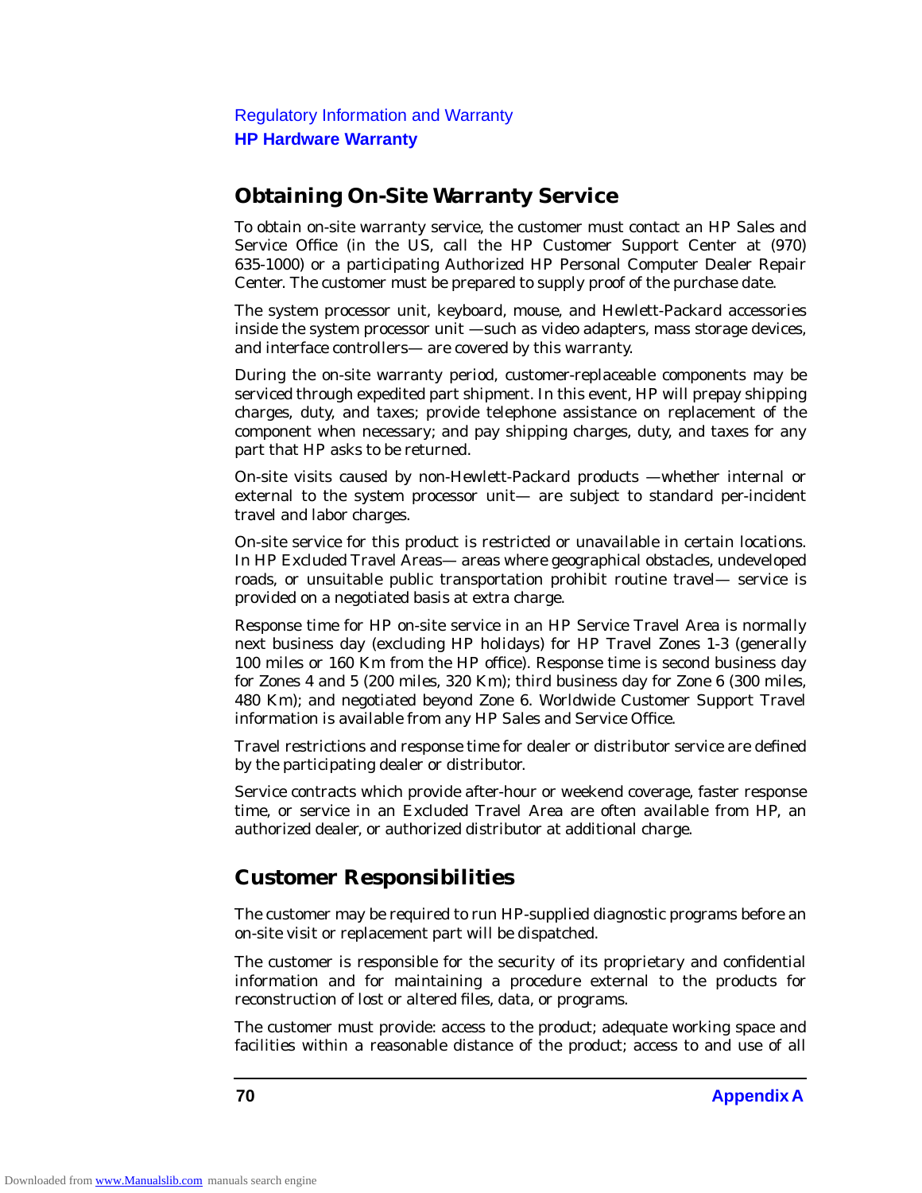## Obtaining On-Site Warranty Service

To obtain on-site warranty service, the customer must contact an HP Sales and Service Office (in the US, call the HP Customer Support Center at (970) 635-1000) or a participating Authorized HP Personal Computer Dealer Repair Center. The customer must be prepared to supply proof of the purchase date.

The system processor unit, keyboard, mouse, and Hewlett-Packard accessories inside the system processor unit —such as video adapters, mass storage devices, and interface controllers— are covered by this warranty.

During the on-site warranty period, customer-replaceable components may be serviced through expedited part shipment. In this event, HP will prepay shipping charges, duty, and taxes; provide telephone assistance on replacement of the component when necessary; and pay shipping charges, duty, and taxes for any part that HP asks to be returned.

On-site visits caused by non-Hewlett-Packard products —whether internal or external to the system processor unit— are subject to standard per-incident travel and labor charges.

On-site service for this product is restricted or unavailable in certain locations. In HP Excluded Travel Areas— areas where geographical obstacles, undeveloped roads, or unsuitable public transportation prohibit routine travel— service is provided on a negotiated basis at extra charge.

Response time for HP on-site service in an HP Service Travel Area is normally next business day (excluding HP holidays) for HP Travel Zones 1-3 (generally 100 miles or 160 Km from the HP office). Response time is second business day for Zones 4 and 5 (200 miles, 320 Km); third business day for Zone 6 (300 miles, 480 Km); and negotiated beyond Zone 6. Worldwide Customer Support Travel information is available from any HP Sales and Service Office.

Travel restrictions and response time for dealer or distributor service are defined by the participating dealer or distributor.

Service contracts which provide after-hour or weekend coverage, faster response time, or service in an Excluded Travel Area are often available from HP, an authorized dealer, or authorized distributor at additional charge.

## Customer Responsibilities

The customer may be required to run HP-supplied diagnostic programs before an on-site visit or replacement part will be dispatched.

The customer is responsible for the security of its proprietary and confidential information and for maintaining a procedure external to the products for reconstruction of lost or altered files, data, or programs.

The customer must provide: access to the product; adequate working space and facilities within a reasonable distance of the product; access to and use of all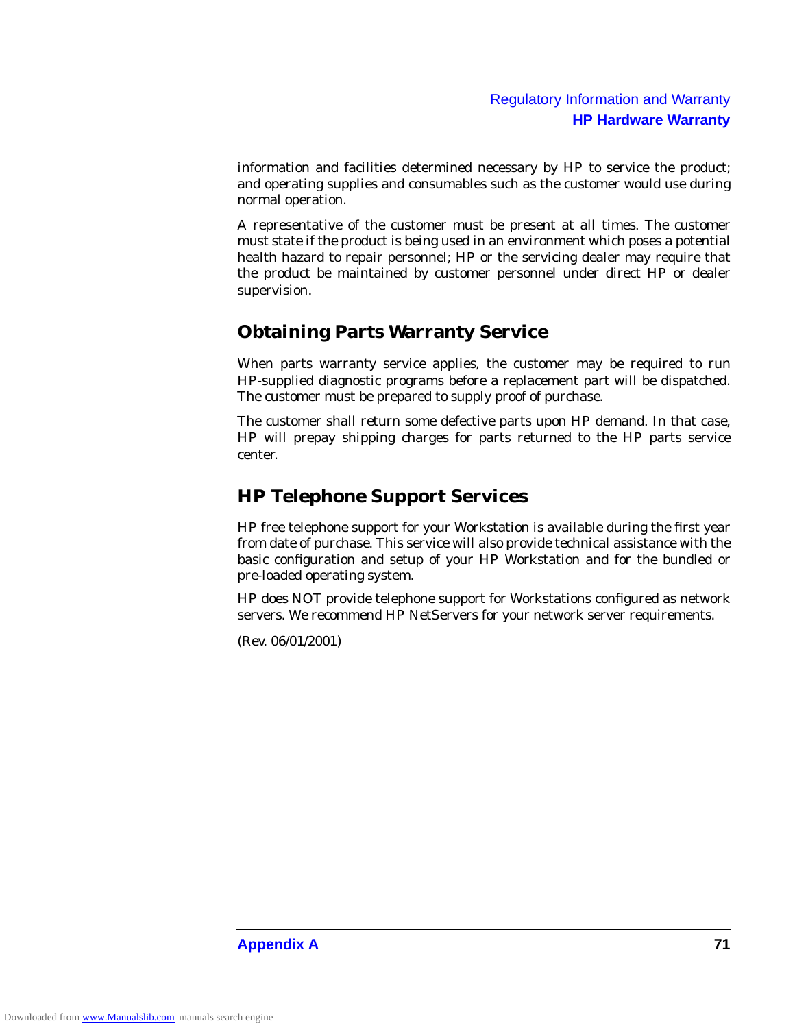information and facilities determined necessary by HP to service the product; and operating supplies and consumables such as the customer would use during normal operation.

A representative of the customer must be present at all times. The customer must state if the product is being used in an environment which poses a potential health hazard to repair personnel; HP or the servicing dealer may require that the product be maintained by customer personnel under direct HP or dealer supervision.

## Obtaining Parts Warranty Service

When parts warranty service applies, the customer may be required to run HP-supplied diagnostic programs before a replacement part will be dispatched. The customer must be prepared to supply proof of purchase.

The customer shall return some defective parts upon HP demand. In that case, HP will prepay shipping charges for parts returned to the HP parts service center.

## HP Telephone Support Services

HP free telephone support for your Workstation is available during the first year from date of purchase. This service will also provide technical assistance with the basic configuration and setup of your HP Workstation and for the bundled or pre-loaded operating system.

HP does NOT provide telephone support for Workstations configured as network servers. We recommend HP NetServers for your network server requirements.

(Rev. 06/01/2001)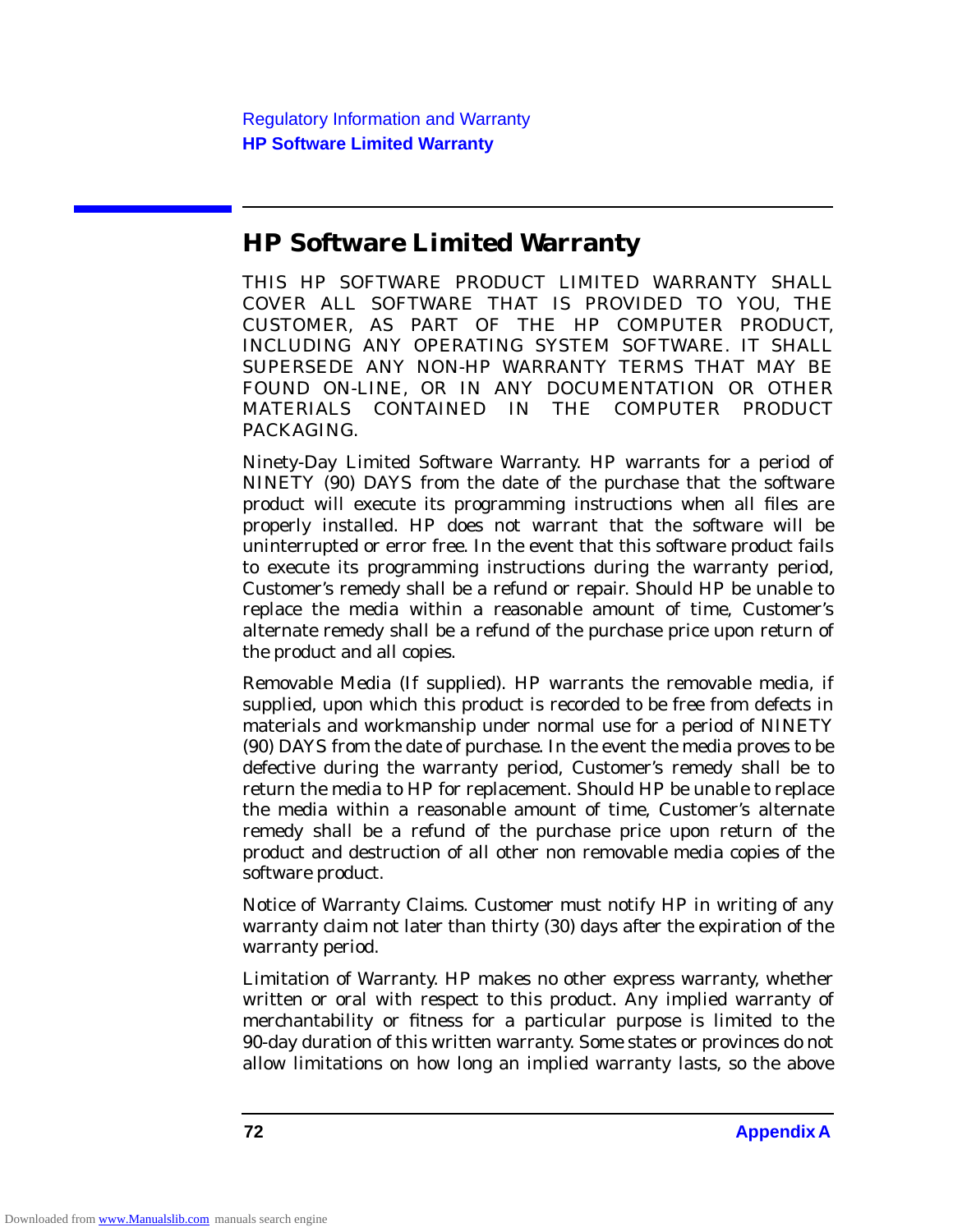## HP Software Limited Warranty

THIS HP SOFTWARE PRODUCT LIMITED WARRANTY SHALL COVER ALL SOFTWARE THAT IS PROVIDED TO YOU, THE CUSTOMER, AS PART OF THE HP COMPUTER PRODUCT, INCLUDING ANY OPERATING SYSTEM SOFTWARE. IT SHALL SUPERSEDE ANY NON-HP WARRANTY TERMS THAT MAY BE FOUND ON-LINE, OR IN ANY DOCUMENTATION OR OTHER MATERIALS CONTAINED IN THE COMPUTER PRODUCT PACKAGING.

Ninety-Day Limited Software Warranty. HP warrants for a period of NINETY (90) DAYS from the date of the purchase that the software product will execute its programming instructions when all files are properly installed. HP does not warrant that the software will be uninterrupted or error free. In the event that this software product fails to execute its programming instructions during the warranty period, Customer's remedy shall be a refund or repair. Should HP be unable to replace the media within a reasonable amount of time, Customer's alternate remedy shall be a refund of the purchase price upon return of the product and all copies.

Removable Media (If supplied). HP warrants the removable media, if supplied, upon which this product is recorded to be free from defects in materials and workmanship under normal use for a period of NINETY (90) DAYS from the date of purchase. In the event the media proves to be defective during the warranty period, Customer's remedy shall be to return the media to HP for replacement. Should HP be unable to replace the media within a reasonable amount of time, Customer's alternate remedy shall be a refund of the purchase price upon return of the product and destruction of all other non removable media copies of the software product.

Notice of Warranty Claims. Customer must notify HP in writing of any warranty claim not later than thirty (30) days after the expiration of the warranty period.

Limitation of Warranty. HP makes no other express warranty, whether written or oral with respect to this product. Any implied warranty of merchantability or fitness for a particular purpose is limited to the 90-day duration of this written warranty. Some states or provinces do not allow limitations on how long an implied warranty lasts, so the above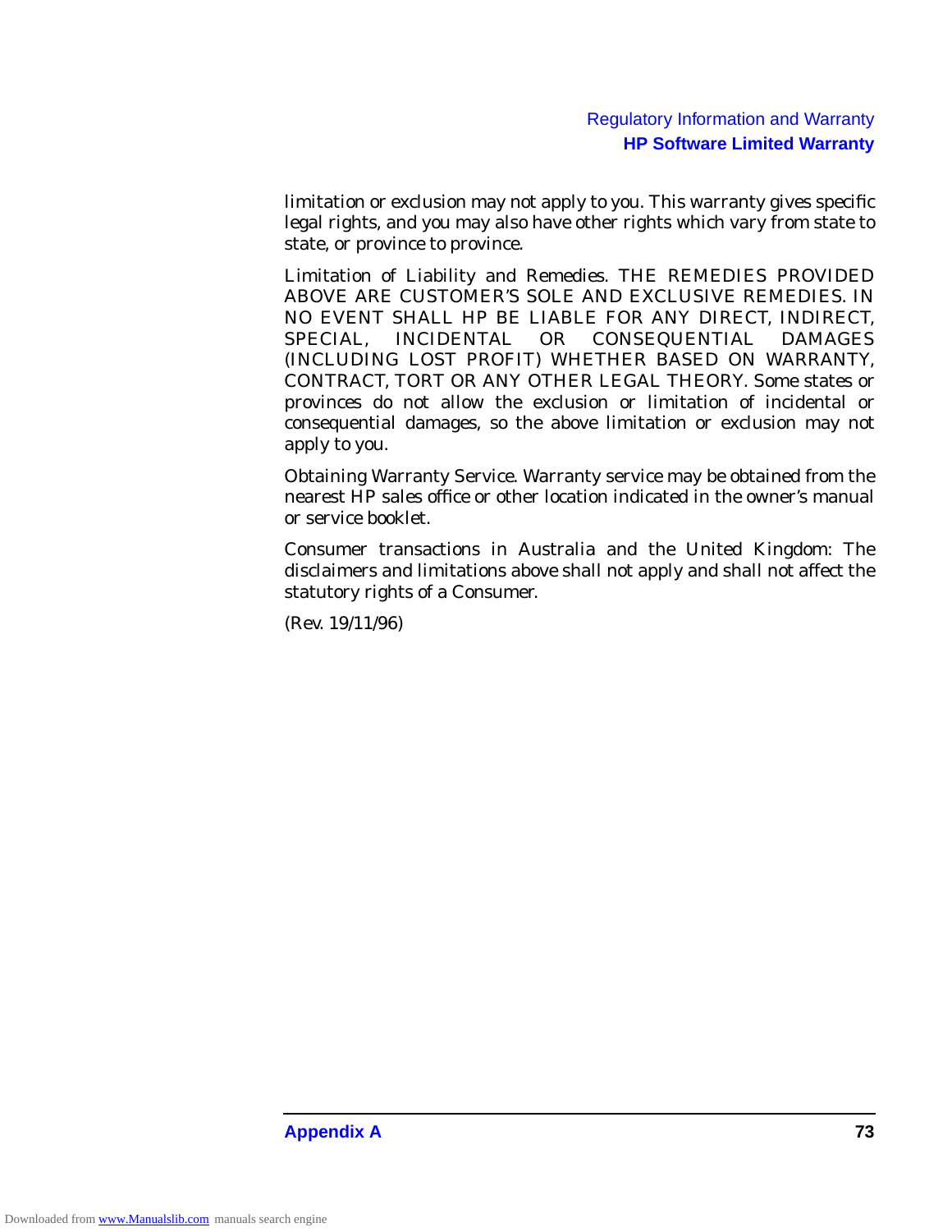limitation or exclusion may not apply to you. This warranty gives specific legal rights, and you may also have other rights which vary from state to state, or province to province.

Limitation of Liability and Remedies. THE REMEDIES PROVIDED ABOVE ARE CUSTOMER'S SOLE AND EXCLUSIVE REMEDIES. IN NO EVENT SHALL HP BE LIABLE FOR ANY DIRECT, INDIRECT, SPECIAL, INCIDENTAL OR CONSEQUENTIAL DAMAGES (INCLUDING LOST PROFIT) WHETHER BASED ON WARRANTY, CONTRACT, TORT OR ANY OTHER LEGAL THEORY. Some states or provinces do not allow the exclusion or limitation of incidental or consequential damages, so the above limitation or exclusion may not apply to you.

Obtaining Warranty Service. Warranty service may be obtained from the nearest HP sales office or other location indicated in the owner's manual or service booklet.

Consumer transactions in Australia and the United Kingdom: The disclaimers and limitations above shall not apply and shall not affect the statutory rights of a Consumer.

(Rev. 19/11/96)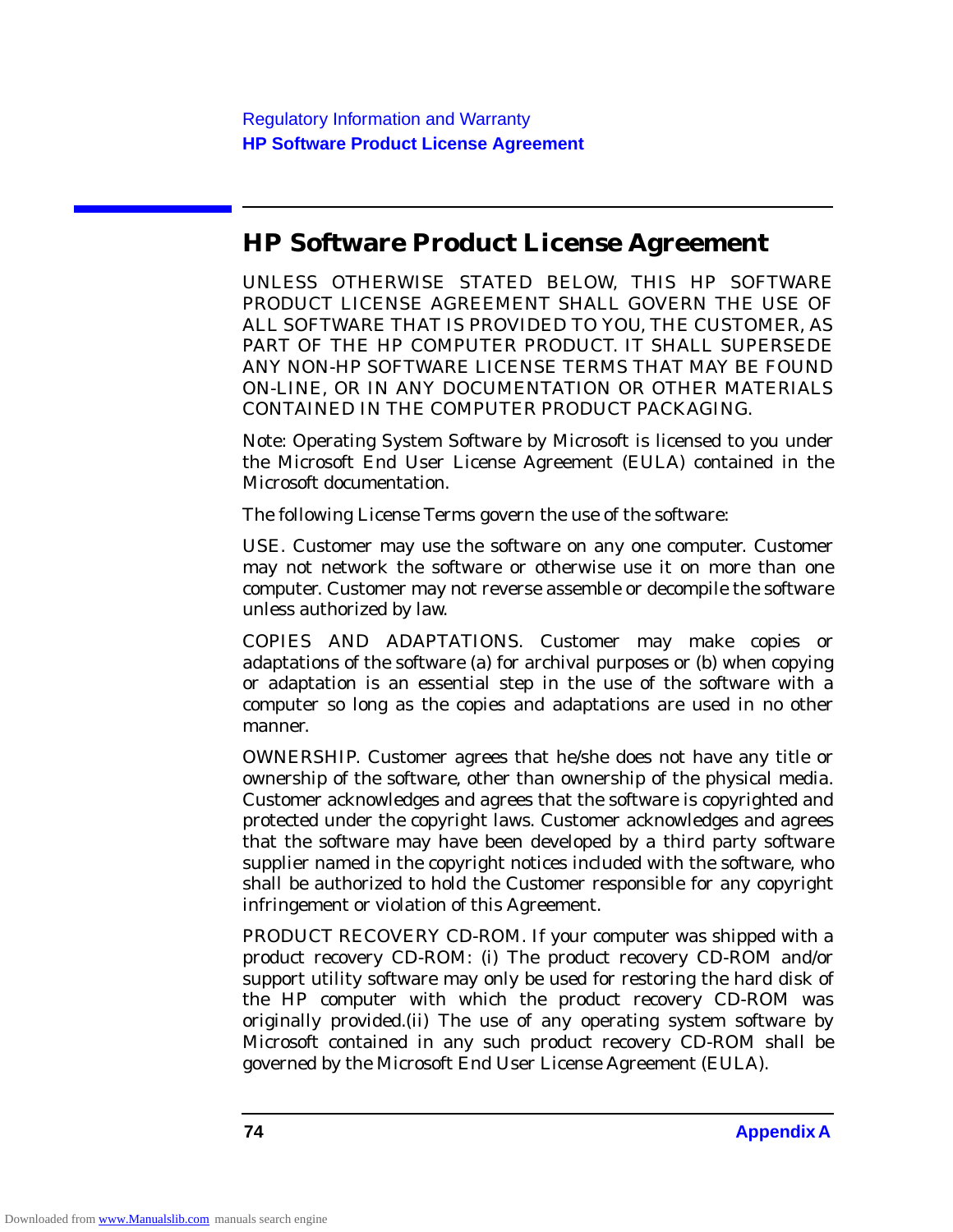## HP Software Product License Agreement

UNLESS OTHERWISE STATED BELOW, THIS HP SOFTWARE PRODUCT LICENSE AGREEMENT SHALL GOVERN THE USE OF ALL SOFTWARE THAT IS PROVIDED TO YOU, THE CUSTOMER, AS PART OF THE HP COMPUTER PRODUCT. IT SHALL SUPERSEDE ANY NON-HP SOFTWARE LICENSE TERMS THAT MAY BE FOUND ON-LINE, OR IN ANY DOCUMENTATION OR OTHER MATERIALS CONTAINED IN THE COMPUTER PRODUCT PACKAGING.

Note: Operating System Software by Microsoft is licensed to you under the Microsoft End User License Agreement (EULA) contained in the Microsoft documentation.

The following License Terms govern the use of the software:

USE. Customer may use the software on any one computer. Customer may not network the software or otherwise use it on more than one computer. Customer may not reverse assemble or decompile the software unless authorized by law.

COPIES AND ADAPTATIONS. Customer may make copies or adaptations of the software (a) for archival purposes or (b) when copying or adaptation is an essential step in the use of the software with a computer so long as the copies and adaptations are used in no other manner.

OWNERSHIP. Customer agrees that he/she does not have any title or ownership of the software, other than ownership of the physical media. Customer acknowledges and agrees that the software is copyrighted and protected under the copyright laws. Customer acknowledges and agrees that the software may have been developed by a third party software supplier named in the copyright notices included with the software, who shall be authorized to hold the Customer responsible for any copyright infringement or violation of this Agreement.

PRODUCT RECOVERY CD-ROM. If your computer was shipped with a product recovery CD-ROM: (i) The product recovery CD-ROM and/or support utility software may only be used for restoring the hard disk of the HP computer with which the product recovery CD-ROM was originally provided.(ii) The use of any operating system software by Microsoft contained in any such product recovery CD-ROM shall be governed by the Microsoft End User License Agreement (EULA).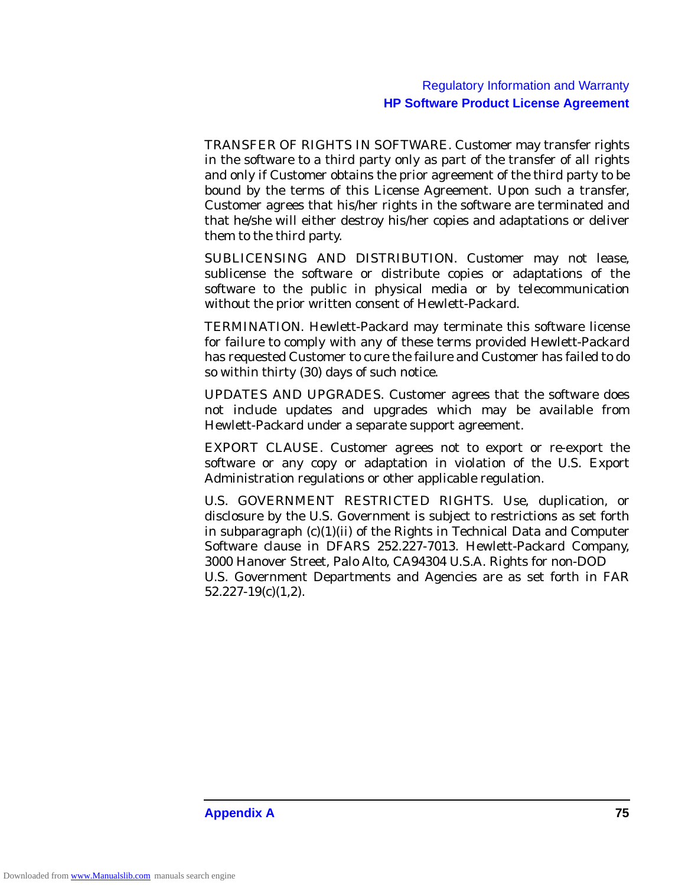TRANSFER OF RIGHTS IN SOFTWARE. Customer may transfer rights in the software to a third party only as part of the transfer of all rights and only if Customer obtains the prior agreement of the third party to be bound by the terms of this License Agreement. Upon such a transfer, Customer agrees that his/her rights in the software are terminated and that he/she will either destroy his/her copies and adaptations or deliver them to the third party.

SUBLICENSING AND DISTRIBUTION. Customer may not lease, sublicense the software or distribute copies or adaptations of the software to the public in physical media or by telecommunication without the prior written consent of Hewlett-Packard.

TERMINATION. Hewlett-Packard may terminate this software license for failure to comply with any of these terms provided Hewlett-Packard has requested Customer to cure the failure and Customer has failed to do so within thirty (30) days of such notice.

UPDATES AND UPGRADES. Customer agrees that the software does not include updates and upgrades which may be available from Hewlett-Packard under a separate support agreement.

EXPORT CLAUSE. Customer agrees not to export or re-export the software or any copy or adaptation in violation of the U.S. Export Administration regulations or other applicable regulation.

U.S. GOVERNMENT RESTRICTED RIGHTS. Use, duplication, or disclosure by the U.S. Government is subject to restrictions as set forth in subparagraph (c)(1)(ii) of the Rights in Technical Data and Computer Software clause in DFARS 252.227-7013. Hewlett-Packard Company, 3000 Hanover Street, Palo Alto, CA94304 U.S.A. Rights for non-DOD U.S. Government Departments and Agencies are as set forth in FAR 52.227-19(c)(1,2).